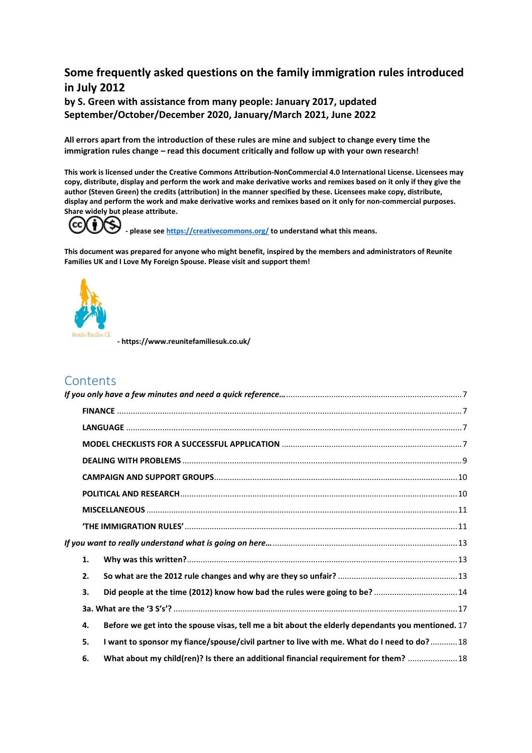# Some frequently asked questions on the family immigration rules introduced in July 2012

**by S. Green with assistance from many people: January 2017, updated September/October/December 2020, January/March 2021, June 2022**

**All errors apart from the introduction of these rules are mine and subject to change every time the immigration rules change – read this document critically and follow up with your own research!**

**This work is licensed under the Creative Commons Attribution-NonCommercial 4.0 International License. Licensees may copy, distribute, display and perform the work and make derivative works and remixes based on it only if they give the author (Steven Green) the credits (attribution) in the manner specified by these. Licensees make copy, distribute, display and perform the work and make derivative works and remixes based on it only for non-commercial purposes. Share widely but please attribute.**

**- please see [https://creativecommons.org/](https://creativecommons.org/) to understand what this means.**

**This document was prepared for anyone who might benefit, inspired by the members and administrators of Reunite Families UK and I Love My Foreign Spouse. Please visit and support them!**

Reunite Families UK

**- https://www.reunitefamiliesuk.co.uk/**

## Contents

*If you only have a few minutes and need a quick reference…* ........ 7

- FINANCE ........ 7
- LANGUAGE ........ 7
- MODEL CHECKLISTS FOR A SUCCESSFUL APPLICATION ........ 7
- DEALING WITH PROBLEMS ........ 9
- CAMPAIGN AND SUPPORT GROUPS ........ 10
- POLITICAL AND RESEARCH ........ 10
- MISCELLANEOUS ........ 11
- 'THE IMMIGRATION RULES' ........ 11

*If you want to really understand what is going on here…* ........ 13

1. Why was this written? ........ 13
2. So what are the 2012 rule changes and why are they so unfair? ........ 13
3. Did people at the time (2012) know how bad the rules were going to be? ........ 14

3a. What are the '3 S's'? ........ 17

4. Before we get into the spouse visas, tell me a bit about the elderly dependants you mentioned. 17
5. I want to sponsor my fiance/spouse/civil partner to live with me. What do I need to do? ........ 18
6. What about my child(ren)? Is there an additional financial requirement for them? ........ 18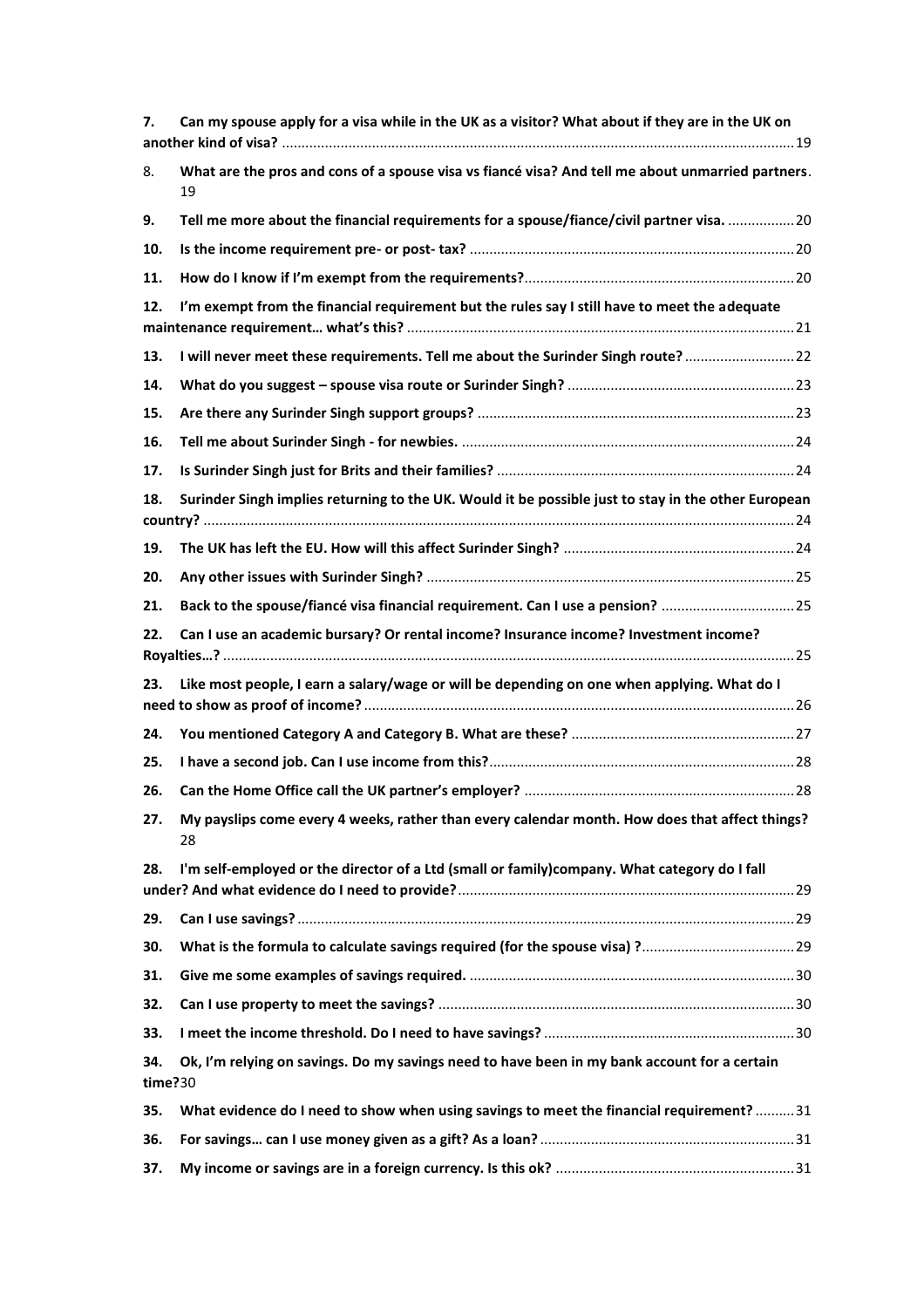7. **Can my spouse apply for a visa while in the UK as a visitor? What about if they are in the UK on another kind of visa?** ........ 19
8. What are the pros and cons of a spouse visa vs fiancé visa? And tell me about unmarried partners. 19
9. **Tell me more about the financial requirements for a spouse/fiance/civil partner visa.** ........ 20
10. **Is the income requirement pre- or post- tax?** ........ 20
11. **How do I know if I'm exempt from the requirements?** ........ 20
12. **I'm exempt from the financial requirement but the rules say I still have to meet the adequate maintenance requirement… what's this?** ........ 21
13. **I will never meet these requirements. Tell me about the Surinder Singh route?** ........ 22
14. **What do you suggest – spouse visa route or Surinder Singh?** ........ 23
15. **Are there any Surinder Singh support groups?** ........ 23
16. **Tell me about Surinder Singh - for newbies.** ........ 24
17. **Is Surinder Singh just for Brits and their families?** ........ 24
18. **Surinder Singh implies returning to the UK. Would it be possible just to stay in the other European country?** ........ 24
19. **The UK has left the EU. How will this affect Surinder Singh?** ........ 24
20. **Any other issues with Surinder Singh?** ........ 25
21. **Back to the spouse/fiancé visa financial requirement. Can I use a pension?** ........ 25
22. **Can I use an academic bursary? Or rental income? Insurance income? Investment income? Royalties…?** ........ 25
23. **Like most people, I earn a salary/wage or will be depending on one when applying. What do I need to show as proof of income?** ........ 26
24. **You mentioned Category A and Category B. What are these?** ........ 27
25. **I have a second job. Can I use income from this?** ........ 28
26. **Can the Home Office call the UK partner's employer?** ........ 28
27. **My payslips come every 4 weeks, rather than every calendar month. How does that affect things?** 28
28. **I'm self-employed or the director of a Ltd (small or family)company. What category do I fall under? And what evidence do I need to provide?** ........ 29
29. **Can I use savings?** ........ 29
30. **What is the formula to calculate savings required (for the spouse visa) ?** ........ 29
31. **Give me some examples of savings required.** ........ 30
32. **Can I use property to meet the savings?** ........ 30
33. **I meet the income threshold. Do I need to have savings?** ........ 30
34. **Ok, I'm relying on savings. Do my savings need to have been in my bank account for a certain time?** 30
35. **What evidence do I need to show when using savings to meet the financial requirement?** ........ 31
36. **For savings… can I use money given as a gift? As a loan?** ........ 31
37. **My income or savings are in a foreign currency. Is this ok?** ........ 31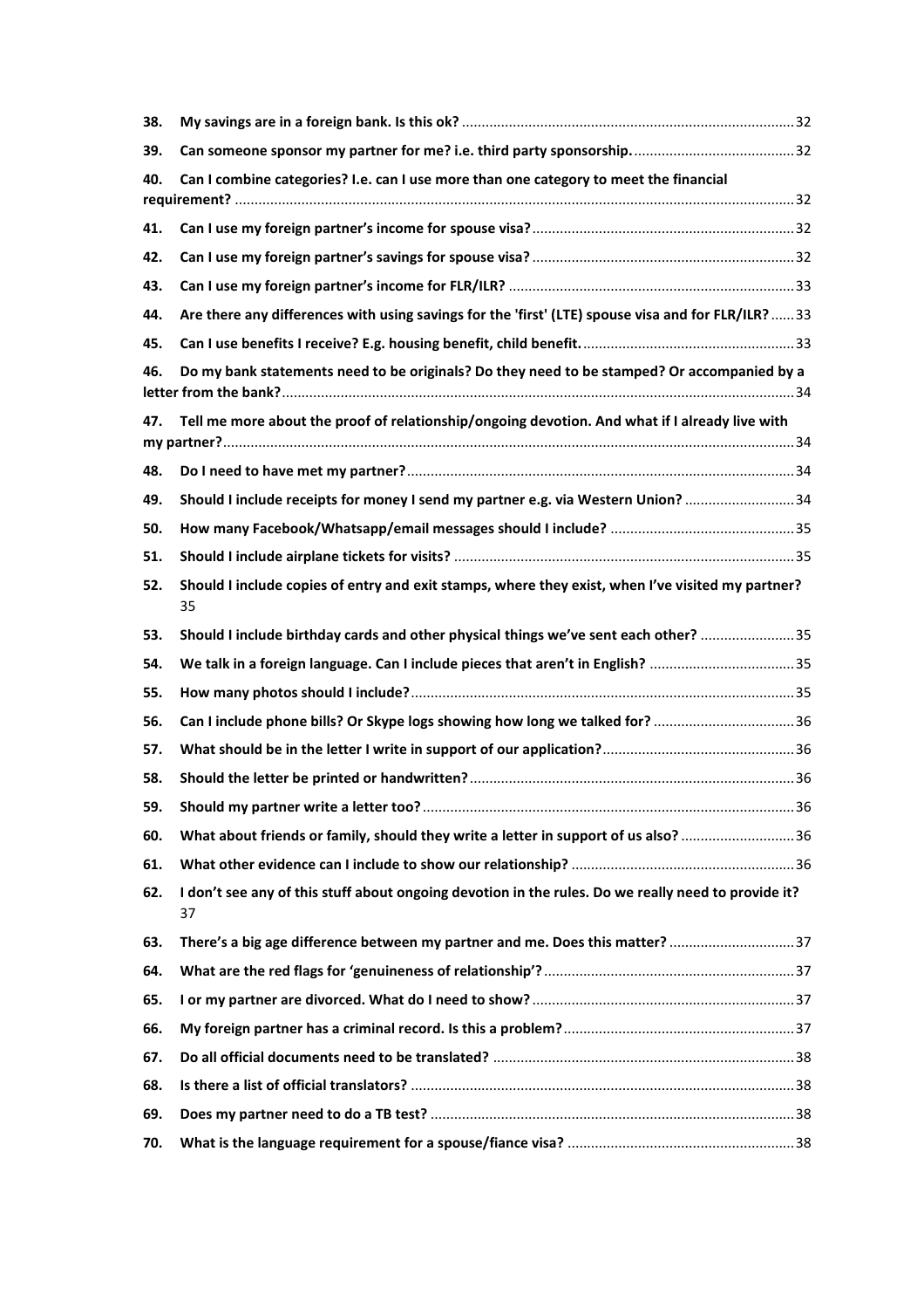38. **My savings are in a foreign bank. Is this ok?** .... 32

39. **Can someone sponsor my partner for me? i.e. third party sponsorship.** .... 32

40. **Can I combine categories? I.e. can I use more than one category to meet the financial requirement?** .... 32

41. **Can I use my foreign partner's income for spouse visa?** .... 32

42. **Can I use my foreign partner's savings for spouse visa?** .... 32

43. **Can I use my foreign partner's income for FLR/ILR?** .... 33

44. **Are there any differences with using savings for the 'first' (LTE) spouse visa and for FLR/ILR?** .... 33

45. **Can I use benefits I receive? E.g. housing benefit, child benefit.** .... 33

46. **Do my bank statements need to be originals? Do they need to be stamped? Or accompanied by a letter from the bank?** .... 34

47. **Tell me more about the proof of relationship/ongoing devotion. And what if I already live with my partner?** .... 34

48. **Do I need to have met my partner?** .... 34

49. **Should I include receipts for money I send my partner e.g. via Western Union?** .... 34

50. **How many Facebook/Whatsapp/email messages should I include?** .... 35

51. **Should I include airplane tickets for visits?** .... 35

52. **Should I include copies of entry and exit stamps, where they exist, when I've visited my partner?** 35

53. **Should I include birthday cards and other physical things we've sent each other?** .... 35

54. **We talk in a foreign language. Can I include pieces that aren't in English?** .... 35

55. **How many photos should I include?** .... 35

56. **Can I include phone bills? Or Skype logs showing how long we talked for?** .... 36

57. **What should be in the letter I write in support of our application?** .... 36

58. **Should the letter be printed or handwritten?** .... 36

59. **Should my partner write a letter too?** .... 36

60. **What about friends or family, should they write a letter in support of us also?** .... 36

61. **What other evidence can I include to show our relationship?** .... 36

62. **I don't see any of this stuff about ongoing devotion in the rules. Do we really need to provide it?** 37

63. **There's a big age difference between my partner and me. Does this matter?** .... 37

64. **What are the red flags for 'genuineness of relationship'?** .... 37

65. **I or my partner are divorced. What do I need to show?** .... 37

66. **My foreign partner has a criminal record. Is this a problem?** .... 37

67. **Do all official documents need to be translated?** .... 38

68. **Is there a list of official translators?** .... 38

69. **Does my partner need to do a TB test?** .... 38

70. **What is the language requirement for a spouse/fiance visa?** .... 38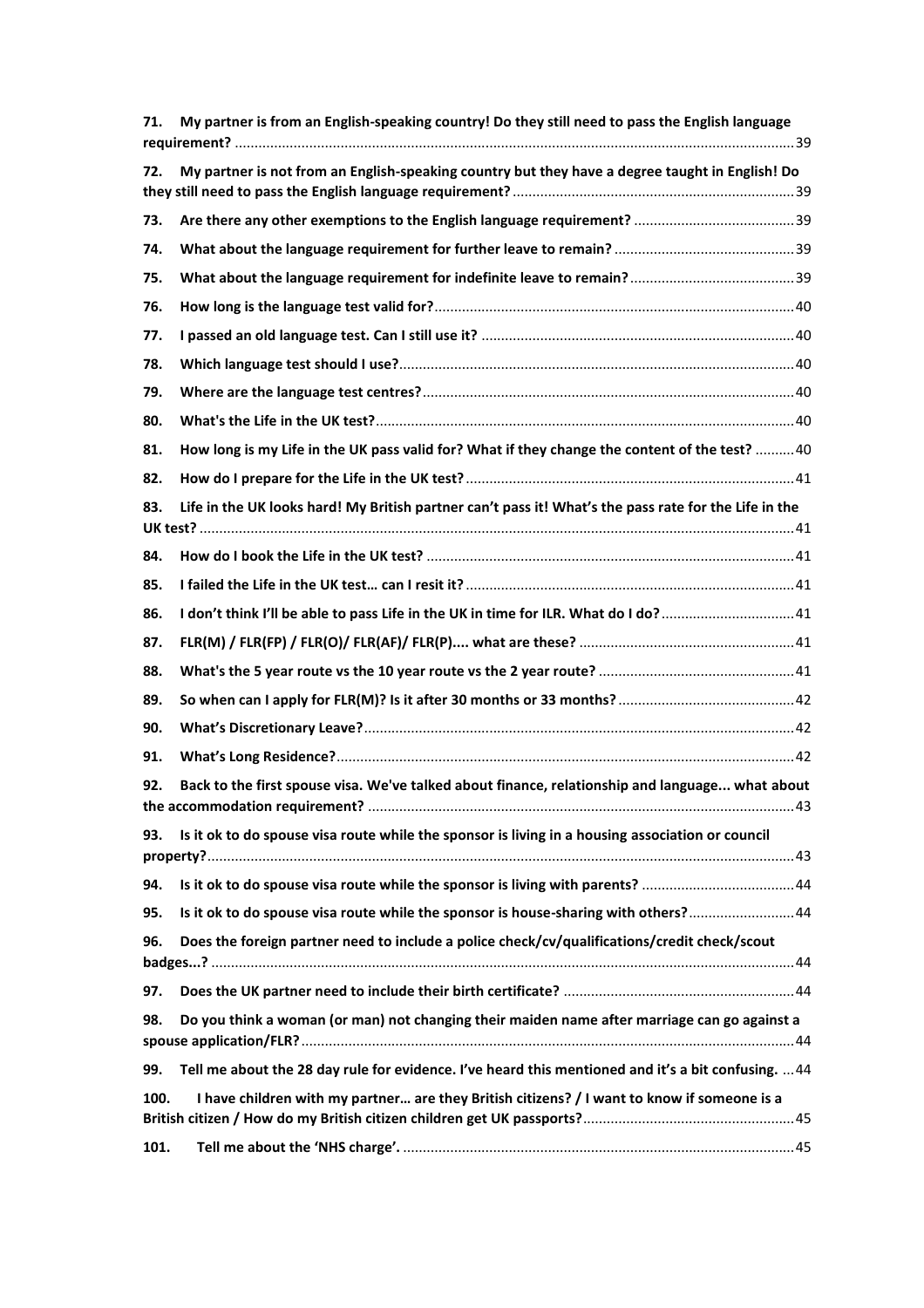71. **My partner is from an English-speaking country! Do they still need to pass the English language requirement?** .......... 39

72. **My partner is not from an English-speaking country but they have a degree taught in English! Do they still need to pass the English language requirement?** .......... 39

73. **Are there any other exemptions to the English language requirement?** .......... 39

74. **What about the language requirement for further leave to remain?** .......... 39

75. **What about the language requirement for indefinite leave to remain?** .......... 39

76. **How long is the language test valid for?** .......... 40

77. **I passed an old language test. Can I still use it?** .......... 40

78. **Which language test should I use?** .......... 40

79. **Where are the language test centres?** .......... 40

80. **What's the Life in the UK test?** .......... 40

81. **How long is my Life in the UK pass valid for? What if they change the content of the test?** .......... 40

82. **How do I prepare for the Life in the UK test?** .......... 41

83. **Life in the UK looks hard! My British partner can't pass it! What's the pass rate for the Life in the UK test?** .......... 41

84. **How do I book the Life in the UK test?** .......... 41

85. **I failed the Life in the UK test… can I resit it?** .......... 41

86. **I don't think I'll be able to pass Life in the UK in time for ILR. What do I do?** .......... 41

87. **FLR(M) / FLR(FP) / FLR(O)/ FLR(AF)/ FLR(P).... what are these?** .......... 41

88. **What's the 5 year route vs the 10 year route vs the 2 year route?** .......... 41

89. **So when can I apply for FLR(M)? Is it after 30 months or 33 months?** .......... 42

90. **What's Discretionary Leave?** .......... 42

91. **What's Long Residence?** .......... 42

92. **Back to the first spouse visa. We've talked about finance, relationship and language... what about the accommodation requirement?** .......... 43

93. **Is it ok to do spouse visa route while the sponsor is living in a housing association or council property?** .......... 43

94. **Is it ok to do spouse visa route while the sponsor is living with parents?** .......... 44

95. **Is it ok to do spouse visa route while the sponsor is house-sharing with others?** .......... 44

96. **Does the foreign partner need to include a police check/cv/qualifications/credit check/scout badges...?** .......... 44

97. **Does the UK partner need to include their birth certificate?** .......... 44

98. **Do you think a woman (or man) not changing their maiden name after marriage can go against a spouse application/FLR?** .......... 44

99. **Tell me about the 28 day rule for evidence. I've heard this mentioned and it's a bit confusing.** .......... 44

100. **I have children with my partner… are they British citizens? / I want to know if someone is a British citizen / How do my British citizen children get UK passports?** .......... 45

101. **Tell me about the 'NHS charge'.** .......... 45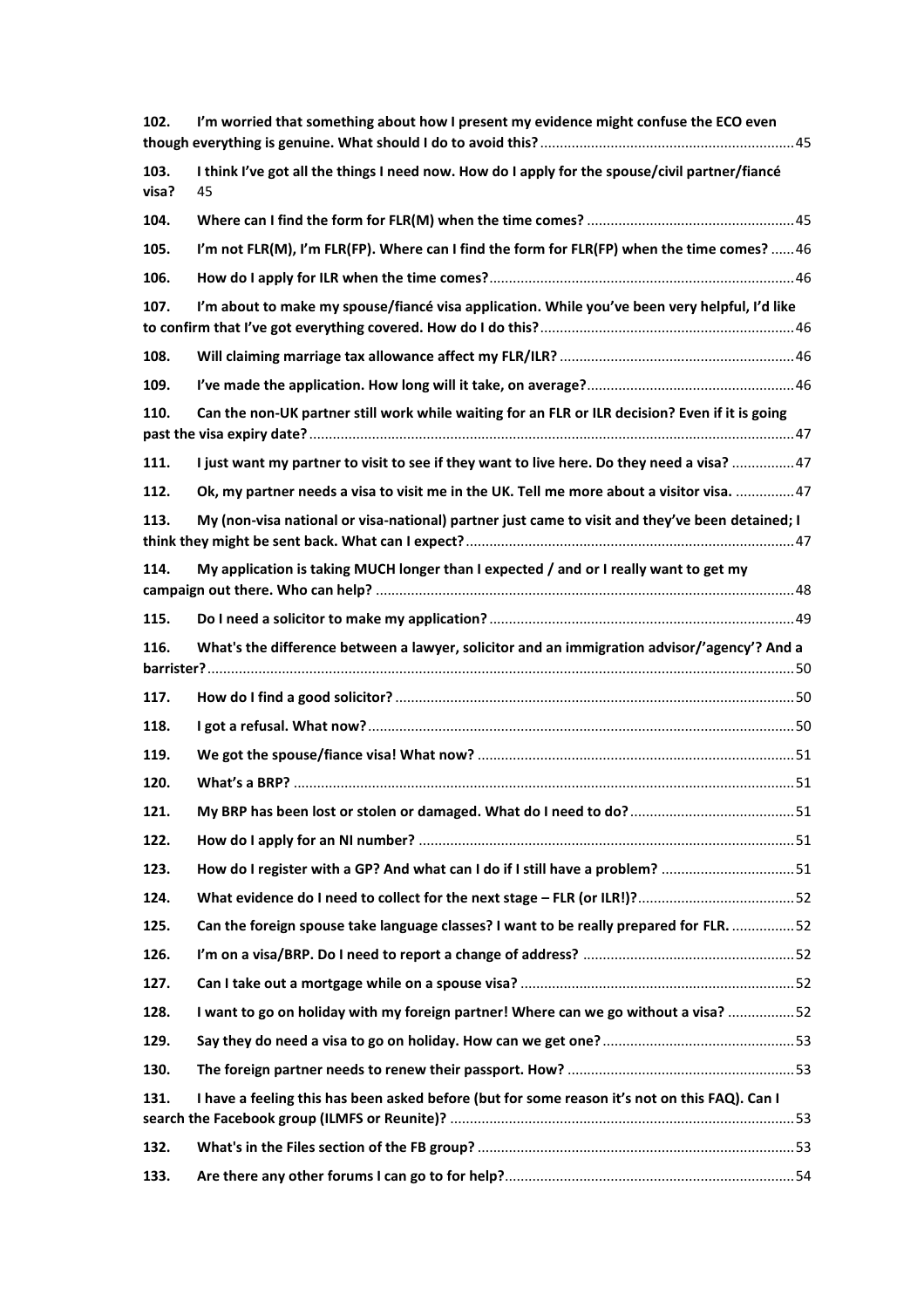102. **I'm worried that something about how I present my evidence might confuse the ECO even though everything is genuine. What should I do to avoid this?** ......45

103. **I think I've got all the things I need now. How do I apply for the spouse/civil partner/fiancé visa?** 45

104. **Where can I find the form for FLR(M) when the time comes?** ......45

105. **I'm not FLR(M), I'm FLR(FP). Where can I find the form for FLR(FP) when the time comes?** ......46

106. **How do I apply for ILR when the time comes?** ......46

107. **I'm about to make my spouse/fiancé visa application. While you've been very helpful, I'd like to confirm that I've got everything covered. How do I do this?** ......46

108. **Will claiming marriage tax allowance affect my FLR/ILR?** ......46

109. **I've made the application. How long will it take, on average?** ......46

110. **Can the non-UK partner still work while waiting for an FLR or ILR decision? Even if it is going past the visa expiry date?** ......47

111. **I just want my partner to visit to see if they want to live here. Do they need a visa?** ......47

112. **Ok, my partner needs a visa to visit me in the UK. Tell me more about a visitor visa.** ......47

113. **My (non-visa national or visa-national) partner just came to visit and they've been detained; I think they might be sent back. What can I expect?** ......47

114. **My application is taking MUCH longer than I expected / and or I really want to get my campaign out there. Who can help?** ......48

115. **Do I need a solicitor to make my application?** ......49

116. **What's the difference between a lawyer, solicitor and an immigration advisor/'agency'? And a barrister?** ......50

117. **How do I find a good solicitor?** ......50

118. **I got a refusal. What now?** ......50

119. **We got the spouse/fiance visa! What now?** ......51

120. **What's a BRP?** ......51

121. **My BRP has been lost or stolen or damaged. What do I need to do?** ......51

122. **How do I apply for an NI number?** ......51

123. **How do I register with a GP? And what can I do if I still have a problem?** ......51

124. **What evidence do I need to collect for the next stage – FLR (or ILR!)?** ......52

125. **Can the foreign spouse take language classes? I want to be really prepared for FLR.** ......52

126. **I'm on a visa/BRP. Do I need to report a change of address?** ......52

127. **Can I take out a mortgage while on a spouse visa?** ......52

128. **I want to go on holiday with my foreign partner! Where can we go without a visa?** ......52

129. **Say they do need a visa to go on holiday. How can we get one?** ......53

130. **The foreign partner needs to renew their passport. How?** ......53

131. **I have a feeling this has been asked before (but for some reason it's not on this FAQ). Can I search the Facebook group (ILMFS or Reunite)?** ......53

132. **What's in the Files section of the FB group?** ......53

133. **Are there any other forums I can go to for help?** ......54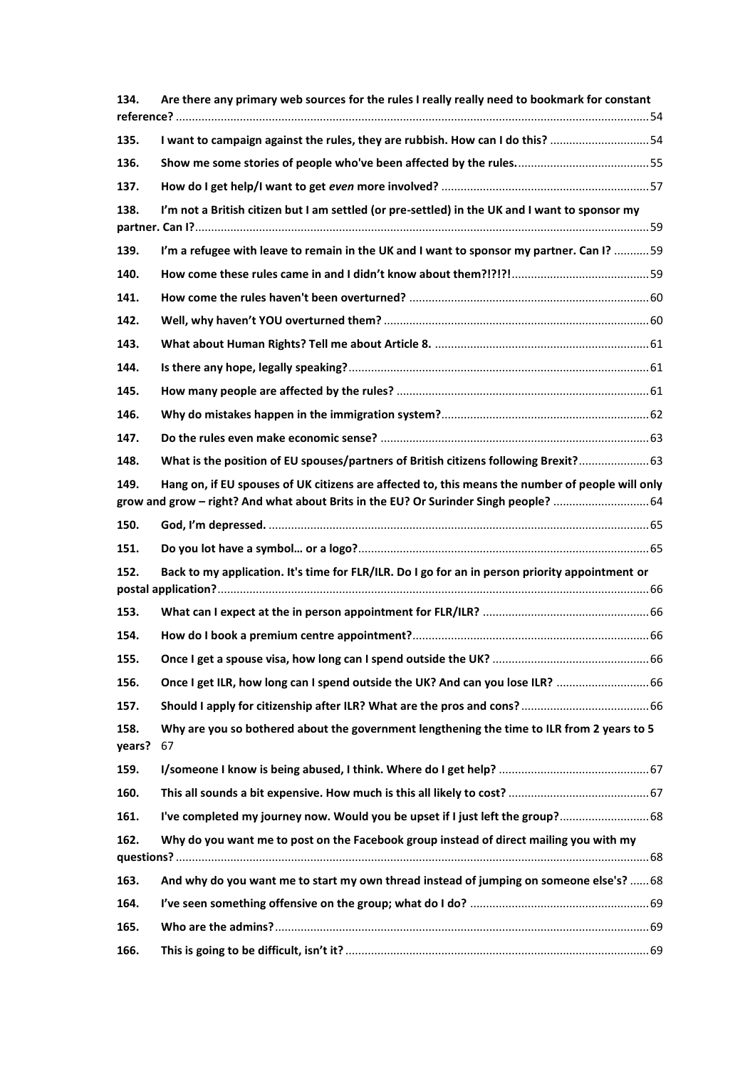**134. Are there any primary web sources for the rules I really really need to bookmark for constant reference?** .......... 54

**135. I want to campaign against the rules, they are rubbish. How can I do this?** .......... 54

**136. Show me some stories of people who've been affected by the rules.** .......... 55

**137. How do I get help/I want to get *even* more involved?** .......... 57

**138. I'm not a British citizen but I am settled (or pre-settled) in the UK and I want to sponsor my partner. Can I?** .......... 59

**139. I'm a refugee with leave to remain in the UK and I want to sponsor my partner. Can I?** .......... 59

**140. How come these rules came in and I didn't know about them?!?!?!** .......... 59

**141. How come the rules haven't been overturned?** .......... 60

**142. Well, why haven't YOU overturned them?** .......... 60

**143. What about Human Rights? Tell me about Article 8.** .......... 61

**144. Is there any hope, legally speaking?** .......... 61

**145. How many people are affected by the rules?** .......... 61

**146. Why do mistakes happen in the immigration system?** .......... 62

**147. Do the rules even make economic sense?** .......... 63

**148. What is the position of EU spouses/partners of British citizens following Brexit?** .......... 63

**149. Hang on, if EU spouses of UK citizens are affected to, this means the number of people will only grow and grow – right? And what about Brits in the EU? Or Surinder Singh people?** .......... 64

**150. God, I'm depressed.** .......... 65

**151. Do you lot have a symbol… or a logo?** .......... 65

**152. Back to my application. It's time for FLR/ILR. Do I go for an in person priority appointment or postal application?** .......... 66

**153. What can I expect at the in person appointment for FLR/ILR?** .......... 66

**154. How do I book a premium centre appointment?** .......... 66

**155. Once I get a spouse visa, how long can I spend outside the UK?** .......... 66

**156. Once I get ILR, how long can I spend outside the UK? And can you lose ILR?** .......... 66

**157. Should I apply for citizenship after ILR? What are the pros and cons?** .......... 66

**158. Why are you so bothered about the government lengthening the time to ILR from 2 years to 5 years?** 67

**159. I/someone I know is being abused, I think. Where do I get help?** .......... 67

**160. This all sounds a bit expensive. How much is this all likely to cost?** .......... 67

**161. I've completed my journey now. Would you be upset if I just left the group?** .......... 68

**162. Why do you want me to post on the Facebook group instead of direct mailing you with my questions?** .......... 68

**163. And why do you want me to start my own thread instead of jumping on someone else's?** .......... 68

**164. I've seen something offensive on the group; what do I do?** .......... 69

**165. Who are the admins?** .......... 69

**166. This is going to be difficult, isn't it?** .......... 69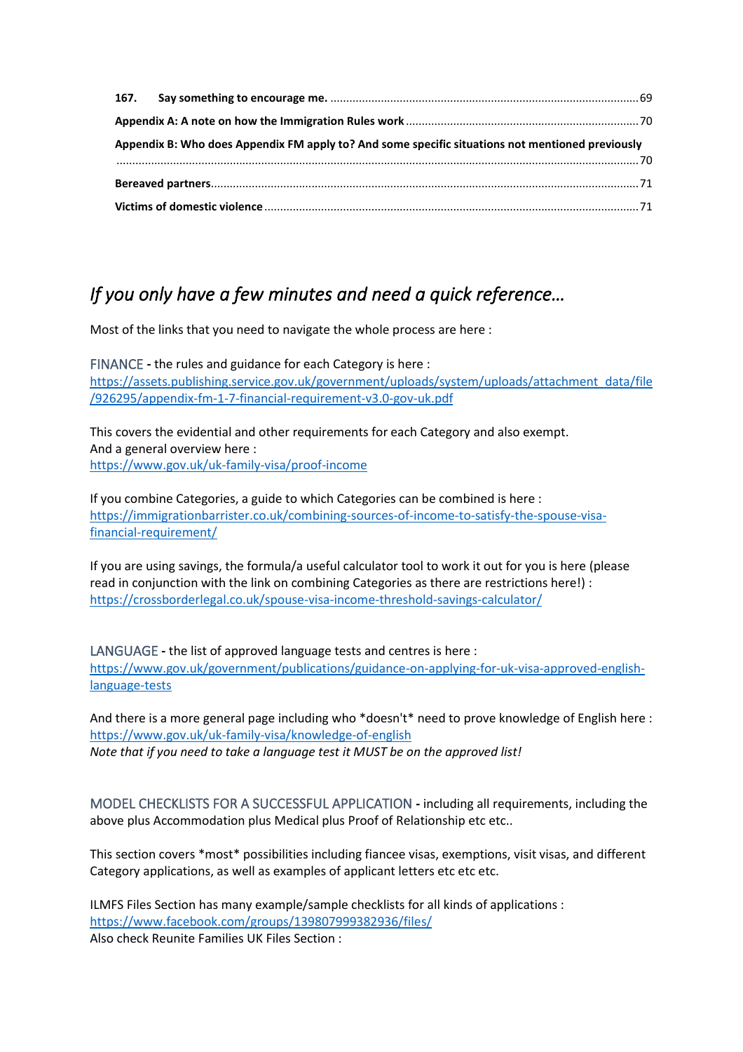**167. Say something to encourage me.** ........ 69

**Appendix A: A note on how the Immigration Rules work** ........ 70

**Appendix B: Who does Appendix FM apply to? And some specific situations not mentioned previously** ........ 70

**Bereaved partners** ........ 71

**Victims of domestic violence** ........ 71

## *If you only have a few minutes and need a quick reference…*

Most of the links that you need to navigate the whole process are here :

FINANCE **-** the rules and guidance for each Category is here :
https://assets.publishing.service.gov.uk/government/uploads/system/uploads/attachment_data/file/926295/appendix-fm-1-7-financial-requirement-v3.0-gov-uk.pdf

This covers the evidential and other requirements for each Category and also exempt.
And a general overview here :
https://www.gov.uk/uk-family-visa/proof-income

If you combine Categories, a guide to which Categories can be combined is here :
https://immigrationbarrister.co.uk/combining-sources-of-income-to-satisfy-the-spouse-visa-financial-requirement/

If you are using savings, the formula/a useful calculator tool to work it out for you is here (please read in conjunction with the link on combining Categories as there are restrictions here!) :
https://crossborderlegal.co.uk/spouse-visa-income-threshold-savings-calculator/

LANGUAGE **-** the list of approved language tests and centres is here :
https://www.gov.uk/government/publications/guidance-on-applying-for-uk-visa-approved-english-language-tests

And there is a more general page including who *doesn't* need to prove knowledge of English here :
https://www.gov.uk/uk-family-visa/knowledge-of-english
*Note that if you need to take a language test it MUST be on the approved list!*

MODEL CHECKLISTS FOR A SUCCESSFUL APPLICATION **-** including all requirements, including the above plus Accommodation plus Medical plus Proof of Relationship etc etc..

This section covers *most* possibilities including fiancee visas, exemptions, visit visas, and different Category applications, as well as examples of applicant letters etc etc etc.

ILMFS Files Section has many example/sample checklists for all kinds of applications :
https://www.facebook.com/groups/139807999382936/files/
Also check Reunite Families UK Files Section :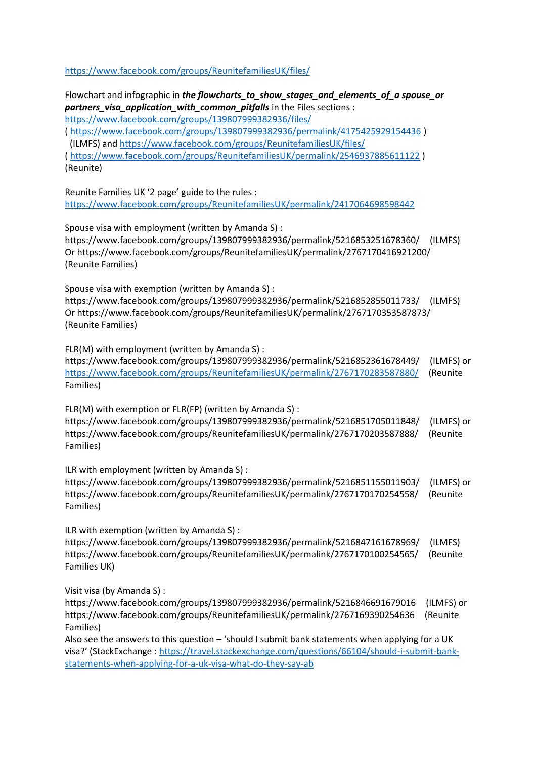https://www.facebook.com/groups/ReunitefamiliesUK/files/

Flowchart and infographic in ***the flowcharts_to_show_stages_and_elements_of_a spouse_or partners_visa_application_with_common_pitfalls*** in the Files sections :
https://www.facebook.com/groups/139807999382936/files/
( https://www.facebook.com/groups/139807999382936/permalink/4175425929154436 )
(ILMFS) and https://www.facebook.com/groups/ReunitefamiliesUK/files/
( https://www.facebook.com/groups/ReunitefamiliesUK/permalink/2546937885611122 )
(Reunite)

Reunite Families UK '2 page' guide to the rules :
https://www.facebook.com/groups/ReunitefamiliesUK/permalink/2417064698598442

Spouse visa with employment (written by Amanda S) :
https://www.facebook.com/groups/139807999382936/permalink/5216853251678360/ (ILMFS)
Or https://www.facebook.com/groups/ReunitefamiliesUK/permalink/2767170416921200/
(Reunite Families)

Spouse visa with exemption (written by Amanda S) :
https://www.facebook.com/groups/139807999382936/permalink/5216852855011733/ (ILMFS)
Or https://www.facebook.com/groups/ReunitefamiliesUK/permalink/2767170353587873/
(Reunite Families)

FLR(M) with employment (written by Amanda S) :
https://www.facebook.com/groups/139807999382936/permalink/5216852361678449/ (ILMFS) or
https://www.facebook.com/groups/ReunitefamiliesUK/permalink/2767170283587880/ (Reunite Families)

FLR(M) with exemption or FLR(FP) (written by Amanda S) :
https://www.facebook.com/groups/139807999382936/permalink/5216851705011848/ (ILMFS) or
https://www.facebook.com/groups/ReunitefamiliesUK/permalink/2767170203587888/ (Reunite Families)

ILR with employment (written by Amanda S) :
https://www.facebook.com/groups/139807999382936/permalink/5216851155011903/ (ILMFS) or
https://www.facebook.com/groups/ReunitefamiliesUK/permalink/2767170170254558/ (Reunite Families)

ILR with exemption (written by Amanda S) :
https://www.facebook.com/groups/139807999382936/permalink/5216847161678969/ (ILMFS)
https://www.facebook.com/groups/ReunitefamiliesUK/permalink/2767170100254565/ (Reunite Families UK)

Visit visa (by Amanda S) :
https://www.facebook.com/groups/139807999382936/permalink/5216846691679016 (ILMFS) or
https://www.facebook.com/groups/ReunitefamiliesUK/permalink/2767169390254636 (Reunite Families)
Also see the answers to this question – 'should I submit bank statements when applying for a UK visa?' (StackExchange : https://travel.stackexchange.com/questions/66104/should-i-submit-bank-statements-when-applying-for-a-uk-visa-what-do-they-say-ab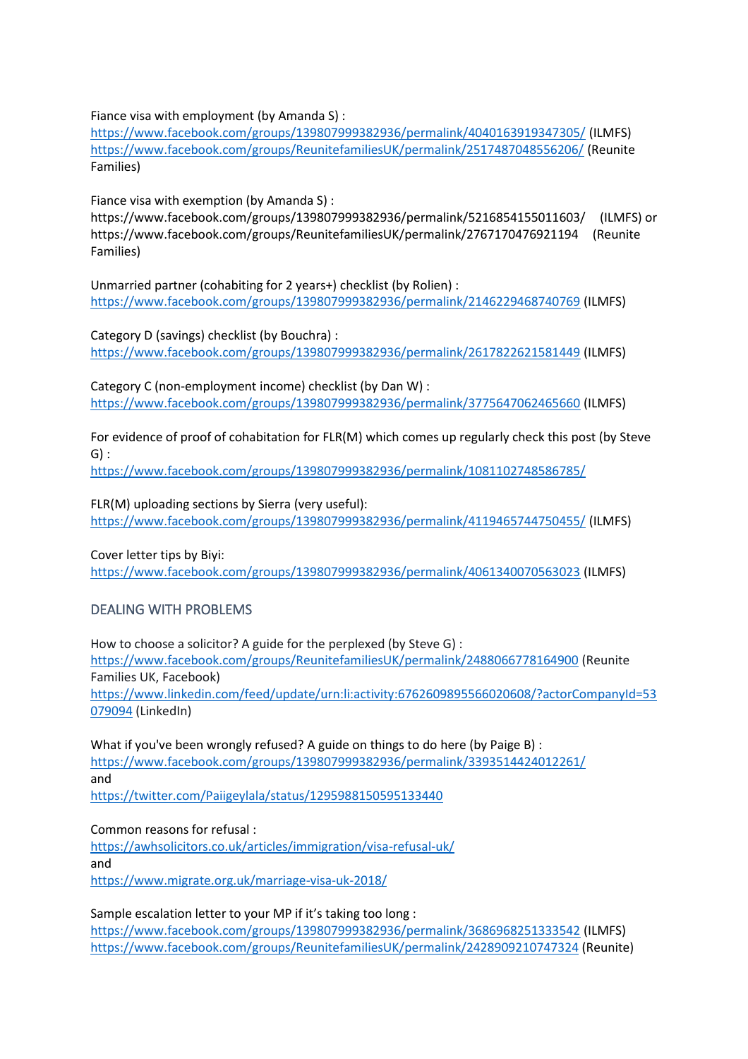Fiance visa with employment (by Amanda S) :
https://www.facebook.com/groups/139807999382936/permalink/4040163919347305/ (ILMFS)
https://www.facebook.com/groups/ReunitefamiliesUK/permalink/2517487048556206/ (Reunite Families)

Fiance visa with exemption (by Amanda S) :
https://www.facebook.com/groups/139807999382936/permalink/5216854155011603/ (ILMFS) or
https://www.facebook.com/groups/ReunitefamiliesUK/permalink/2767170476921194 (Reunite Families)

Unmarried partner (cohabiting for 2 years+) checklist (by Rolien) :
https://www.facebook.com/groups/139807999382936/permalink/2146229468740769 (ILMFS)

Category D (savings) checklist (by Bouchra) :
https://www.facebook.com/groups/139807999382936/permalink/2617822621581449 (ILMFS)

Category C (non-employment income) checklist (by Dan W) :
https://www.facebook.com/groups/139807999382936/permalink/3775647062465660 (ILMFS)

For evidence of proof of cohabitation for FLR(M) which comes up regularly check this post (by Steve G) :
https://www.facebook.com/groups/139807999382936/permalink/1081102748586785/

FLR(M) uploading sections by Sierra (very useful):
https://www.facebook.com/groups/139807999382936/permalink/4119465744750455/ (ILMFS)

Cover letter tips by Biyi:
https://www.facebook.com/groups/139807999382936/permalink/4061340070563023 (ILMFS)

## DEALING WITH PROBLEMS

How to choose a solicitor? A guide for the perplexed (by Steve G) :
https://www.facebook.com/groups/ReunitefamiliesUK/permalink/2488066778164900 (Reunite Families UK, Facebook)
https://www.linkedin.com/feed/update/urn:li:activity:6762609895566020608/?actorCompanyId=53079094 (LinkedIn)

What if you've been wrongly refused? A guide on things to do here (by Paige B) :
https://www.facebook.com/groups/139807999382936/permalink/3393514424012261/
and
https://twitter.com/Paiigeylala/status/1295988150595133440

Common reasons for refusal :
https://awhsolicitors.co.uk/articles/immigration/visa-refusal-uk/
and
https://www.migrate.org.uk/marriage-visa-uk-2018/

Sample escalation letter to your MP if it's taking too long :
https://www.facebook.com/groups/139807999382936/permalink/3686968251333542 (ILMFS)
https://www.facebook.com/groups/ReunitefamiliesUK/permalink/2428909210747324 (Reunite)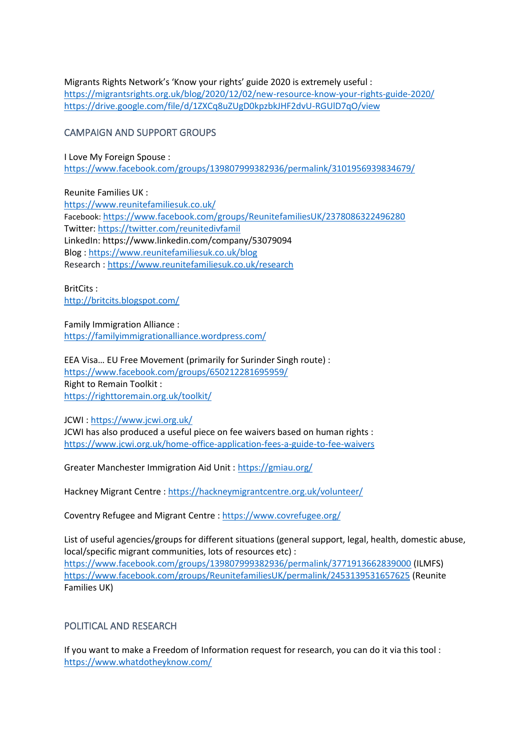Migrants Rights Network's 'Know your rights' guide 2020 is extremely useful :
https://migrantsrights.org.uk/blog/2020/12/02/new-resource-know-your-rights-guide-2020/
https://drive.google.com/file/d/1ZXCq8uZUgD0kpzbkJHF2dvU-RGUlD7qO/view

## CAMPAIGN AND SUPPORT GROUPS

I Love My Foreign Spouse :
https://www.facebook.com/groups/139807999382936/permalink/3101956939834679/

Reunite Families UK :
https://www.reunitefamiliesuk.co.uk/
Facebook: https://www.facebook.com/groups/ReunitefamiliesUK/2378086322496280
Twitter: https://twitter.com/reunitedivfamil
LinkedIn: https://www.linkedin.com/company/53079094
Blog : https://www.reunitefamiliesuk.co.uk/blog
Research : https://www.reunitefamiliesuk.co.uk/research

BritCits :
http://britcits.blogspot.com/

Family Immigration Alliance :
https://familyimmigrationalliance.wordpress.com/

EEA Visa… EU Free Movement (primarily for Surinder Singh route) :
https://www.facebook.com/groups/650212281695959/
Right to Remain Toolkit :
https://righttoremain.org.uk/toolkit/

JCWI : https://www.jcwi.org.uk/
JCWI has also produced a useful piece on fee waivers based on human rights :
https://www.jcwi.org.uk/home-office-application-fees-a-guide-to-fee-waivers

Greater Manchester Immigration Aid Unit : https://gmiau.org/

Hackney Migrant Centre : https://hackneymigrantcentre.org.uk/volunteer/

Coventry Refugee and Migrant Centre : https://www.covrefugee.org/

List of useful agencies/groups for different situations (general support, legal, health, domestic abuse, local/specific migrant communities, lots of resources etc) :
https://www.facebook.com/groups/139807999382936/permalink/3771913662839000 (ILMFS)
https://www.facebook.com/groups/ReunitefamiliesUK/permalink/2453139531657625 (Reunite Families UK)

## POLITICAL AND RESEARCH

If you want to make a Freedom of Information request for research, you can do it via this tool :
https://www.whatdotheyknow.com/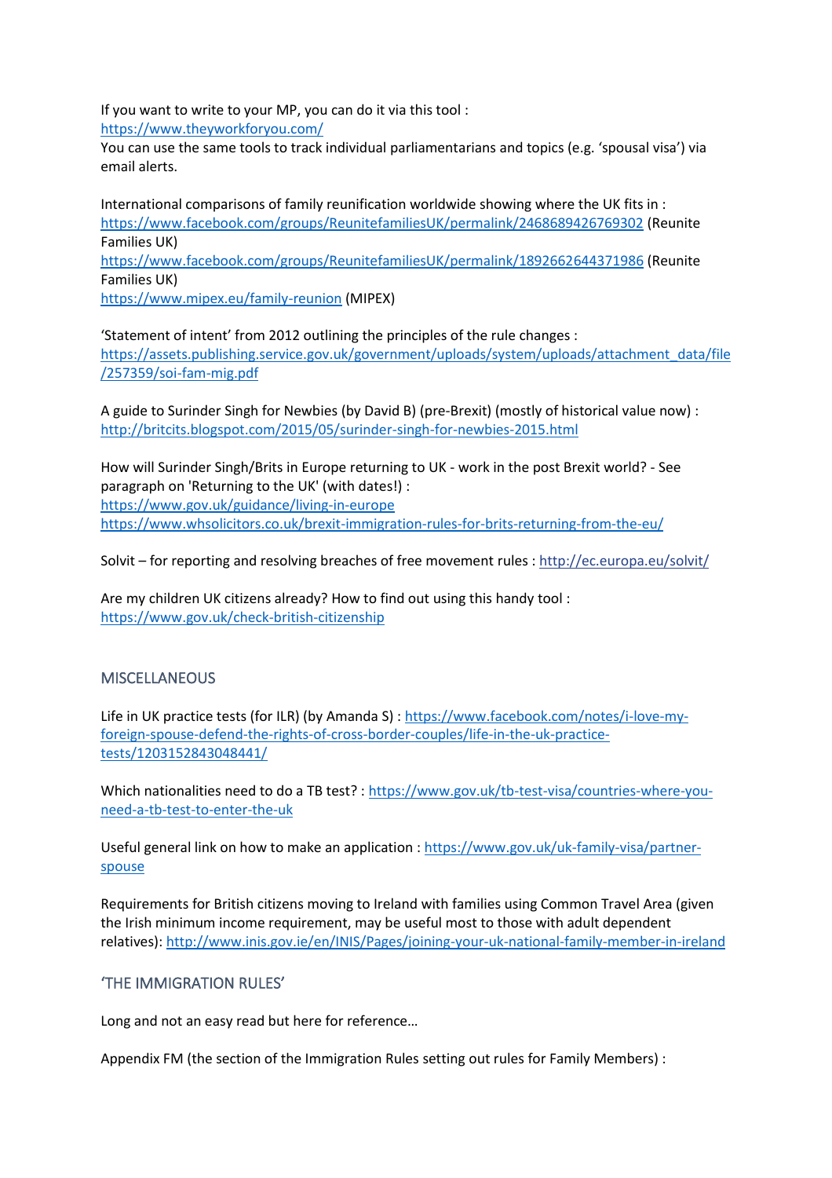If you want to write to your MP, you can do it via this tool :
https://www.theyworkforyou.com/
You can use the same tools to track individual parliamentarians and topics (e.g. 'spousal visa') via email alerts.

International comparisons of family reunification worldwide showing where the UK fits in :
https://www.facebook.com/groups/ReunitefamiliesUK/permalink/2468689426769302 (Reunite Families UK)
https://www.facebook.com/groups/ReunitefamiliesUK/permalink/1892662644371986 (Reunite Families UK)
https://www.mipex.eu/family-reunion (MIPEX)

'Statement of intent' from 2012 outlining the principles of the rule changes :
https://assets.publishing.service.gov.uk/government/uploads/system/uploads/attachment_data/file/257359/soi-fam-mig.pdf

A guide to Surinder Singh for Newbies (by David B) (pre-Brexit) (mostly of historical value now) :
http://britcits.blogspot.com/2015/05/surinder-singh-for-newbies-2015.html

How will Surinder Singh/Brits in Europe returning to UK - work in the post Brexit world? - See paragraph on 'Returning to the UK' (with dates!) :
https://www.gov.uk/guidance/living-in-europe
https://www.whsolicitors.co.uk/brexit-immigration-rules-for-brits-returning-from-the-eu/

Solvit – for reporting and resolving breaches of free movement rules : http://ec.europa.eu/solvit/

Are my children UK citizens already? How to find out using this handy tool :
https://www.gov.uk/check-british-citizenship

## MISCELLANEOUS

Life in UK practice tests (for ILR) (by Amanda S) : https://www.facebook.com/notes/i-love-my-foreign-spouse-defend-the-rights-of-cross-border-couples/life-in-the-uk-practice-tests/1203152843048441/

Which nationalities need to do a TB test? : https://www.gov.uk/tb-test-visa/countries-where-you-need-a-tb-test-to-enter-the-uk

Useful general link on how to make an application : https://www.gov.uk/uk-family-visa/partner-spouse

Requirements for British citizens moving to Ireland with families using Common Travel Area (given the Irish minimum income requirement, may be useful most to those with adult dependent relatives): http://www.inis.gov.ie/en/INIS/Pages/joining-your-uk-national-family-member-in-ireland

## 'THE IMMIGRATION RULES'

Long and not an easy read but here for reference…

Appendix FM (the section of the Immigration Rules setting out rules for Family Members) :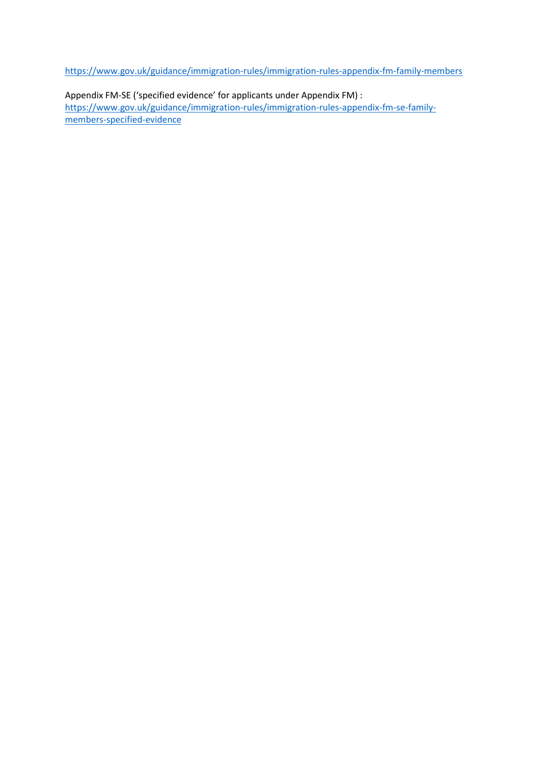https://www.gov.uk/guidance/immigration-rules/immigration-rules-appendix-fm-family-members

Appendix FM-SE ('specified evidence' for applicants under Appendix FM) :
https://www.gov.uk/guidance/immigration-rules/immigration-rules-appendix-fm-se-family-members-specified-evidence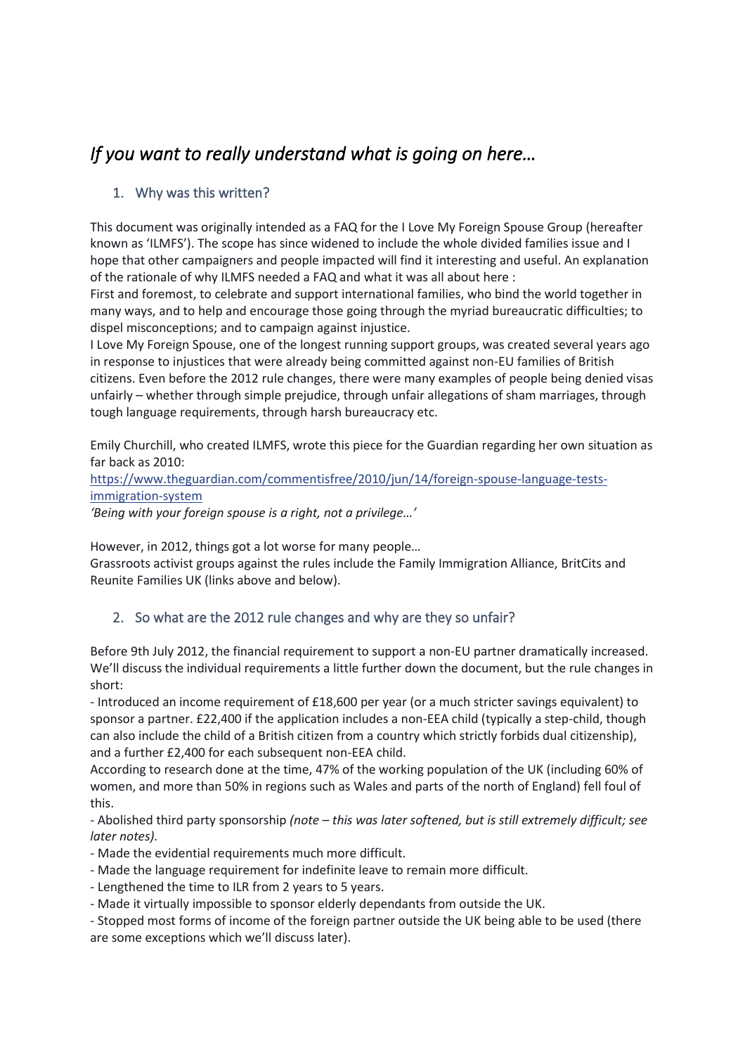# *If you want to really understand what is going on here…*

## 1. Why was this written?

This document was originally intended as a FAQ for the I Love My Foreign Spouse Group (hereafter known as 'ILMFS'). The scope has since widened to include the whole divided families issue and I hope that other campaigners and people impacted will find it interesting and useful. An explanation of the rationale of why ILMFS needed a FAQ and what it was all about here :

First and foremost, to celebrate and support international families, who bind the world together in many ways, and to help and encourage those going through the myriad bureaucratic difficulties; to dispel misconceptions; and to campaign against injustice.

I Love My Foreign Spouse, one of the longest running support groups, was created several years ago in response to injustices that were already being committed against non-EU families of British citizens. Even before the 2012 rule changes, there were many examples of people being denied visas unfairly – whether through simple prejudice, through unfair allegations of sham marriages, through tough language requirements, through harsh bureaucracy etc.

Emily Churchill, who created ILMFS, wrote this piece for the Guardian regarding her own situation as far back as 2010:

[https://www.theguardian.com/commentisfree/2010/jun/14/foreign-spouse-language-tests-immigration-system](https://www.theguardian.com/commentisfree/2010/jun/14/foreign-spouse-language-tests-immigration-system)

*'Being with your foreign spouse is a right, not a privilege…'*

However, in 2012, things got a lot worse for many people…

Grassroots activist groups against the rules include the Family Immigration Alliance, BritCits and Reunite Families UK (links above and below).

## 2. So what are the 2012 rule changes and why are they so unfair?

Before 9th July 2012, the financial requirement to support a non-EU partner dramatically increased. We'll discuss the individual requirements a little further down the document, but the rule changes in short:

- Introduced an income requirement of £18,600 per year (or a much stricter savings equivalent) to sponsor a partner. £22,400 if the application includes a non-EEA child (typically a step-child, though can also include the child of a British citizen from a country which strictly forbids dual citizenship), and a further £2,400 for each subsequent non-EEA child.

According to research done at the time, 47% of the working population of the UK (including 60% of women, and more than 50% in regions such as Wales and parts of the north of England) fell foul of this.

- Abolished third party sponsorship *(note – this was later softened, but is still extremely difficult; see later notes).*
- Made the evidential requirements much more difficult.
- Made the language requirement for indefinite leave to remain more difficult.
- Lengthened the time to ILR from 2 years to 5 years.
- Made it virtually impossible to sponsor elderly dependants from outside the UK.
- Stopped most forms of income of the foreign partner outside the UK being able to be used (there are some exceptions which we'll discuss later).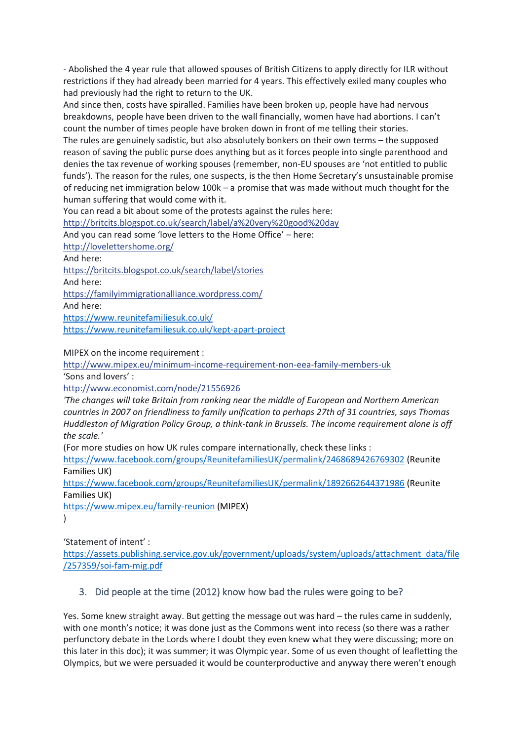- Abolished the 4 year rule that allowed spouses of British Citizens to apply directly for ILR without restrictions if they had already been married for 4 years. This effectively exiled many couples who had previously had the right to return to the UK.

And since then, costs have spiralled. Families have been broken up, people have had nervous breakdowns, people have been driven to the wall financially, women have had abortions. I can't count the number of times people have broken down in front of me telling their stories.

The rules are genuinely sadistic, but also absolutely bonkers on their own terms – the supposed reason of saving the public purse does anything but as it forces people into single parenthood and denies the tax revenue of working spouses (remember, non-EU spouses are 'not entitled to public funds'). The reason for the rules, one suspects, is the then Home Secretary's unsustainable promise of reducing net immigration below 100k – a promise that was made without much thought for the human suffering that would come with it.

You can read a bit about some of the protests against the rules here:
http://britcits.blogspot.co.uk/search/label/a%20very%20good%20day

And you can read some 'love letters to the Home Office' – here:
http://lovelettershome.org/

And here:
https://britcits.blogspot.co.uk/search/label/stories

And here:
https://familyimmigrationalliance.wordpress.com/

And here:
https://www.reunitefamiliesuk.co.uk/
https://www.reunitefamiliesuk.co.uk/kept-apart-project

MIPEX on the income requirement :
http://www.mipex.eu/minimum-income-requirement-non-eea-family-members-uk

'Sons and lovers' :
http://www.economist.com/node/21556926

*'The changes will take Britain from ranking near the middle of European and Northern American countries in 2007 on friendliness to family unification to perhaps 27th of 31 countries, says Thomas Huddleston of Migration Policy Group, a think-tank in Brussels. The income requirement alone is off the scale.'*

(For more studies on how UK rules compare internationally, check these links :
https://www.facebook.com/groups/ReunitefamiliesUK/permalink/2468689426769302 (Reunite Families UK)
https://www.facebook.com/groups/ReunitefamiliesUK/permalink/1892662644371986 (Reunite Families UK)
https://www.mipex.eu/family-reunion (MIPEX)
)

'Statement of intent' :
https://assets.publishing.service.gov.uk/government/uploads/system/uploads/attachment_data/file/257359/soi-fam-mig.pdf

### 3. Did people at the time (2012) know how bad the rules were going to be?

Yes. Some knew straight away. But getting the message out was hard – the rules came in suddenly, with one month's notice; it was done just as the Commons went into recess (so there was a rather perfunctory debate in the Lords where I doubt they even knew what they were discussing; more on this later in this doc); it was summer; it was Olympic year. Some of us even thought of leafletting the Olympics, but we were persuaded it would be counterproductive and anyway there weren't enough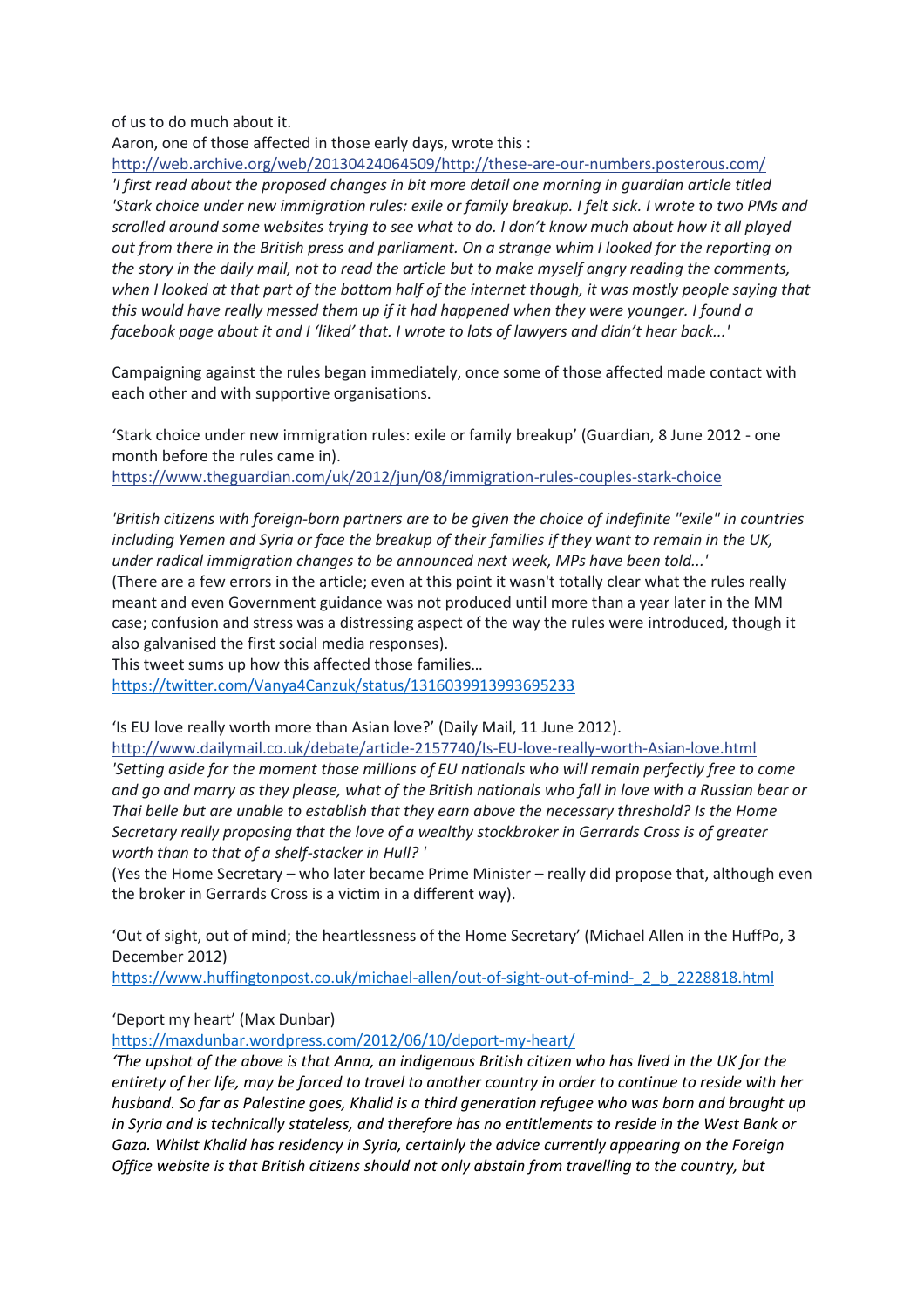of us to do much about it.

Aaron, one of those affected in those early days, wrote this :

http://web.archive.org/web/20130424064509/http://these-are-our-numbers.posterous.com/

*'I first read about the proposed changes in bit more detail one morning in guardian article titled 'Stark choice under new immigration rules: exile or family breakup. I felt sick. I wrote to two PMs and scrolled around some websites trying to see what to do. I don't know much about how it all played out from there in the British press and parliament. On a strange whim I looked for the reporting on the story in the daily mail, not to read the article but to make myself angry reading the comments, when I looked at that part of the bottom half of the internet though, it was mostly people saying that this would have really messed them up if it had happened when they were younger. I found a facebook page about it and I 'liked' that. I wrote to lots of lawyers and didn't hear back...'*

Campaigning against the rules began immediately, once some of those affected made contact with each other and with supportive organisations.

'Stark choice under new immigration rules: exile or family breakup' (Guardian, 8 June 2012 - one month before the rules came in).

https://www.theguardian.com/uk/2012/jun/08/immigration-rules-couples-stark-choice

*'British citizens with foreign-born partners are to be given the choice of indefinite "exile" in countries including Yemen and Syria or face the breakup of their families if they want to remain in the UK, under radical immigration changes to be announced next week, MPs have been told...'*

(There are a few errors in the article; even at this point it wasn't totally clear what the rules really meant and even Government guidance was not produced until more than a year later in the MM case; confusion and stress was a distressing aspect of the way the rules were introduced, though it also galvanised the first social media responses).

This tweet sums up how this affected those families…

https://twitter.com/Vanya4Canzuk/status/1316039913993695233

'Is EU love really worth more than Asian love?' (Daily Mail, 11 June 2012).

http://www.dailymail.co.uk/debate/article-2157740/Is-EU-love-really-worth-Asian-love.html

*'Setting aside for the moment those millions of EU nationals who will remain perfectly free to come and go and marry as they please, what of the British nationals who fall in love with a Russian bear or Thai belle but are unable to establish that they earn above the necessary threshold? Is the Home Secretary really proposing that the love of a wealthy stockbroker in Gerrards Cross is of greater worth than to that of a shelf-stacker in Hull? '*

(Yes the Home Secretary – who later became Prime Minister – really did propose that, although even the broker in Gerrards Cross is a victim in a different way).

'Out of sight, out of mind; the heartlessness of the Home Secretary' (Michael Allen in the HuffPo, 3 December 2012)

https://www.huffingtonpost.co.uk/michael-allen/out-of-sight-out-of-mind-_2_b_2228818.html

'Deport my heart' (Max Dunbar)

https://maxdunbar.wordpress.com/2012/06/10/deport-my-heart/

*'The upshot of the above is that Anna, an indigenous British citizen who has lived in the UK for the entirety of her life, may be forced to travel to another country in order to continue to reside with her husband. So far as Palestine goes, Khalid is a third generation refugee who was born and brought up in Syria and is technically stateless, and therefore has no entitlements to reside in the West Bank or Gaza. Whilst Khalid has residency in Syria, certainly the advice currently appearing on the Foreign Office website is that British citizens should not only abstain from travelling to the country, but*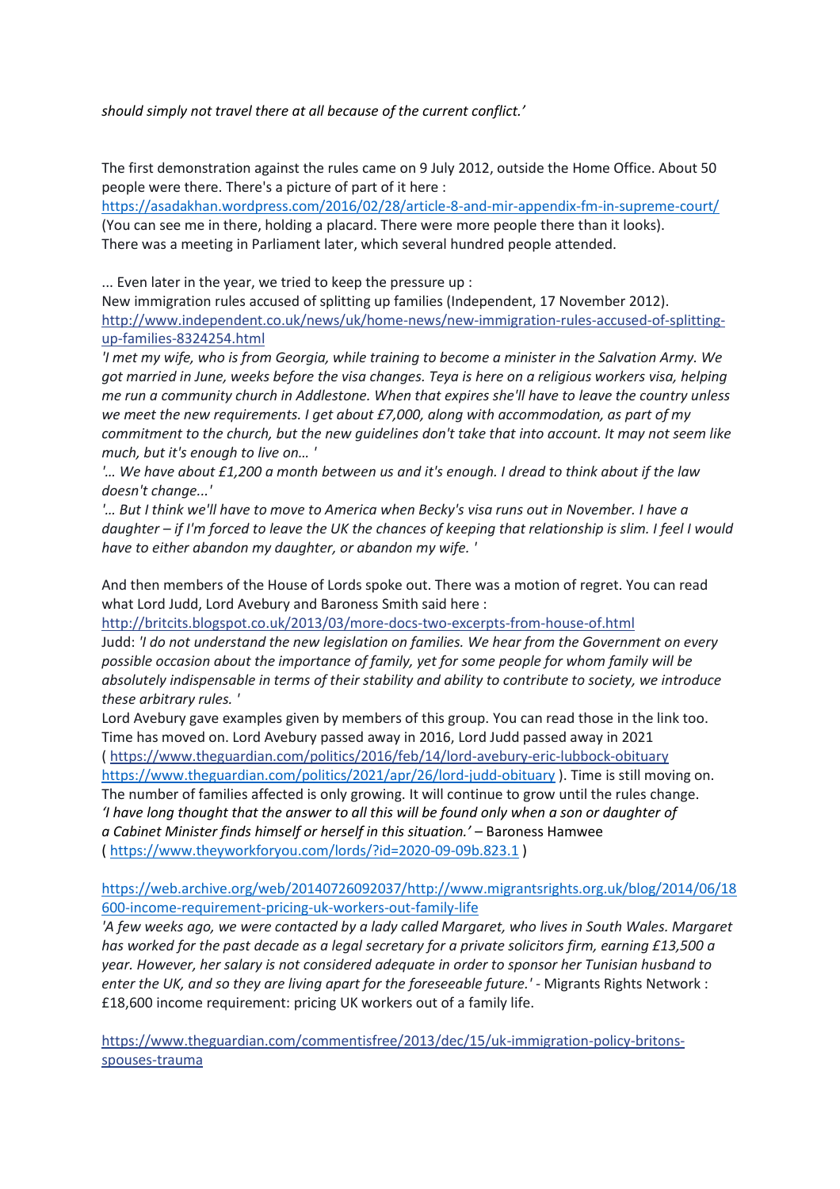*should simply not travel there at all because of the current conflict.'*

The first demonstration against the rules came on 9 July 2012, outside the Home Office. About 50 people were there. There's a picture of part of it here :
https://asadakhan.wordpress.com/2016/02/28/article-8-and-mir-appendix-fm-in-supreme-court/
(You can see me in there, holding a placard. There were more people there than it looks).
There was a meeting in Parliament later, which several hundred people attended.

... Even later in the year, we tried to keep the pressure up :
New immigration rules accused of splitting up families (Independent, 17 November 2012).
http://www.independent.co.uk/news/uk/home-news/new-immigration-rules-accused-of-splitting-up-families-8324254.html
*'I met my wife, who is from Georgia, while training to become a minister in the Salvation Army. We got married in June, weeks before the visa changes. Teya is here on a religious workers visa, helping me run a community church in Addlestone. When that expires she'll have to leave the country unless we meet the new requirements. I get about £7,000, along with accommodation, as part of my commitment to the church, but the new guidelines don't take that into account. It may not seem like much, but it's enough to live on… '*
*'… We have about £1,200 a month between us and it's enough. I dread to think about if the law doesn't change...'*
*'… But I think we'll have to move to America when Becky's visa runs out in November. I have a daughter – if I'm forced to leave the UK the chances of keeping that relationship is slim. I feel I would have to either abandon my daughter, or abandon my wife. '*

And then members of the House of Lords spoke out. There was a motion of regret. You can read what Lord Judd, Lord Avebury and Baroness Smith said here :
http://britcits.blogspot.co.uk/2013/03/more-docs-two-excerpts-from-house-of.html
Judd: *'I do not understand the new legislation on families. We hear from the Government on every possible occasion about the importance of family, yet for some people for whom family will be absolutely indispensable in terms of their stability and ability to contribute to society, we introduce these arbitrary rules. '*
Lord Avebury gave examples given by members of this group. You can read those in the link too.
Time has moved on. Lord Avebury passed away in 2016, Lord Judd passed away in 2021
( https://www.theguardian.com/politics/2016/feb/14/lord-avebury-eric-lubbock-obituary
https://www.theguardian.com/politics/2021/apr/26/lord-judd-obituary ). Time is still moving on.
The number of families affected is only growing. It will continue to grow until the rules change.
*'I have long thought that the answer to all this will be found only when a son or daughter of a Cabinet Minister finds himself or herself in this situation.'* – Baroness Hamwee
( https://www.theyworkforyou.com/lords/?id=2020-09-09b.823.1 )

https://web.archive.org/web/20140726092037/http://www.migrantsrights.org.uk/blog/2014/06/18600-income-requirement-pricing-uk-workers-out-family-life
*'A few weeks ago, we were contacted by a lady called Margaret, who lives in South Wales. Margaret has worked for the past decade as a legal secretary for a private solicitors firm, earning £13,500 a year. However, her salary is not considered adequate in order to sponsor her Tunisian husband to enter the UK, and so they are living apart for the foreseeable future.'* - Migrants Rights Network : £18,600 income requirement: pricing UK workers out of a family life.

https://www.theguardian.com/commentisfree/2013/dec/15/uk-immigration-policy-britons-spouses-trauma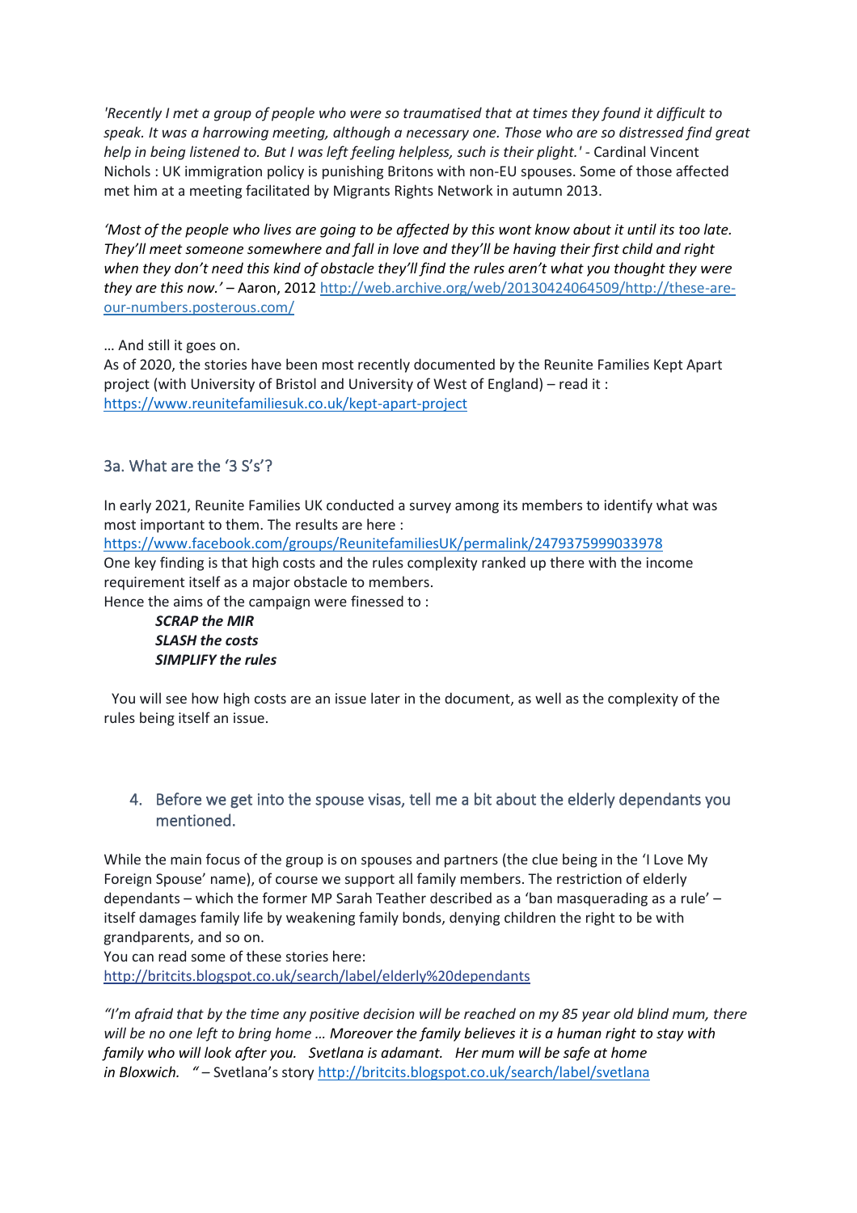*'Recently I met a group of people who were so traumatised that at times they found it difficult to speak. It was a harrowing meeting, although a necessary one. Those who are so distressed find great help in being listened to. But I was left feeling helpless, such is their plight.'* - Cardinal Vincent Nichols : UK immigration policy is punishing Britons with non-EU spouses. Some of those affected met him at a meeting facilitated by Migrants Rights Network in autumn 2013.

*'Most of the people who lives are going to be affected by this wont know about it until its too late. They'll meet someone somewhere and fall in love and they'll be having their first child and right when they don't need this kind of obstacle they'll find the rules aren't what you thought they were they are this now.'* – Aaron, 2012 [http://web.archive.org/web/20130424064509/http://these-are-our-numbers.posterous.com/](http://web.archive.org/web/20130424064509/http://these-are-our-numbers.posterous.com/)

… And still it goes on.
As of 2020, the stories have been most recently documented by the Reunite Families Kept Apart project (with University of Bristol and University of West of England) – read it : [https://www.reunitefamiliesuk.co.uk/kept-apart-project](https://www.reunitefamiliesuk.co.uk/kept-apart-project)

### 3a. What are the '3 S's'?

In early 2021, Reunite Families UK conducted a survey among its members to identify what was most important to them. The results are here :
[https://www.facebook.com/groups/ReunitefamiliesUK/permalink/2479375999033978](https://www.facebook.com/groups/ReunitefamiliesUK/permalink/2479375999033978)
One key finding is that high costs and the rules complexity ranked up there with the income requirement itself as a major obstacle to members.
Hence the aims of the campaign were finessed to :

***SCRAP the MIR***
***SLASH the costs***
***SIMPLIFY the rules***

You will see how high costs are an issue later in the document, as well as the complexity of the rules being itself an issue.

## 4. Before we get into the spouse visas, tell me a bit about the elderly dependants you mentioned.

While the main focus of the group is on spouses and partners (the clue being in the 'I Love My Foreign Spouse' name), of course we support all family members. The restriction of elderly dependants – which the former MP Sarah Teather described as a 'ban masquerading as a rule' – itself damages family life by weakening family bonds, denying children the right to be with grandparents, and so on.
You can read some of these stories here:
[http://britcits.blogspot.co.uk/search/label/elderly%20dependants](http://britcits.blogspot.co.uk/search/label/elderly%20dependants)

*"I'm afraid that by the time any positive decision will be reached on my 85 year old blind mum, there will be no one left to bring home … Moreover the family believes it is a human right to stay with family who will look after you. Svetlana is adamant. Her mum will be safe at home in Bloxwich. "* – Svetlana's story [http://britcits.blogspot.co.uk/search/label/svetlana](http://britcits.blogspot.co.uk/search/label/svetlana)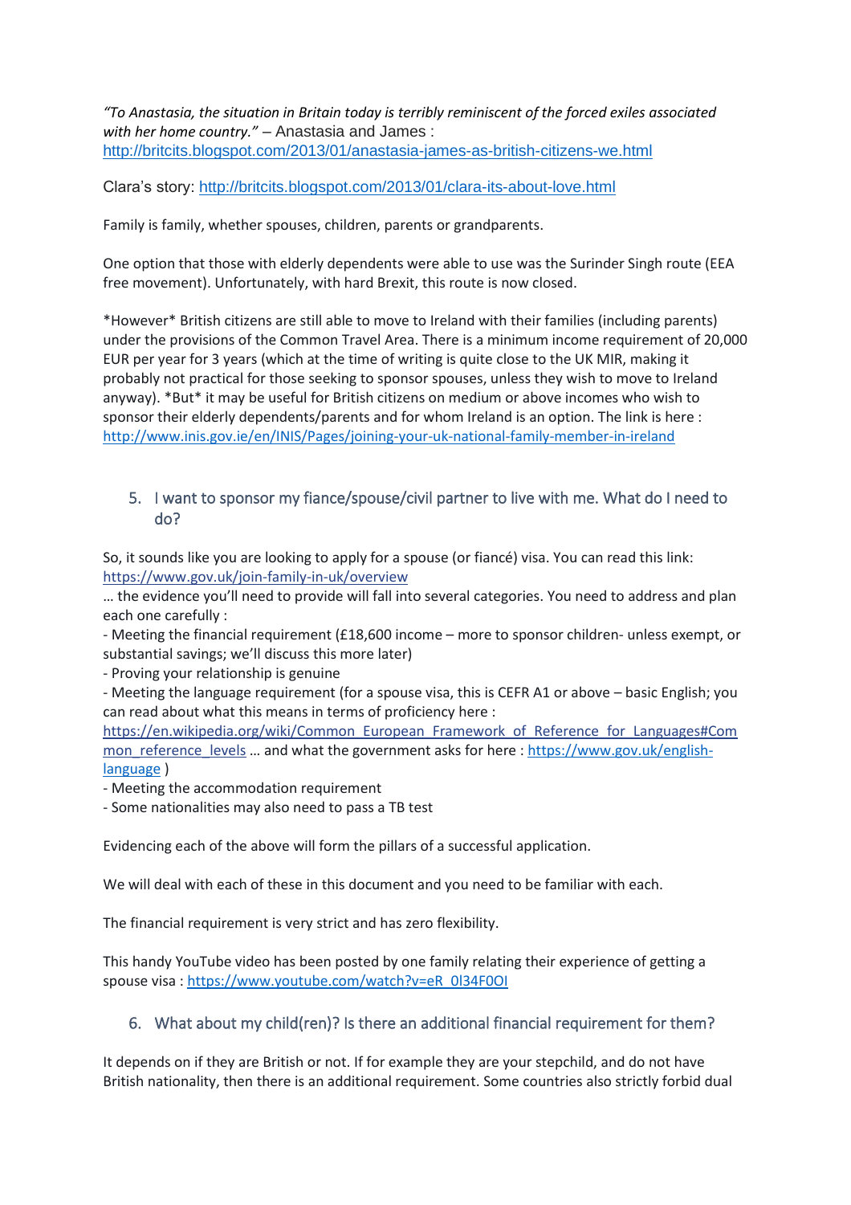*"To Anastasia, the situation in Britain today is terribly reminiscent of the forced exiles associated with her home country."* – Anastasia and James : http://britcits.blogspot.com/2013/01/anastasia-james-as-british-citizens-we.html

Clara's story: http://britcits.blogspot.com/2013/01/clara-its-about-love.html

Family is family, whether spouses, children, parents or grandparents.

One option that those with elderly dependents were able to use was the Surinder Singh route (EEA free movement). Unfortunately, with hard Brexit, this route is now closed.

*However* British citizens are still able to move to Ireland with their families (including parents) under the provisions of the Common Travel Area. There is a minimum income requirement of 20,000 EUR per year for 3 years (which at the time of writing is quite close to the UK MIR, making it probably not practical for those seeking to sponsor spouses, unless they wish to move to Ireland anyway). *But* it may be useful for British citizens on medium or above incomes who wish to sponsor their elderly dependents/parents and for whom Ireland is an option. The link is here : http://www.inis.gov.ie/en/INIS/Pages/joining-your-uk-national-family-member-in-ireland

## 5. I want to sponsor my fiance/spouse/civil partner to live with me. What do I need to do?

So, it sounds like you are looking to apply for a spouse (or fiancé) visa. You can read this link: https://www.gov.uk/join-family-in-uk/overview

… the evidence you'll need to provide will fall into several categories. You need to address and plan each one carefully :

- Meeting the financial requirement (£18,600 income – more to sponsor children- unless exempt, or substantial savings; we'll discuss this more later)
- Proving your relationship is genuine
- Meeting the language requirement (for a spouse visa, this is CEFR A1 or above – basic English; you can read about what this means in terms of proficiency here : https://en.wikipedia.org/wiki/Common_European_Framework_of_Reference_for_Languages#Common_reference_levels … and what the government asks for here : https://www.gov.uk/english-language )
- Meeting the accommodation requirement
- Some nationalities may also need to pass a TB test

Evidencing each of the above will form the pillars of a successful application.

We will deal with each of these in this document and you need to be familiar with each.

The financial requirement is very strict and has zero flexibility.

This handy YouTube video has been posted by one family relating their experience of getting a spouse visa : https://www.youtube.com/watch?v=eR_0I34F0OI

## 6. What about my child(ren)? Is there an additional financial requirement for them?

It depends on if they are British or not. If for example they are your stepchild, and do not have British nationality, then there is an additional requirement. Some countries also strictly forbid dual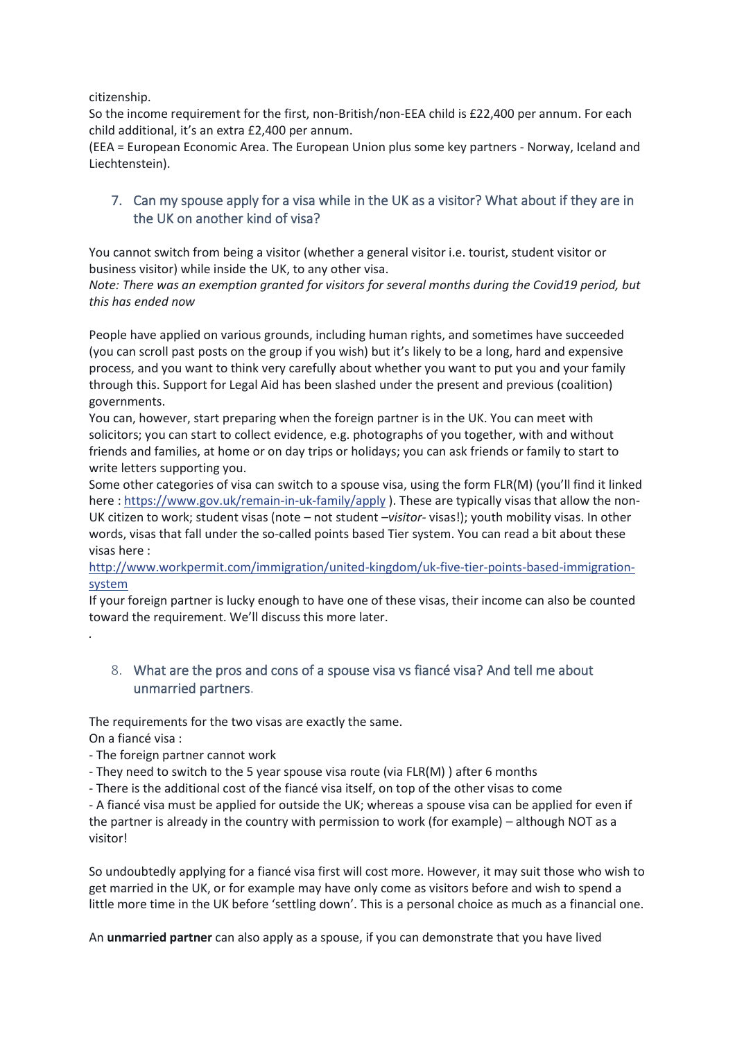citizenship.
So the income requirement for the first, non-British/non-EEA child is £22,400 per annum. For each child additional, it's an extra £2,400 per annum.
(EEA = European Economic Area. The European Union plus some key partners - Norway, Iceland and Liechtenstein).

## 7. Can my spouse apply for a visa while in the UK as a visitor? What about if they are in the UK on another kind of visa?

You cannot switch from being a visitor (whether a general visitor i.e. tourist, student visitor or business visitor) while inside the UK, to any other visa.
*Note: There was an exemption granted for visitors for several months during the Covid19 period, but this has ended now*

People have applied on various grounds, including human rights, and sometimes have succeeded (you can scroll past posts on the group if you wish) but it's likely to be a long, hard and expensive process, and you want to think very carefully about whether you want to put you and your family through this. Support for Legal Aid has been slashed under the present and previous (coalition) governments.
You can, however, start preparing when the foreign partner is in the UK. You can meet with solicitors; you can start to collect evidence, e.g. photographs of you together, with and without friends and families, at home or on day trips or holidays; you can ask friends or family to start to write letters supporting you.
Some other categories of visa can switch to a spouse visa, using the form FLR(M) (you'll find it linked here : https://www.gov.uk/remain-in-uk-family/apply ). These are typically visas that allow the non-UK citizen to work; student visas (note – not student –*visitor*- visas!); youth mobility visas. In other words, visas that fall under the so-called points based Tier system. You can read a bit about these visas here :
http://www.workpermit.com/immigration/united-kingdom/uk-five-tier-points-based-immigration-system
If your foreign partner is lucky enough to have one of these visas, their income can also be counted toward the requirement. We'll discuss this more later.
.

## 8. What are the pros and cons of a spouse visa vs fiancé visa? And tell me about unmarried partners.

The requirements for the two visas are exactly the same.
On a fiancé visa :
- The foreign partner cannot work
- They need to switch to the 5 year spouse visa route (via FLR(M) ) after 6 months
- There is the additional cost of the fiancé visa itself, on top of the other visas to come
- A fiancé visa must be applied for outside the UK; whereas a spouse visa can be applied for even if the partner is already in the country with permission to work (for example) – although NOT as a visitor!

So undoubtedly applying for a fiancé visa first will cost more. However, it may suit those who wish to get married in the UK, or for example may have only come as visitors before and wish to spend a little more time in the UK before 'settling down'. This is a personal choice as much as a financial one.

An **unmarried partner** can also apply as a spouse, if you can demonstrate that you have lived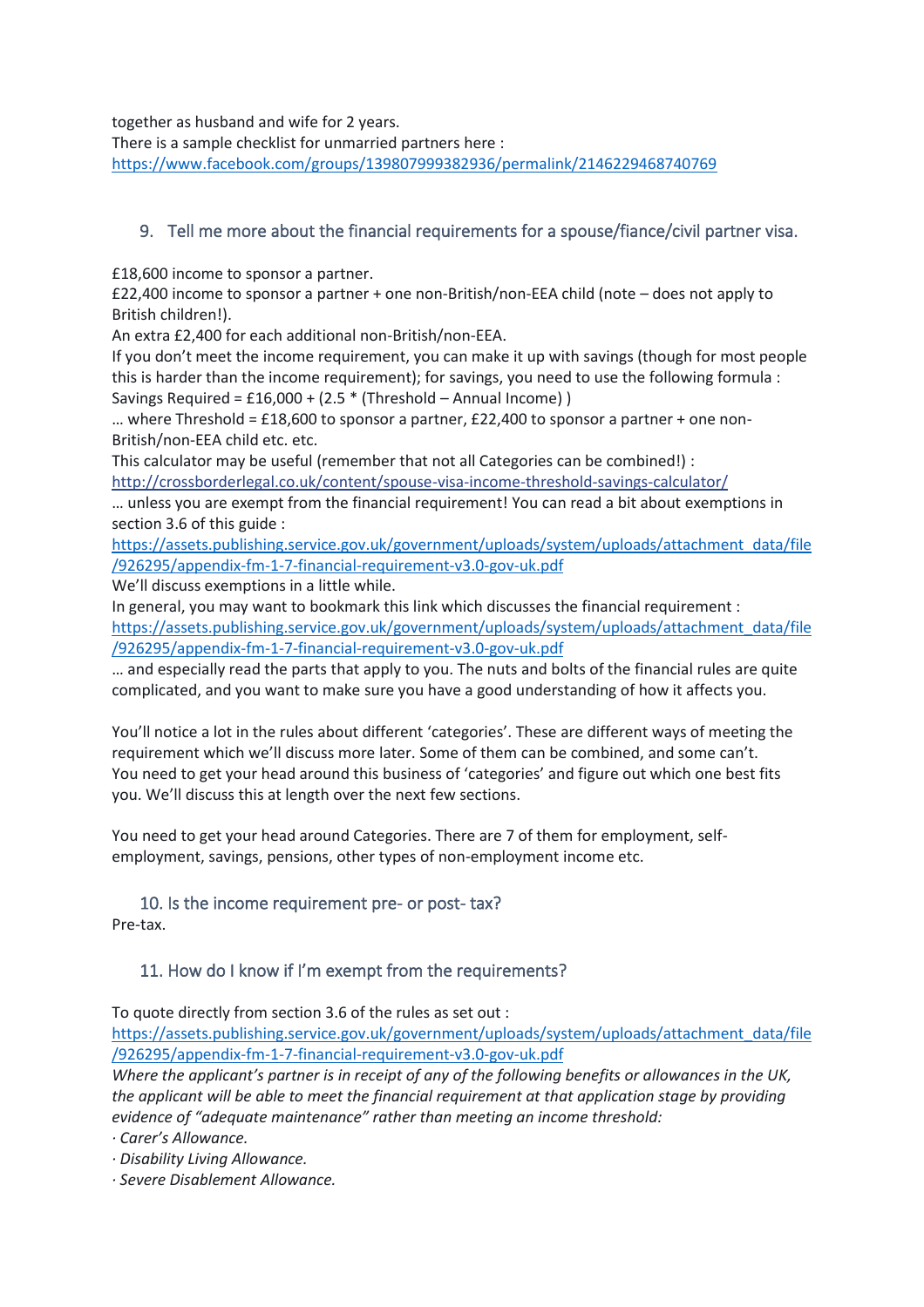together as husband and wife for 2 years.
There is a sample checklist for unmarried partners here :
https://www.facebook.com/groups/139807999382936/permalink/2146229468740769

## 9. Tell me more about the financial requirements for a spouse/fiance/civil partner visa.

£18,600 income to sponsor a partner.
£22,400 income to sponsor a partner + one non-British/non-EEA child (note – does not apply to British children!).
An extra £2,400 for each additional non-British/non-EEA.
If you don't meet the income requirement, you can make it up with savings (though for most people this is harder than the income requirement); for savings, you need to use the following formula :
Savings Required = £16,000 + (2.5 * (Threshold – Annual Income) )
… where Threshold = £18,600 to sponsor a partner, £22,400 to sponsor a partner + one non-British/non-EEA child etc. etc.
This calculator may be useful (remember that not all Categories can be combined!) :
http://crossborderlegal.co.uk/content/spouse-visa-income-threshold-savings-calculator/
… unless you are exempt from the financial requirement! You can read a bit about exemptions in section 3.6 of this guide :
https://assets.publishing.service.gov.uk/government/uploads/system/uploads/attachment_data/file/926295/appendix-fm-1-7-financial-requirement-v3.0-gov-uk.pdf
We'll discuss exemptions in a little while.
In general, you may want to bookmark this link which discusses the financial requirement :
https://assets.publishing.service.gov.uk/government/uploads/system/uploads/attachment_data/file/926295/appendix-fm-1-7-financial-requirement-v3.0-gov-uk.pdf
… and especially read the parts that apply to you. The nuts and bolts of the financial rules are quite complicated, and you want to make sure you have a good understanding of how it affects you.

You'll notice a lot in the rules about different 'categories'. These are different ways of meeting the requirement which we'll discuss more later. Some of them can be combined, and some can't.
You need to get your head around this business of 'categories' and figure out which one best fits you. We'll discuss this at length over the next few sections.

You need to get your head around Categories. There are 7 of them for employment, self-employment, savings, pensions, other types of non-employment income etc.

## 10. Is the income requirement pre- or post- tax?

Pre-tax.

## 11. How do I know if I'm exempt from the requirements?

To quote directly from section 3.6 of the rules as set out :
https://assets.publishing.service.gov.uk/government/uploads/system/uploads/attachment_data/file/926295/appendix-fm-1-7-financial-requirement-v3.0-gov-uk.pdf
*Where the applicant's partner is in receipt of any of the following benefits or allowances in the UK, the applicant will be able to meet the financial requirement at that application stage by providing evidence of "adequate maintenance" rather than meeting an income threshold:*
*· Carer's Allowance.*
*· Disability Living Allowance.*
*· Severe Disablement Allowance.*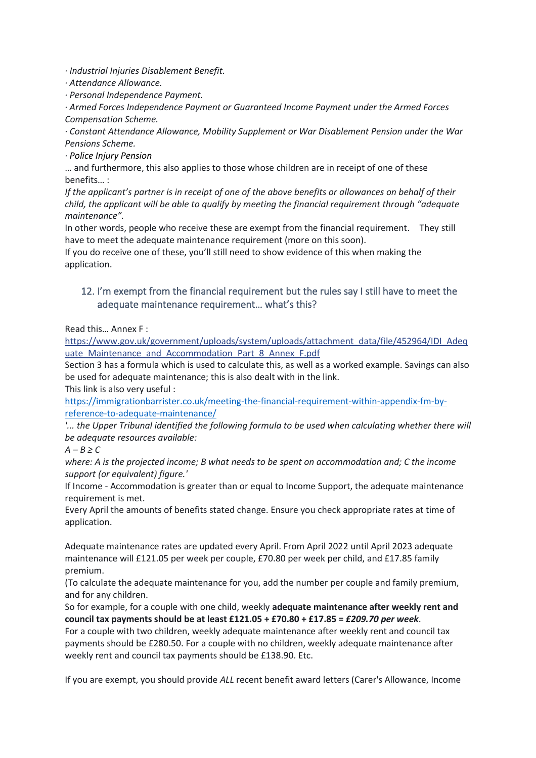· *Industrial Injuries Disablement Benefit.*
· *Attendance Allowance.*
· *Personal Independence Payment.*
· *Armed Forces Independence Payment or Guaranteed Income Payment under the Armed Forces Compensation Scheme.*
· *Constant Attendance Allowance, Mobility Supplement or War Disablement Pension under the War Pensions Scheme.*
· *Police Injury Pension*

… and furthermore, this also applies to those whose children are in receipt of one of these benefits… :

*If the applicant's partner is in receipt of one of the above benefits or allowances on behalf of their child, the applicant will be able to qualify by meeting the financial requirement through "adequate maintenance".*

In other words, people who receive these are exempt from the financial requirement. They still have to meet the adequate maintenance requirement (more on this soon).

If you do receive one of these, you'll still need to show evidence of this when making the application.

## 12. I'm exempt from the financial requirement but the rules say I still have to meet the adequate maintenance requirement… what's this?

Read this… Annex F :
https://www.gov.uk/government/uploads/system/uploads/attachment_data/file/452964/IDI_Adequate_Maintenance_and_Accommodation_Part_8_Annex_F.pdf

Section 3 has a formula which is used to calculate this, as well as a worked example. Savings can also be used for adequate maintenance; this is also dealt with in the link.

This link is also very useful :
https://immigrationbarrister.co.uk/meeting-the-financial-requirement-within-appendix-fm-by-reference-to-adequate-maintenance/

*'... the Upper Tribunal identified the following formula to be used when calculating whether there will be adequate resources available:*

*$A - B \geq C$*

*where: A is the projected income; B what needs to be spent on accommodation and; C the income support (or equivalent) figure.'*

If Income - Accommodation is greater than or equal to Income Support, the adequate maintenance requirement is met.

Every April the amounts of benefits stated change. Ensure you check appropriate rates at time of application.

Adequate maintenance rates are updated every April. From April 2022 until April 2023 adequate maintenance will £121.05 per week per couple, £70.80 per week per child, and £17.85 family premium.

(To calculate the adequate maintenance for you, add the number per couple and family premium, and for any children.

So for example, for a couple with one child, weekly **adequate maintenance after weekly rent and council tax payments should be at least £121.05 + £70.80 + £17.85 = *£209.70 per week***.

For a couple with two children, weekly adequate maintenance after weekly rent and council tax payments should be £280.50. For a couple with no children, weekly adequate maintenance after weekly rent and council tax payments should be £138.90. Etc.

If you are exempt, you should provide *ALL* recent benefit award letters (Carer's Allowance, Income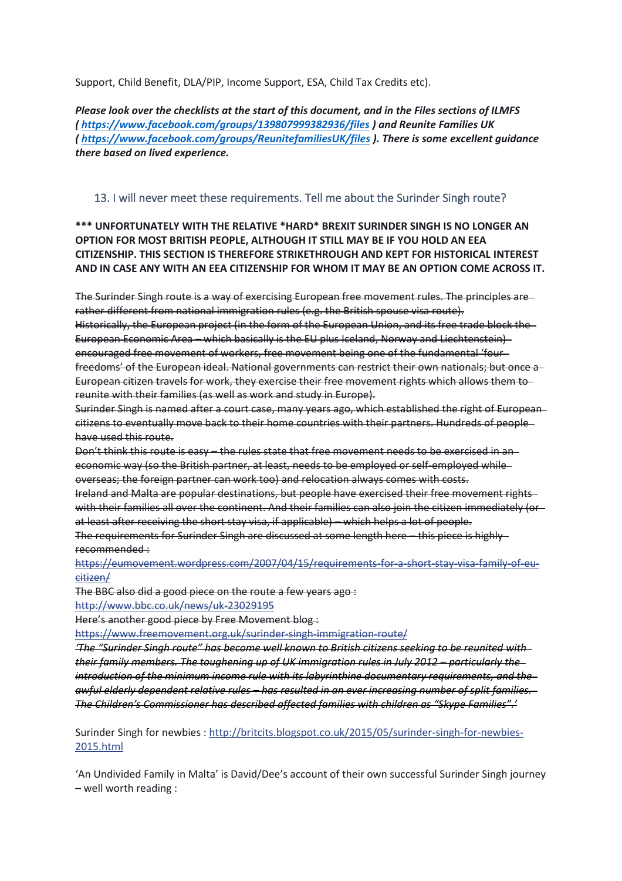Support, Child Benefit, DLA/PIP, Income Support, ESA, Child Tax Credits etc).

***Please look over the checklists at the start of this document, and in the Files sections of ILMFS ( https://www.facebook.com/groups/139807999382936/files ) and Reunite Families UK ( https://www.facebook.com/groups/ReunitefamiliesUK/files ). There is some excellent guidance there based on lived experience.***

## 13. I will never meet these requirements. Tell me about the Surinder Singh route?

**\*\*\* UNFORTUNATELY WITH THE RELATIVE \*HARD\* BREXIT SURINDER SINGH IS NO LONGER AN OPTION FOR MOST BRITISH PEOPLE, ALTHOUGH IT STILL MAY BE IF YOU HOLD AN EEA CITIZENSHIP. THIS SECTION IS THEREFORE STRIKETHROUGH AND KEPT FOR HISTORICAL INTEREST AND IN CASE ANY WITH AN EEA CITIZENSHIP FOR WHOM IT MAY BE AN OPTION COME ACROSS IT.**

~~The Surinder Singh route is a way of exercising European free movement rules. The principles are rather different from national immigration rules (e.g. the British spouse visa route).~~
~~Historically, the European project (in the form of the European Union, and its free trade block the European Economic Area – which basically is the EU plus Iceland, Norway and Liechtenstein) encouraged free movement of workers, free movement being one of the fundamental 'four freedoms' of the European ideal. National governments can restrict their own nationals; but once a European citizen travels for work, they exercise their free movement rights which allows them to reunite with their families (as well as work and study in Europe).~~
~~Surinder Singh is named after a court case, many years ago, which established the right of European citizens to eventually move back to their home countries with their partners. Hundreds of people have used this route.~~
~~Don't think this route is easy – the rules state that free movement needs to be exercised in an economic way (so the British partner, at least, needs to be employed or self-employed while overseas; the foreign partner can work too) and relocation always comes with costs.~~
~~Ireland and Malta are popular destinations, but people have exercised their free movement rights with their families all over the continent. And their families can also join the citizen immediately (or at least after receiving the short stay visa, if applicable) – which helps a lot of people.~~
~~The requirements for Surinder Singh are discussed at some length here – this piece is highly recommended :~~
~~https://eumovement.wordpress.com/2007/04/15/requirements-for-a-short-stay-visa-family-of-eu-citizen/~~
~~The BBC also did a good piece on the route a few years ago :~~
~~http://www.bbc.co.uk/news/uk-23029195~~
~~Here's another good piece by Free Movement blog :~~
~~https://www.freemovement.org.uk/surinder-singh-immigration-route/~~
~~*'The "Surinder Singh route" has become well known to British citizens seeking to be reunited with their family members. The toughening up of UK immigration rules in July 2012 – particularly the introduction of the minimum income rule with its labyrinthine documentary requirements, and the awful elderly dependent relative rules – has resulted in an ever increasing number of split families. The Children's Commissioner has described affected families with children as "Skype Families".'*~~

Surinder Singh for newbies : http://britcits.blogspot.co.uk/2015/05/surinder-singh-for-newbies-2015.html

'An Undivided Family in Malta' is David/Dee's account of their own successful Surinder Singh journey – well worth reading :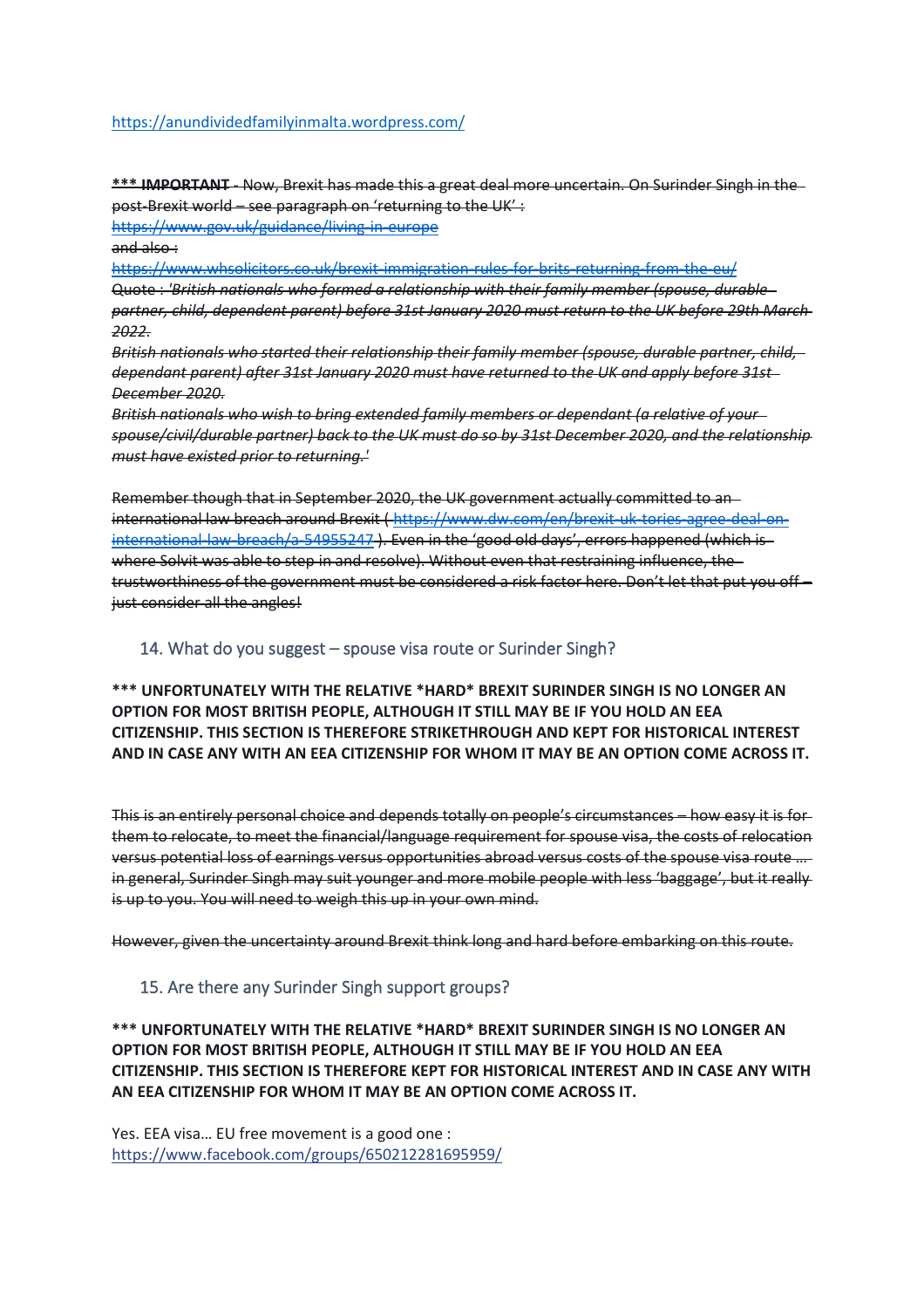https://anundividedfamilyinmalta.wordpress.com/

~~**\*\*\* IMPORTANT** - Now, Brexit has made this a great deal more uncertain. On Surinder Singh in the post-Brexit world – see paragraph on 'returning to the UK' :~~
~~https://www.gov.uk/guidance/living-in-europe~~
~~and also :~~
~~https://www.whsolicitors.co.uk/brexit-immigration-rules-for-brits-returning-from-the-eu/~~
~~Quote : '*British nationals who formed a relationship with their family member (spouse, durable partner, child, dependent parent) before 31st January 2020 must return to the UK before 29th March 2022.*~~
~~*British nationals who started their relationship their family member (spouse, durable partner, child, dependant parent) after 31st January 2020 must have returned to the UK and apply before 31st December 2020.*~~
~~*British nationals who wish to bring extended family members or dependant (a relative of your spouse/civil/durable partner) back to the UK must do so by 31st December 2020, and the relationship must have existed prior to returning.*'~~

~~Remember though that in September 2020, the UK government actually committed to an international law breach around Brexit ( https://www.dw.com/en/brexit-uk-tories-agree-deal-on-international-law-breach/a-54955247 ). Even in the 'good old days', errors happened (which is where Solvit was able to step in and resolve). Without even that restraining influence, the trustworthiness of the government must be considered a risk factor here. Don't let that put you off – just consider all the angles!~~

## 14. What do you suggest – spouse visa route or Surinder Singh?

**\*\*\* UNFORTUNATELY WITH THE RELATIVE \*HARD\* BREXIT SURINDER SINGH IS NO LONGER AN OPTION FOR MOST BRITISH PEOPLE, ALTHOUGH IT STILL MAY BE IF YOU HOLD AN EEA CITIZENSHIP. THIS SECTION IS THEREFORE STRIKETHROUGH AND KEPT FOR HISTORICAL INTEREST AND IN CASE ANY WITH AN EEA CITIZENSHIP FOR WHOM IT MAY BE AN OPTION COME ACROSS IT.**

~~This is an entirely personal choice and depends totally on people's circumstances – how easy it is for them to relocate, to meet the financial/language requirement for spouse visa, the costs of relocation versus potential loss of earnings versus opportunities abroad versus costs of the spouse visa route … in general, Surinder Singh may suit younger and more mobile people with less 'baggage', but it really is up to you. You will need to weigh this up in your own mind.~~

~~However, given the uncertainty around Brexit think long and hard before embarking on this route.~~

## 15. Are there any Surinder Singh support groups?

**\*\*\* UNFORTUNATELY WITH THE RELATIVE \*HARD\* BREXIT SURINDER SINGH IS NO LONGER AN OPTION FOR MOST BRITISH PEOPLE, ALTHOUGH IT STILL MAY BE IF YOU HOLD AN EEA CITIZENSHIP. THIS SECTION IS THEREFORE KEPT FOR HISTORICAL INTEREST AND IN CASE ANY WITH AN EEA CITIZENSHIP FOR WHOM IT MAY BE AN OPTION COME ACROSS IT.**

Yes. EEA visa… EU free movement is a good one :
https://www.facebook.com/groups/650212281695959/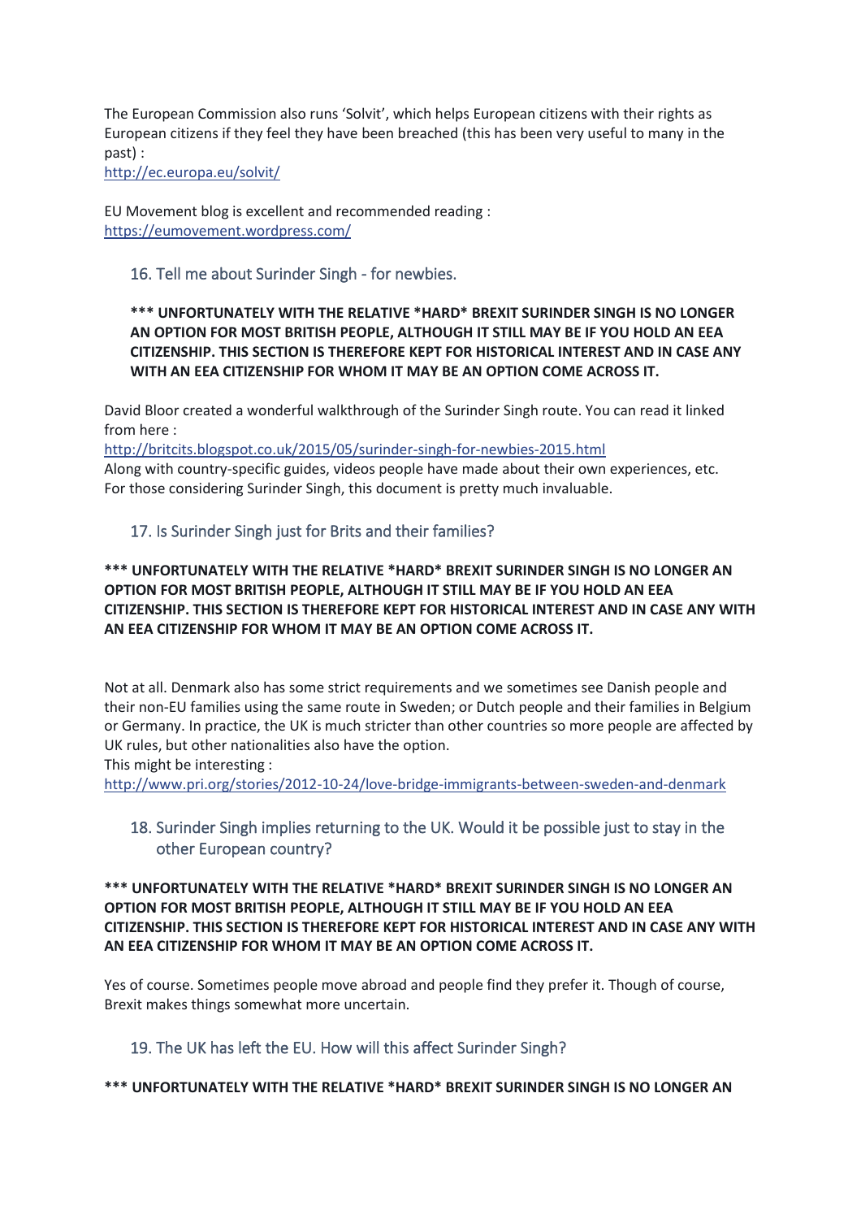The European Commission also runs 'Solvit', which helps European citizens with their rights as European citizens if they feel they have been breached (this has been very useful to many in the past) :
http://ec.europa.eu/solvit/

EU Movement blog is excellent and recommended reading :
https://eumovement.wordpress.com/

### 16. Tell me about Surinder Singh - for newbies.

**\*\*\* UNFORTUNATELY WITH THE RELATIVE *HARD* BREXIT SURINDER SINGH IS NO LONGER AN OPTION FOR MOST BRITISH PEOPLE, ALTHOUGH IT STILL MAY BE IF YOU HOLD AN EEA CITIZENSHIP. THIS SECTION IS THEREFORE KEPT FOR HISTORICAL INTEREST AND IN CASE ANY WITH AN EEA CITIZENSHIP FOR WHOM IT MAY BE AN OPTION COME ACROSS IT.**

David Bloor created a wonderful walkthrough of the Surinder Singh route. You can read it linked from here :
http://britcits.blogspot.co.uk/2015/05/surinder-singh-for-newbies-2015.html
Along with country-specific guides, videos people have made about their own experiences, etc. For those considering Surinder Singh, this document is pretty much invaluable.

### 17. Is Surinder Singh just for Brits and their families?

**\*\*\* UNFORTUNATELY WITH THE RELATIVE *HARD* BREXIT SURINDER SINGH IS NO LONGER AN OPTION FOR MOST BRITISH PEOPLE, ALTHOUGH IT STILL MAY BE IF YOU HOLD AN EEA CITIZENSHIP. THIS SECTION IS THEREFORE KEPT FOR HISTORICAL INTEREST AND IN CASE ANY WITH AN EEA CITIZENSHIP FOR WHOM IT MAY BE AN OPTION COME ACROSS IT.**

Not at all. Denmark also has some strict requirements and we sometimes see Danish people and their non-EU families using the same route in Sweden; or Dutch people and their families in Belgium or Germany. In practice, the UK is much stricter than other countries so more people are affected by UK rules, but other nationalities also have the option.
This might be interesting :
http://www.pri.org/stories/2012-10-24/love-bridge-immigrants-between-sweden-and-denmark

### 18. Surinder Singh implies returning to the UK. Would it be possible just to stay in the other European country?

**\*\*\* UNFORTUNATELY WITH THE RELATIVE *HARD* BREXIT SURINDER SINGH IS NO LONGER AN OPTION FOR MOST BRITISH PEOPLE, ALTHOUGH IT STILL MAY BE IF YOU HOLD AN EEA CITIZENSHIP. THIS SECTION IS THEREFORE KEPT FOR HISTORICAL INTEREST AND IN CASE ANY WITH AN EEA CITIZENSHIP FOR WHOM IT MAY BE AN OPTION COME ACROSS IT.**

Yes of course. Sometimes people move abroad and people find they prefer it. Though of course, Brexit makes things somewhat more uncertain.

### 19. The UK has left the EU. How will this affect Surinder Singh?

**\*\*\* UNFORTUNATELY WITH THE RELATIVE *HARD* BREXIT SURINDER SINGH IS NO LONGER AN**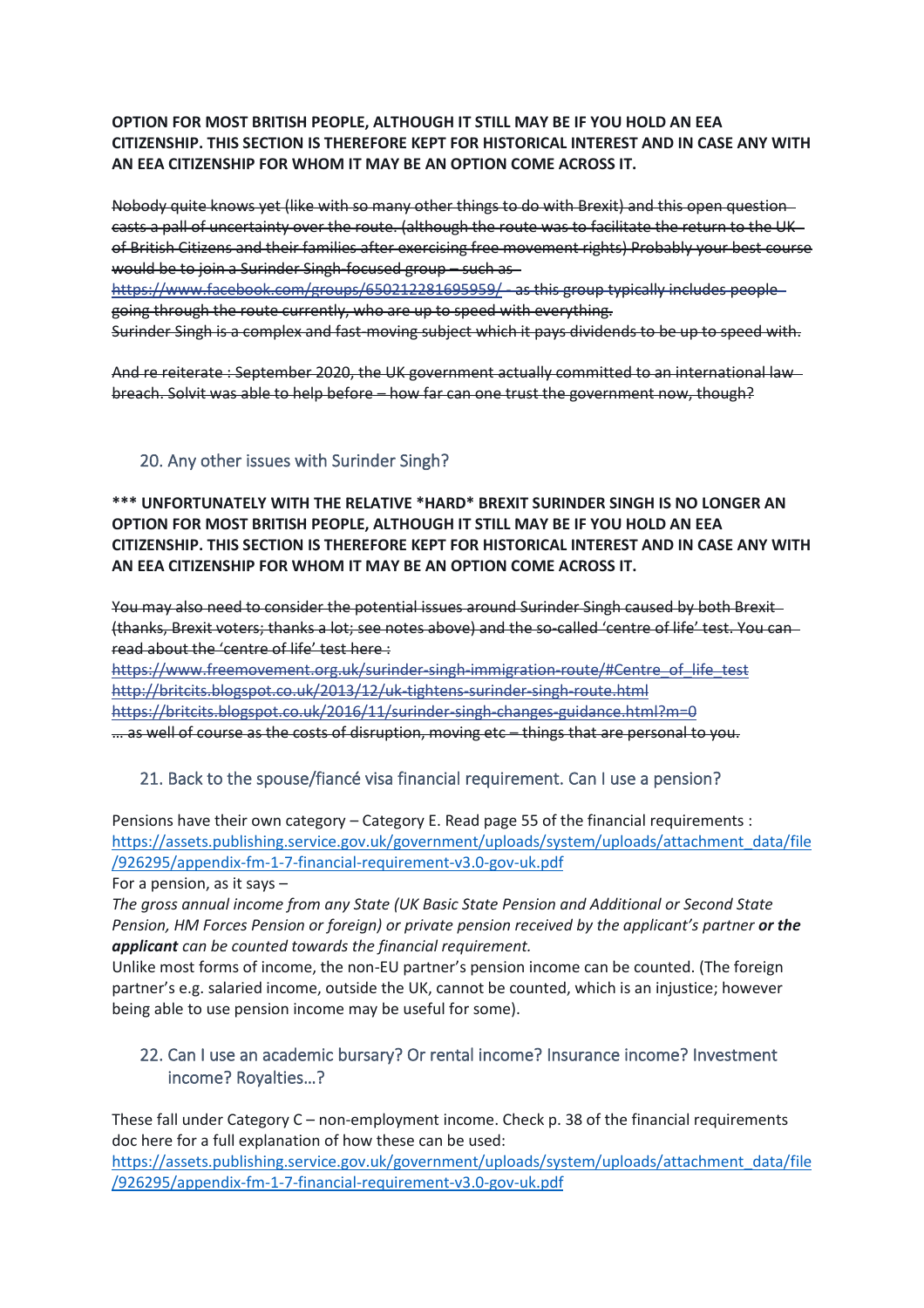**OPTION FOR MOST BRITISH PEOPLE, ALTHOUGH IT STILL MAY BE IF YOU HOLD AN EEA CITIZENSHIP. THIS SECTION IS THEREFORE KEPT FOR HISTORICAL INTEREST AND IN CASE ANY WITH AN EEA CITIZENSHIP FOR WHOM IT MAY BE AN OPTION COME ACROSS IT.**

~~Nobody quite knows yet (like with so many other things to do with Brexit) and this open question casts a pall of uncertainty over the route. (although the route was to facilitate the return to the UK of British Citizens and their families after exercising free movement rights) Probably your best course would be to join a Surinder Singh-focused group – such as https://www.facebook.com/groups/650212281695959/ - as this group typically includes people going through the route currently, who are up to speed with everything.~~
~~Surinder Singh is a complex and fast-moving subject which it pays dividends to be up to speed with.~~

~~And re reiterate : September 2020, the UK government actually committed to an international law breach. Solvit was able to help before – how far can one trust the government now, though?~~

## 20. Any other issues with Surinder Singh?

**\*\*\* UNFORTUNATELY WITH THE RELATIVE \*HARD\* BREXIT SURINDER SINGH IS NO LONGER AN OPTION FOR MOST BRITISH PEOPLE, ALTHOUGH IT STILL MAY BE IF YOU HOLD AN EEA CITIZENSHIP. THIS SECTION IS THEREFORE KEPT FOR HISTORICAL INTEREST AND IN CASE ANY WITH AN EEA CITIZENSHIP FOR WHOM IT MAY BE AN OPTION COME ACROSS IT.**

~~You may also need to consider the potential issues around Surinder Singh caused by both Brexit (thanks, Brexit voters; thanks a lot; see notes above) and the so-called 'centre of life' test. You can read about the 'centre of life' test here :~~
~~https://www.freemovement.org.uk/surinder-singh-immigration-route/#Centre_of_life_test~~
~~http://britcits.blogspot.co.uk/2013/12/uk-tightens-surinder-singh-route.html~~
~~https://britcits.blogspot.co.uk/2016/11/surinder-singh-changes-guidance.html?m=0~~
~~… as well of course as the costs of disruption, moving etc – things that are personal to you.~~

## 21. Back to the spouse/fiancé visa financial requirement. Can I use a pension?

Pensions have their own category – Category E. Read page 55 of the financial requirements : https://assets.publishing.service.gov.uk/government/uploads/system/uploads/attachment_data/file/926295/appendix-fm-1-7-financial-requirement-v3.0-gov-uk.pdf
For a pension, as it says –
*The gross annual income from any State (UK Basic State Pension and Additional or Second State Pension, HM Forces Pension or foreign) or private pension received by the applicant's partner **or the applicant** can be counted towards the financial requirement.*
Unlike most forms of income, the non-EU partner's pension income can be counted. (The foreign partner's e.g. salaried income, outside the UK, cannot be counted, which is an injustice; however being able to use pension income may be useful for some).

## 22. Can I use an academic bursary? Or rental income? Insurance income? Investment income? Royalties…?

These fall under Category C – non-employment income. Check p. 38 of the financial requirements doc here for a full explanation of how these can be used:
https://assets.publishing.service.gov.uk/government/uploads/system/uploads/attachment_data/file/926295/appendix-fm-1-7-financial-requirement-v3.0-gov-uk.pdf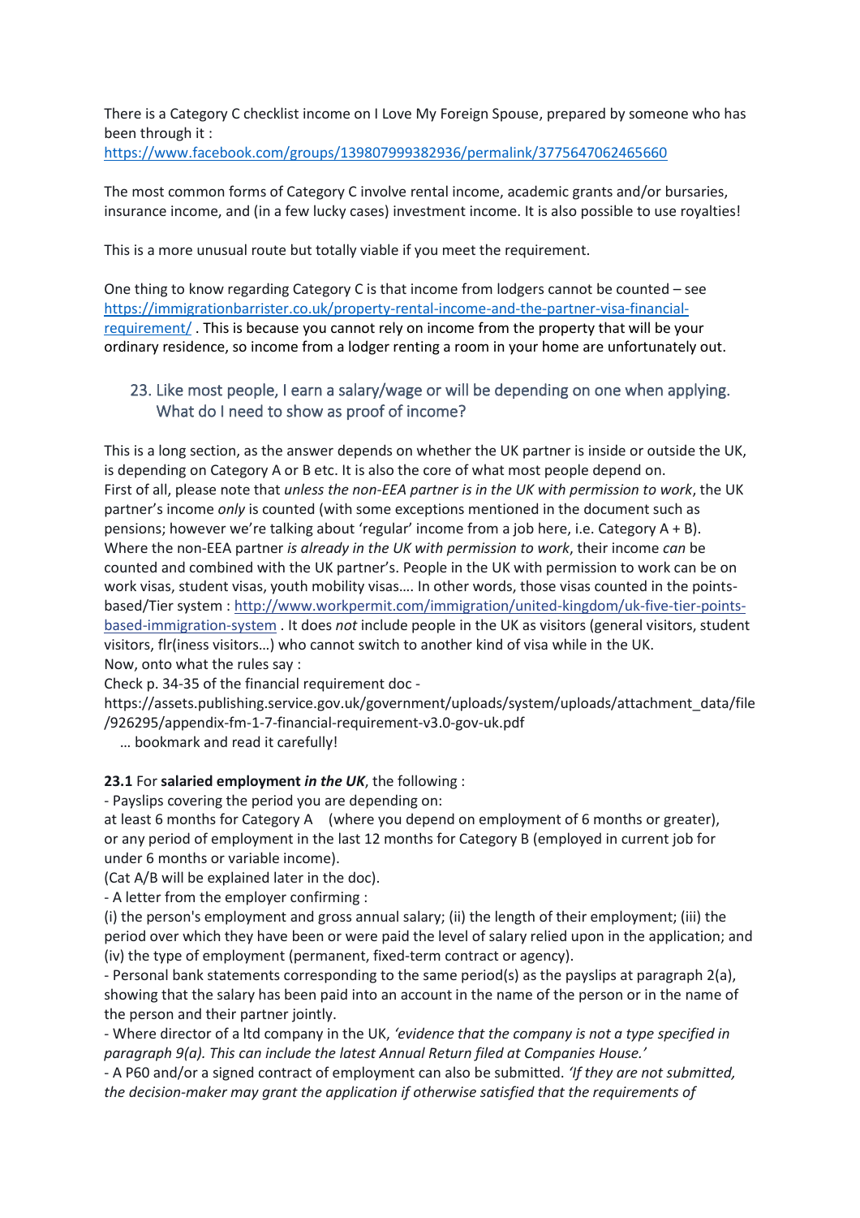There is a Category C checklist income on I Love My Foreign Spouse, prepared by someone who has been through it :
https://www.facebook.com/groups/139807999382936/permalink/3775647062465660

The most common forms of Category C involve rental income, academic grants and/or bursaries, insurance income, and (in a few lucky cases) investment income. It is also possible to use royalties!

This is a more unusual route but totally viable if you meet the requirement.

One thing to know regarding Category C is that income from lodgers cannot be counted – see https://immigrationbarrister.co.uk/property-rental-income-and-the-partner-visa-financial-requirement/ . This is because you cannot rely on income from the property that will be your ordinary residence, so income from a lodger renting a room in your home are unfortunately out.

## 23. Like most people, I earn a salary/wage or will be depending on one when applying. What do I need to show as proof of income?

This is a long section, as the answer depends on whether the UK partner is inside or outside the UK, is depending on Category A or B etc. It is also the core of what most people depend on.
First of all, please note that *unless the non-EEA partner is in the UK with permission to work*, the UK partner's income *only* is counted (with some exceptions mentioned in the document such as pensions; however we're talking about 'regular' income from a job here, i.e. Category A + B).
Where the non-EEA partner *is already in the UK with permission to work*, their income *can* be counted and combined with the UK partner's. People in the UK with permission to work can be on work visas, student visas, youth mobility visas…. In other words, those visas counted in the points-based/Tier system : http://www.workpermit.com/immigration/united-kingdom/uk-five-tier-points-based-immigration-system . It does *not* include people in the UK as visitors (general visitors, student visitors, flr(iness visitors…) who cannot switch to another kind of visa while in the UK.
Now, onto what the rules say :
Check p. 34-35 of the financial requirement doc -
https://assets.publishing.service.gov.uk/government/uploads/system/uploads/attachment_data/file/926295/appendix-fm-1-7-financial-requirement-v3.0-gov-uk.pdf
… bookmark and read it carefully!

**23.1** For **salaried employment** ***in the UK***, the following :
- Payslips covering the period you are depending on:
at least 6 months for Category A (where you depend on employment of 6 months or greater), or any period of employment in the last 12 months for Category B (employed in current job for under 6 months or variable income).
(Cat A/B will be explained later in the doc).
- A letter from the employer confirming :
(i) the person's employment and gross annual salary; (ii) the length of their employment; (iii) the period over which they have been or were paid the level of salary relied upon in the application; and (iv) the type of employment (permanent, fixed-term contract or agency).
- Personal bank statements corresponding to the same period(s) as the payslips at paragraph 2(a), showing that the salary has been paid into an account in the name of the person or in the name of the person and their partner jointly.
- Where director of a ltd company in the UK, *'evidence that the company is not a type specified in paragraph 9(a). This can include the latest Annual Return filed at Companies House.'*
- A P60 and/or a signed contract of employment can also be submitted. *'If they are not submitted, the decision-maker may grant the application if otherwise satisfied that the requirements of*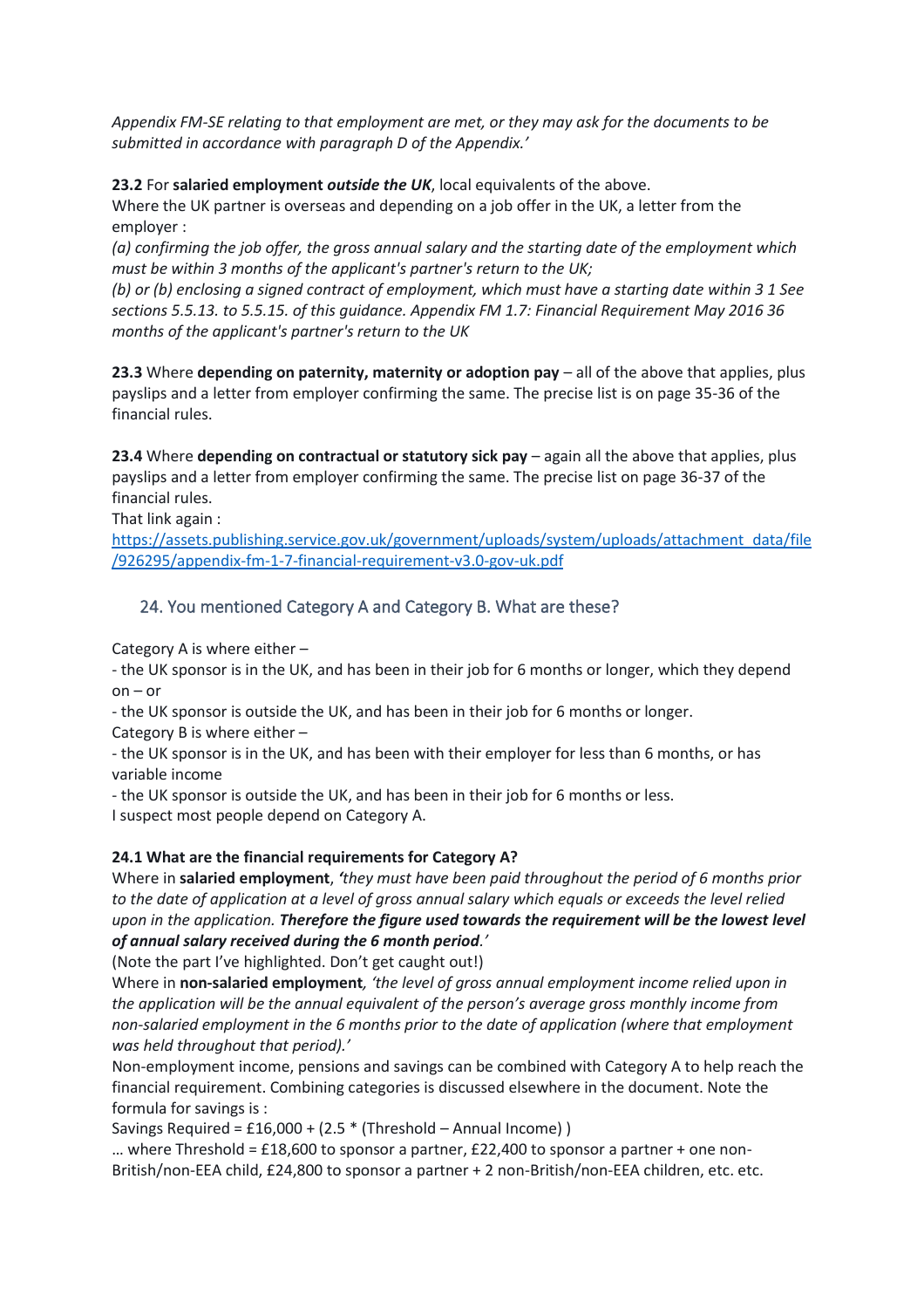*Appendix FM-SE relating to that employment are met, or they may ask for the documents to be submitted in accordance with paragraph D of the Appendix.'*

**23.2** For **salaried employment *outside the UK***, local equivalents of the above.
Where the UK partner is overseas and depending on a job offer in the UK, a letter from the employer :
*(a) confirming the job offer, the gross annual salary and the starting date of the employment which must be within 3 months of the applicant's partner's return to the UK;*
*(b) or (b) enclosing a signed contract of employment, which must have a starting date within 3 1 See sections 5.5.13. to 5.5.15. of this guidance. Appendix FM 1.7: Financial Requirement May 2016 36 months of the applicant's partner's return to the UK*

**23.3** Where **depending on paternity, maternity or adoption pay** – all of the above that applies, plus payslips and a letter from employer confirming the same. The precise list is on page 35-36 of the financial rules.

**23.4** Where **depending on contractual or statutory sick pay** – again all the above that applies, plus payslips and a letter from employer confirming the same. The precise list on page 36-37 of the financial rules.
That link again :
https://assets.publishing.service.gov.uk/government/uploads/system/uploads/attachment_data/file/926295/appendix-fm-1-7-financial-requirement-v3.0-gov-uk.pdf

## 24. You mentioned Category A and Category B. What are these?

Category A is where either –
- the UK sponsor is in the UK, and has been in their job for 6 months or longer, which they depend on – or
- the UK sponsor is outside the UK, and has been in their job for 6 months or longer.

Category B is where either –
- the UK sponsor is in the UK, and has been with their employer for less than 6 months, or has variable income
- the UK sponsor is outside the UK, and has been in their job for 6 months or less.

I suspect most people depend on Category A.

**24.1 What are the financial requirements for Category A?**
Where in **salaried employment**, *'they must have been paid throughout the period of 6 months prior to the date of application at a level of gross annual salary which equals or exceeds the level relied upon in the application. **Therefore the figure used towards the requirement will be the lowest level of annual salary received during the 6 month period**.'*
(Note the part I've highlighted. Don't get caught out!)
Where in **non-salaried employment***, 'the level of gross annual employment income relied upon in the application will be the annual equivalent of the person's average gross monthly income from non-salaried employment in the 6 months prior to the date of application (where that employment was held throughout that period).'*
Non-employment income, pensions and savings can be combined with Category A to help reach the financial requirement. Combining categories is discussed elsewhere in the document. Note the formula for savings is :
Savings Required = £16,000 + (2.5 * (Threshold – Annual Income) )
… where Threshold = £18,600 to sponsor a partner, £22,400 to sponsor a partner + one non-British/non-EEA child, £24,800 to sponsor a partner + 2 non-British/non-EEA children, etc. etc.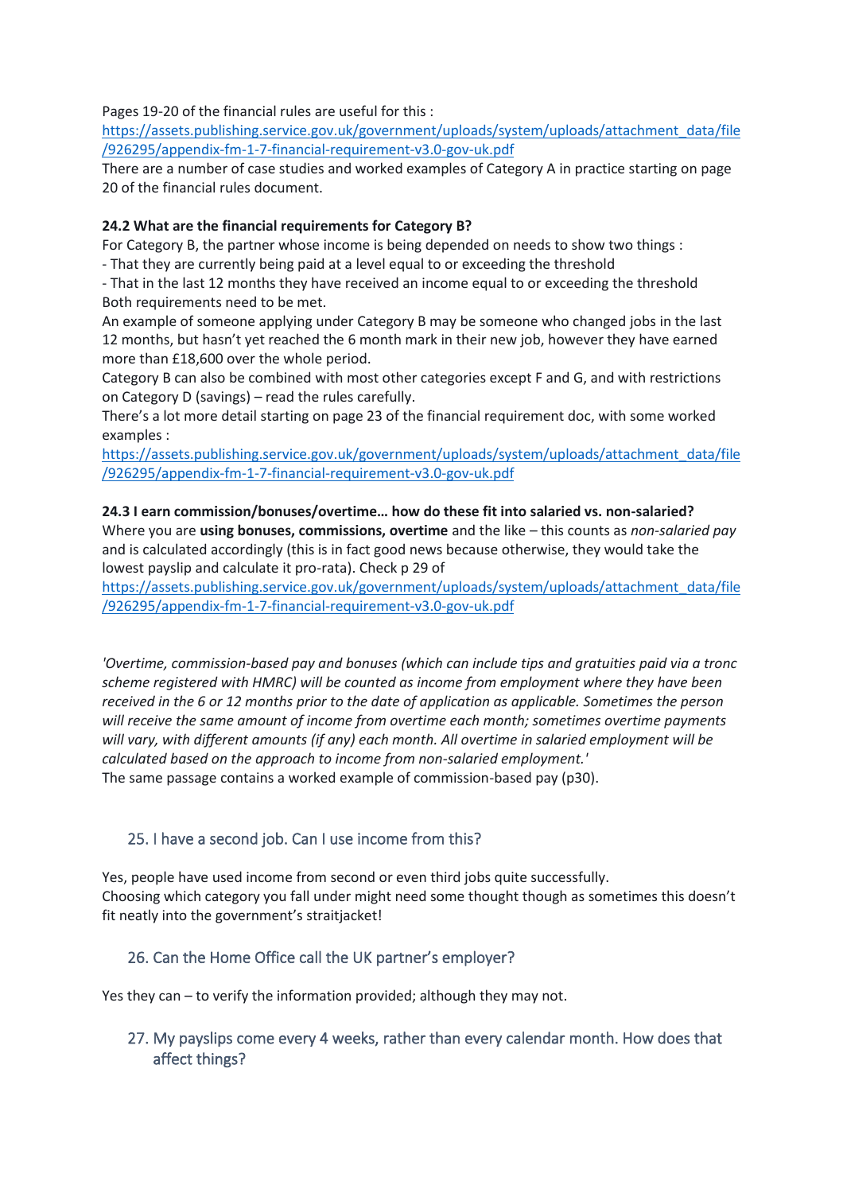Pages 19-20 of the financial rules are useful for this :
https://assets.publishing.service.gov.uk/government/uploads/system/uploads/attachment_data/file/926295/appendix-fm-1-7-financial-requirement-v3.0-gov-uk.pdf
There are a number of case studies and worked examples of Category A in practice starting on page 20 of the financial rules document.

**24.2 What are the financial requirements for Category B?**
For Category B, the partner whose income is being depended on needs to show two things :
- That they are currently being paid at a level equal to or exceeding the threshold
- That in the last 12 months they have received an income equal to or exceeding the threshold

Both requirements need to be met.
An example of someone applying under Category B may be someone who changed jobs in the last 12 months, but hasn't yet reached the 6 month mark in their new job, however they have earned more than £18,600 over the whole period.
Category B can also be combined with most other categories except F and G, and with restrictions on Category D (savings) – read the rules carefully.
There's a lot more detail starting on page 23 of the financial requirement doc, with some worked examples :
https://assets.publishing.service.gov.uk/government/uploads/system/uploads/attachment_data/file/926295/appendix-fm-1-7-financial-requirement-v3.0-gov-uk.pdf

**24.3 I earn commission/bonuses/overtime… how do these fit into salaried vs. non-salaried?**
Where you are **using bonuses, commissions, overtime** and the like – this counts as *non-salaried pay* and is calculated accordingly (this is in fact good news because otherwise, they would take the lowest payslip and calculate it pro-rata). Check p 29 of
https://assets.publishing.service.gov.uk/government/uploads/system/uploads/attachment_data/file/926295/appendix-fm-1-7-financial-requirement-v3.0-gov-uk.pdf

*'Overtime, commission-based pay and bonuses (which can include tips and gratuities paid via a tronc scheme registered with HMRC) will be counted as income from employment where they have been received in the 6 or 12 months prior to the date of application as applicable. Sometimes the person will receive the same amount of income from overtime each month; sometimes overtime payments will vary, with different amounts (if any) each month. All overtime in salaried employment will be calculated based on the approach to income from non-salaried employment.'*
The same passage contains a worked example of commission-based pay (p30).

## 25. I have a second job. Can I use income from this?

Yes, people have used income from second or even third jobs quite successfully.
Choosing which category you fall under might need some thought though as sometimes this doesn't fit neatly into the government's straitjacket!

## 26. Can the Home Office call the UK partner's employer?

Yes they can – to verify the information provided; although they may not.

## 27. My payslips come every 4 weeks, rather than every calendar month. How does that affect things?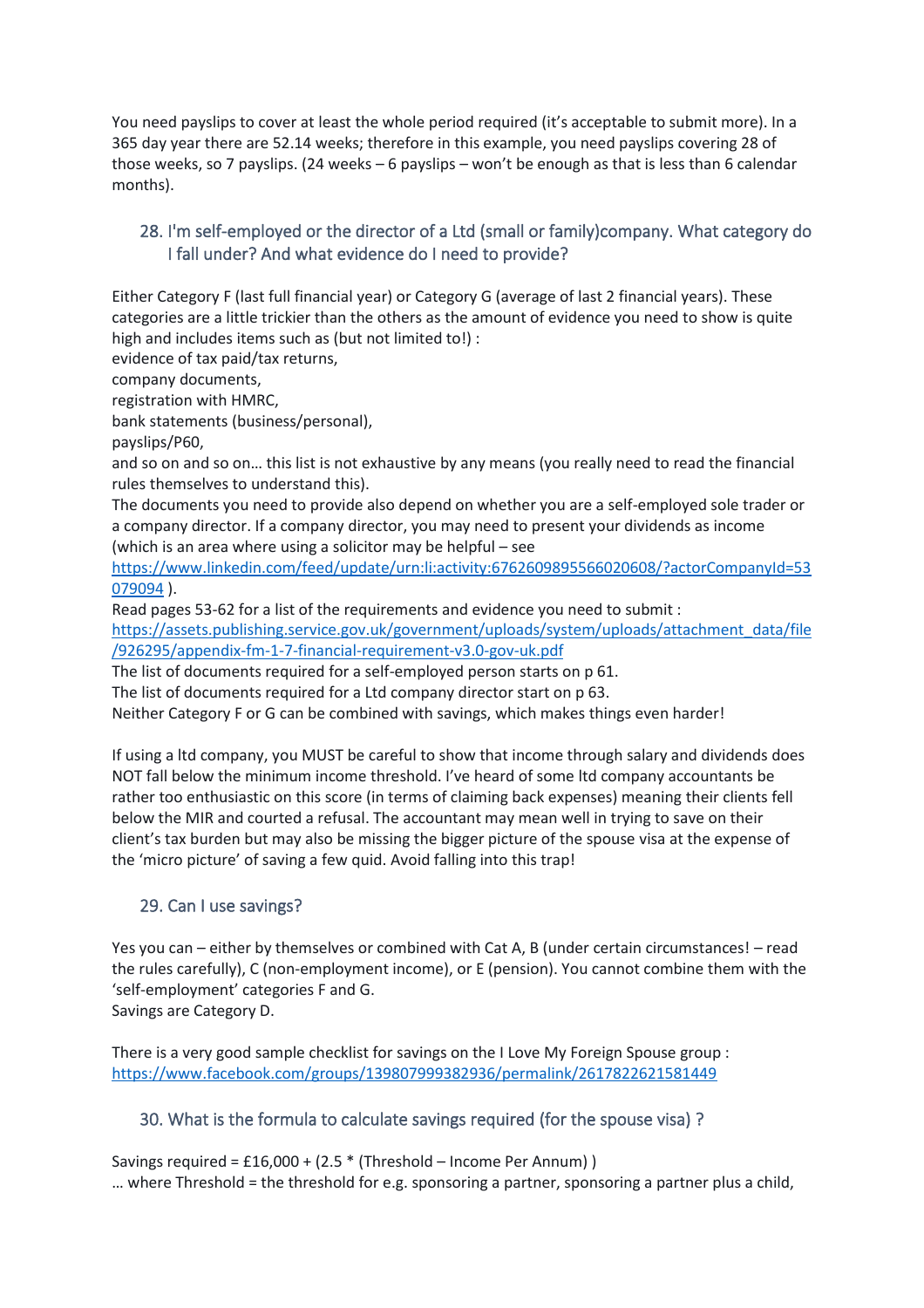You need payslips to cover at least the whole period required (it's acceptable to submit more). In a 365 day year there are 52.14 weeks; therefore in this example, you need payslips covering 28 of those weeks, so 7 payslips. (24 weeks – 6 payslips – won't be enough as that is less than 6 calendar months).

## 28. I'm self-employed or the director of a Ltd (small or family)company. What category do I fall under? And what evidence do I need to provide?

Either Category F (last full financial year) or Category G (average of last 2 financial years). These categories are a little trickier than the others as the amount of evidence you need to show is quite high and includes items such as (but not limited to!) :
evidence of tax paid/tax returns,
company documents,
registration with HMRC,
bank statements (business/personal),
payslips/P60,
and so on and so on… this list is not exhaustive by any means (you really need to read the financial rules themselves to understand this).
The documents you need to provide also depend on whether you are a self-employed sole trader or a company director. If a company director, you may need to present your dividends as income (which is an area where using a solicitor may be helpful – see https://www.linkedin.com/feed/update/urn:li:activity:6762609895566020608/?actorCompanyId=53079094 ).
Read pages 53-62 for a list of the requirements and evidence you need to submit : https://assets.publishing.service.gov.uk/government/uploads/system/uploads/attachment_data/file/926295/appendix-fm-1-7-financial-requirement-v3.0-gov-uk.pdf
The list of documents required for a self-employed person starts on p 61.
The list of documents required for a Ltd company director start on p 63.
Neither Category F or G can be combined with savings, which makes things even harder!

If using a ltd company, you MUST be careful to show that income through salary and dividends does NOT fall below the minimum income threshold. I've heard of some ltd company accountants be rather too enthusiastic on this score (in terms of claiming back expenses) meaning their clients fell below the MIR and courted a refusal. The accountant may mean well in trying to save on their client's tax burden but may also be missing the bigger picture of the spouse visa at the expense of the 'micro picture' of saving a few quid. Avoid falling into this trap!

## 29. Can I use savings?

Yes you can – either by themselves or combined with Cat A, B (under certain circumstances! – read the rules carefully), C (non-employment income), or E (pension). You cannot combine them with the 'self-employment' categories F and G.
Savings are Category D.

There is a very good sample checklist for savings on the I Love My Foreign Spouse group : https://www.facebook.com/groups/139807999382936/permalink/2617822621581449

## 30. What is the formula to calculate savings required (for the spouse visa) ?

Savings required = £16,000 + (2.5 * (Threshold – Income Per Annum) )
… where Threshold = the threshold for e.g. sponsoring a partner, sponsoring a partner plus a child,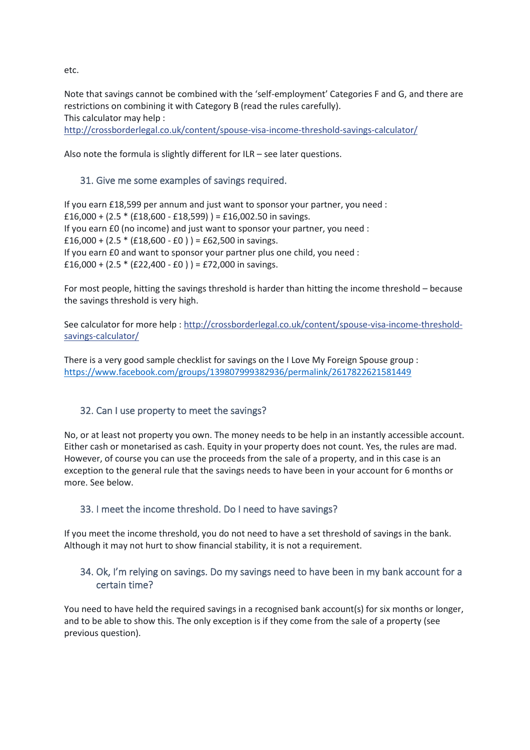etc.

Note that savings cannot be combined with the 'self-employment' Categories F and G, and there are restrictions on combining it with Category B (read the rules carefully).
This calculator may help :
http://crossborderlegal.co.uk/content/spouse-visa-income-threshold-savings-calculator/

Also note the formula is slightly different for ILR – see later questions.

### 31. Give me some examples of savings required.

If you earn £18,599 per annum and just want to sponsor your partner, you need :
£16,000 + (2.5 * (£18,600 - £18,599) ) = £16,002.50 in savings.
If you earn £0 (no income) and just want to sponsor your partner, you need :
£16,000 + (2.5 * (£18,600 - £0 ) ) = £62,500 in savings.
If you earn £0 and want to sponsor your partner plus one child, you need :
£16,000 + (2.5 * (£22,400 - £0 ) ) = £72,000 in savings.

For most people, hitting the savings threshold is harder than hitting the income threshold – because the savings threshold is very high.

See calculator for more help : http://crossborderlegal.co.uk/content/spouse-visa-income-threshold-savings-calculator/

There is a very good sample checklist for savings on the I Love My Foreign Spouse group :
https://www.facebook.com/groups/139807999382936/permalink/2617822621581449

### 32. Can I use property to meet the savings?

No, or at least not property you own. The money needs to be help in an instantly accessible account. Either cash or monetarised as cash. Equity in your property does not count. Yes, the rules are mad. However, of course you can use the proceeds from the sale of a property, and in this case is an exception to the general rule that the savings needs to have been in your account for 6 months or more. See below.

### 33. I meet the income threshold. Do I need to have savings?

If you meet the income threshold, you do not need to have a set threshold of savings in the bank. Although it may not hurt to show financial stability, it is not a requirement.

### 34. Ok, I'm relying on savings. Do my savings need to have been in my bank account for a certain time?

You need to have held the required savings in a recognised bank account(s) for six months or longer, and to be able to show this. The only exception is if they come from the sale of a property (see previous question).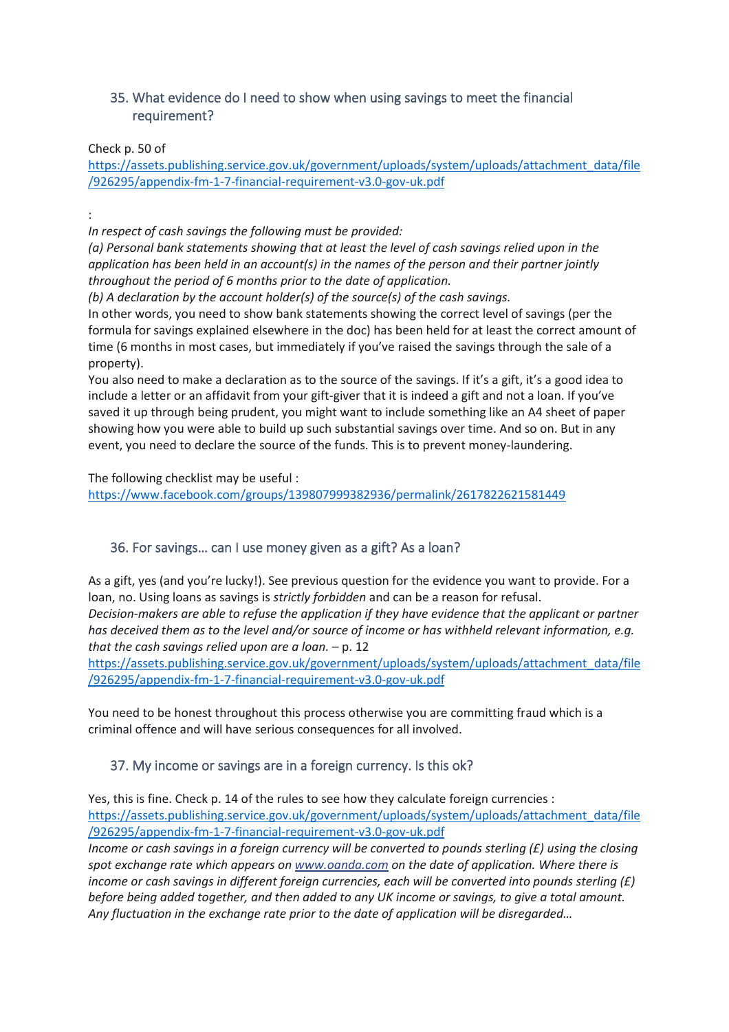## 35. What evidence do I need to show when using savings to meet the financial requirement?

Check p. 50 of
https://assets.publishing.service.gov.uk/government/uploads/system/uploads/attachment_data/file/926295/appendix-fm-1-7-financial-requirement-v3.0-gov-uk.pdf

:

*In respect of cash savings the following must be provided:*
*(a) Personal bank statements showing that at least the level of cash savings relied upon in the application has been held in an account(s) in the names of the person and their partner jointly throughout the period of 6 months prior to the date of application.*
*(b) A declaration by the account holder(s) of the source(s) of the cash savings.*
In other words, you need to show bank statements showing the correct level of savings (per the formula for savings explained elsewhere in the doc) has been held for at least the correct amount of time (6 months in most cases, but immediately if you've raised the savings through the sale of a property).
You also need to make a declaration as to the source of the savings. If it's a gift, it's a good idea to include a letter or an affidavit from your gift-giver that it is indeed a gift and not a loan. If you've saved it up through being prudent, you might want to include something like an A4 sheet of paper showing how you were able to build up such substantial savings over time. And so on. But in any event, you need to declare the source of the funds. This is to prevent money-laundering.

The following checklist may be useful :
https://www.facebook.com/groups/139807999382936/permalink/2617822621581449

## 36. For savings… can I use money given as a gift? As a loan?

As a gift, yes (and you're lucky!). See previous question for the evidence you want to provide. For a loan, no. Using loans as savings is *strictly forbidden* and can be a reason for refusal.
*Decision-makers are able to refuse the application if they have evidence that the applicant or partner has deceived them as to the level and/or source of income or has withheld relevant information, e.g. that the cash savings relied upon are a loan.* – p. 12
https://assets.publishing.service.gov.uk/government/uploads/system/uploads/attachment_data/file/926295/appendix-fm-1-7-financial-requirement-v3.0-gov-uk.pdf

You need to be honest throughout this process otherwise you are committing fraud which is a criminal offence and will have serious consequences for all involved.

## 37. My income or savings are in a foreign currency. Is this ok?

Yes, this is fine. Check p. 14 of the rules to see how they calculate foreign currencies :
https://assets.publishing.service.gov.uk/government/uploads/system/uploads/attachment_data/file/926295/appendix-fm-1-7-financial-requirement-v3.0-gov-uk.pdf
*Income or cash savings in a foreign currency will be converted to pounds sterling (£) using the closing spot exchange rate which appears on www.oanda.com on the date of application. Where there is income or cash savings in different foreign currencies, each will be converted into pounds sterling (£) before being added together, and then added to any UK income or savings, to give a total amount. Any fluctuation in the exchange rate prior to the date of application will be disregarded…*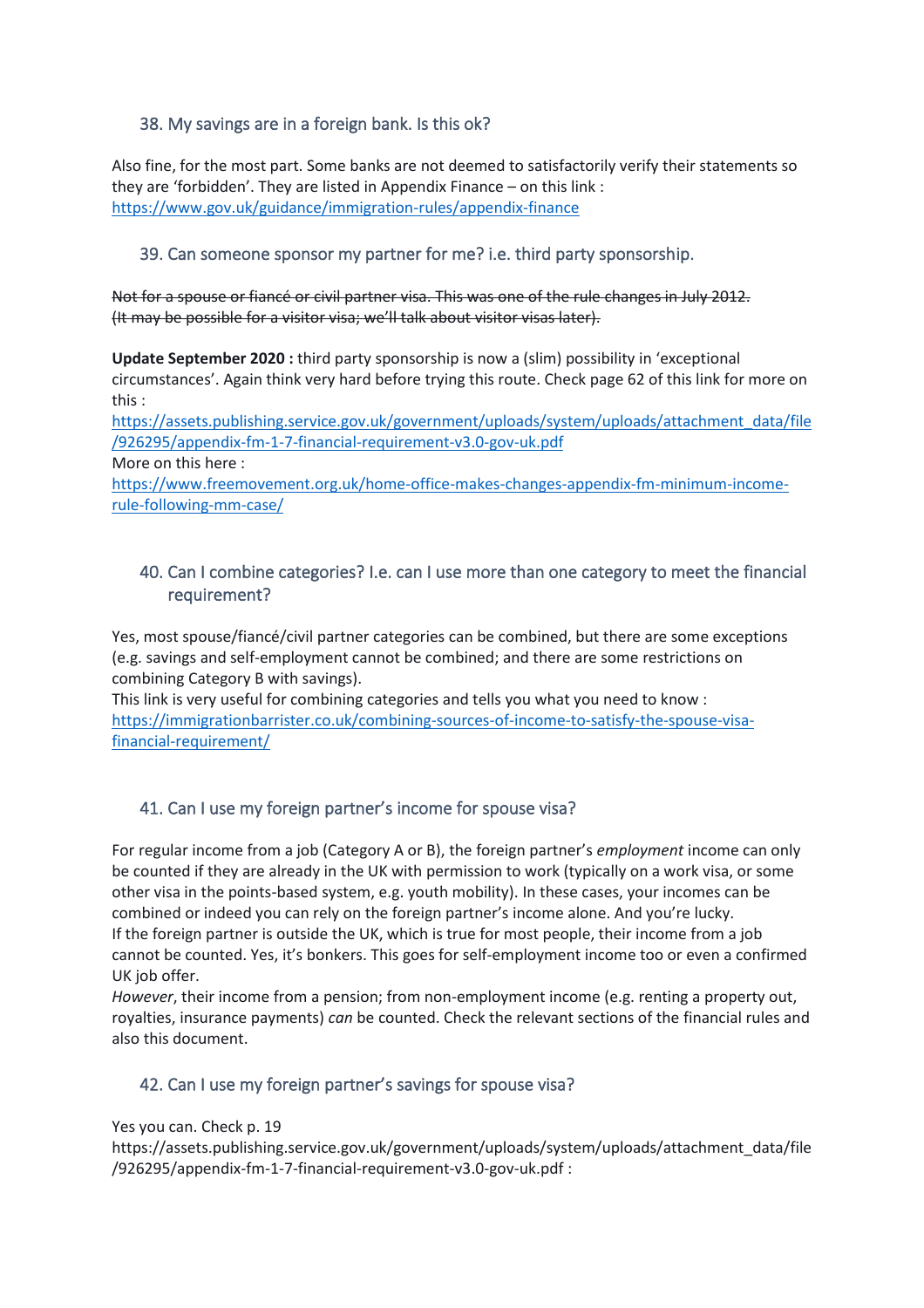### 38. My savings are in a foreign bank. Is this ok?

Also fine, for the most part. Some banks are not deemed to satisfactorily verify their statements so they are 'forbidden'. They are listed in Appendix Finance – on this link : [https://www.gov.uk/guidance/immigration-rules/appendix-finance](https://www.gov.uk/guidance/immigration-rules/appendix-finance)

### 39. Can someone sponsor my partner for me? i.e. third party sponsorship.

~~Not for a spouse or fiancé or civil partner visa. This was one of the rule changes in July 2012. (It may be possible for a visitor visa; we'll talk about visitor visas later).~~

**Update September 2020 :** third party sponsorship is now a (slim) possibility in 'exceptional circumstances'. Again think very hard before trying this route. Check page 62 of this link for more on this :
[https://assets.publishing.service.gov.uk/government/uploads/system/uploads/attachment_data/file/926295/appendix-fm-1-7-financial-requirement-v3.0-gov-uk.pdf](https://assets.publishing.service.gov.uk/government/uploads/system/uploads/attachment_data/file/926295/appendix-fm-1-7-financial-requirement-v3.0-gov-uk.pdf)
More on this here :
[https://www.freemovement.org.uk/home-office-makes-changes-appendix-fm-minimum-income-rule-following-mm-case/](https://www.freemovement.org.uk/home-office-makes-changes-appendix-fm-minimum-income-rule-following-mm-case/)

### 40. Can I combine categories? I.e. can I use more than one category to meet the financial requirement?

Yes, most spouse/fiancé/civil partner categories can be combined, but there are some exceptions (e.g. savings and self-employment cannot be combined; and there are some restrictions on combining Category B with savings).
This link is very useful for combining categories and tells you what you need to know :
[https://immigrationbarrister.co.uk/combining-sources-of-income-to-satisfy-the-spouse-visa-financial-requirement/](https://immigrationbarrister.co.uk/combining-sources-of-income-to-satisfy-the-spouse-visa-financial-requirement/)

### 41. Can I use my foreign partner's income for spouse visa?

For regular income from a job (Category A or B), the foreign partner's *employment* income can only be counted if they are already in the UK with permission to work (typically on a work visa, or some other visa in the points-based system, e.g. youth mobility). In these cases, your incomes can be combined or indeed you can rely on the foreign partner's income alone. And you're lucky.
If the foreign partner is outside the UK, which is true for most people, their income from a job cannot be counted. Yes, it's bonkers. This goes for self-employment income too or even a confirmed UK job offer.
*However*, their income from a pension; from non-employment income (e.g. renting a property out, royalties, insurance payments) *can* be counted. Check the relevant sections of the financial rules and also this document.

### 42. Can I use my foreign partner's savings for spouse visa?

Yes you can. Check p. 19
https://assets.publishing.service.gov.uk/government/uploads/system/uploads/attachment_data/file/926295/appendix-fm-1-7-financial-requirement-v3.0-gov-uk.pdf :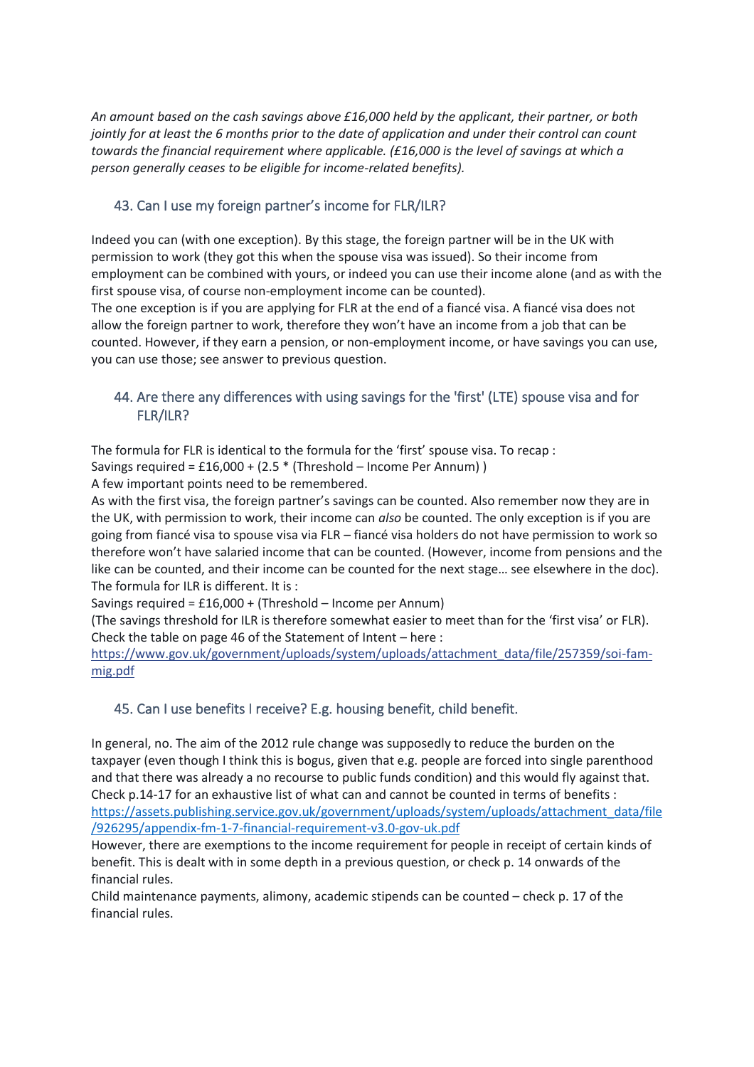*An amount based on the cash savings above £16,000 held by the applicant, their partner, or both jointly for at least the 6 months prior to the date of application and under their control can count towards the financial requirement where applicable. (£16,000 is the level of savings at which a person generally ceases to be eligible for income-related benefits).*

## 43. Can I use my foreign partner's income for FLR/ILR?

Indeed you can (with one exception). By this stage, the foreign partner will be in the UK with permission to work (they got this when the spouse visa was issued). So their income from employment can be combined with yours, or indeed you can use their income alone (and as with the first spouse visa, of course non-employment income can be counted).
The one exception is if you are applying for FLR at the end of a fiancé visa. A fiancé visa does not allow the foreign partner to work, therefore they won't have an income from a job that can be counted. However, if they earn a pension, or non-employment income, or have savings you can use, you can use those; see answer to previous question.

## 44. Are there any differences with using savings for the 'first' (LTE) spouse visa and for FLR/ILR?

The formula for FLR is identical to the formula for the 'first' spouse visa. To recap :
Savings required = £16,000 + (2.5 * (Threshold – Income Per Annum) )
A few important points need to be remembered.
As with the first visa, the foreign partner's savings can be counted. Also remember now they are in the UK, with permission to work, their income can *also* be counted. The only exception is if you are going from fiancé visa to spouse visa via FLR – fiancé visa holders do not have permission to work so therefore won't have salaried income that can be counted. (However, income from pensions and the like can be counted, and their income can be counted for the next stage… see elsewhere in the doc).
The formula for ILR is different. It is :
Savings required = £16,000 + (Threshold – Income per Annum)
(The savings threshold for ILR is therefore somewhat easier to meet than for the 'first visa' or FLR).
Check the table on page 46 of the Statement of Intent – here :
https://www.gov.uk/government/uploads/system/uploads/attachment_data/file/257359/soi-fam-mig.pdf

## 45. Can I use benefits I receive? E.g. housing benefit, child benefit.

In general, no. The aim of the 2012 rule change was supposedly to reduce the burden on the taxpayer (even though I think this is bogus, given that e.g. people are forced into single parenthood and that there was already a no recourse to public funds condition) and this would fly against that.
Check p.14-17 for an exhaustive list of what can and cannot be counted in terms of benefits :
https://assets.publishing.service.gov.uk/government/uploads/system/uploads/attachment_data/file/926295/appendix-fm-1-7-financial-requirement-v3.0-gov-uk.pdf
However, there are exemptions to the income requirement for people in receipt of certain kinds of benefit. This is dealt with in some depth in a previous question, or check p. 14 onwards of the financial rules.
Child maintenance payments, alimony, academic stipends can be counted – check p. 17 of the financial rules.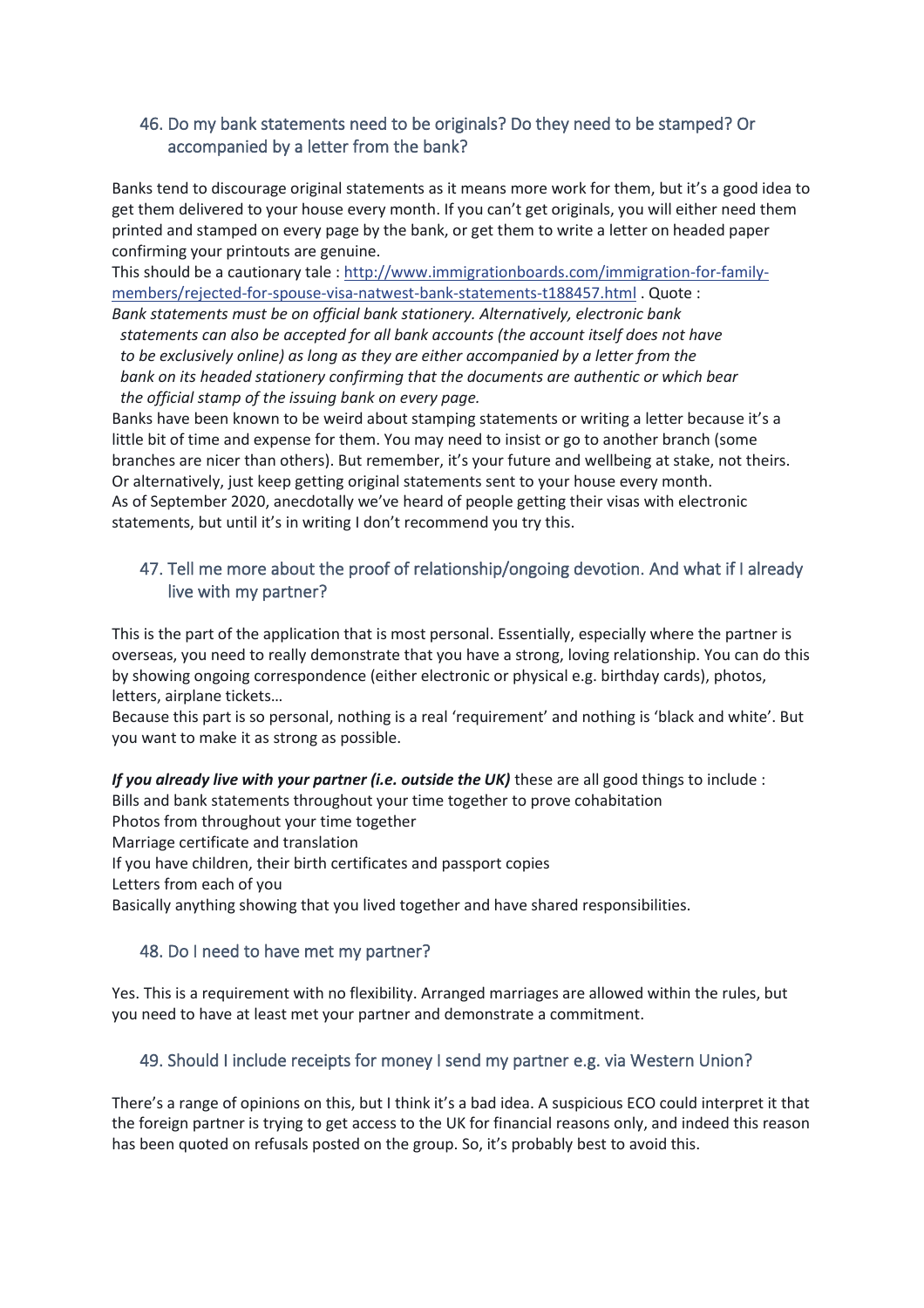## 46. Do my bank statements need to be originals? Do they need to be stamped? Or accompanied by a letter from the bank?

Banks tend to discourage original statements as it means more work for them, but it's a good idea to get them delivered to your house every month. If you can't get originals, you will either need them printed and stamped on every page by the bank, or get them to write a letter on headed paper confirming your printouts are genuine.

This should be a cautionary tale : [http://www.immigrationboards.com/immigration-for-family-members/rejected-for-spouse-visa-natwest-bank-statements-t188457.html](http://www.immigrationboards.com/immigration-for-family-members/rejected-for-spouse-visa-natwest-bank-statements-t188457.html) . Quote :

*Bank statements must be on official bank stationery. Alternatively, electronic bank statements can also be accepted for all bank accounts (the account itself does not have to be exclusively online) as long as they are either accompanied by a letter from the bank on its headed stationery confirming that the documents are authentic or which bear the official stamp of the issuing bank on every page.*

Banks have been known to be weird about stamping statements or writing a letter because it's a little bit of time and expense for them. You may need to insist or go to another branch (some branches are nicer than others). But remember, it's your future and wellbeing at stake, not theirs. Or alternatively, just keep getting original statements sent to your house every month.

As of September 2020, anecdotally we've heard of people getting their visas with electronic statements, but until it's in writing I don't recommend you try this.

## 47. Tell me more about the proof of relationship/ongoing devotion. And what if I already live with my partner?

This is the part of the application that is most personal. Essentially, especially where the partner is overseas, you need to really demonstrate that you have a strong, loving relationship. You can do this by showing ongoing correspondence (either electronic or physical e.g. birthday cards), photos, letters, airplane tickets…

Because this part is so personal, nothing is a real 'requirement' and nothing is 'black and white'. But you want to make it as strong as possible.

***If you already live with your partner (i.e. outside the UK)*** these are all good things to include :

Bills and bank statements throughout your time together to prove cohabitation
Photos from throughout your time together
Marriage certificate and translation
If you have children, their birth certificates and passport copies
Letters from each of you
Basically anything showing that you lived together and have shared responsibilities.

## 48. Do I need to have met my partner?

Yes. This is a requirement with no flexibility. Arranged marriages are allowed within the rules, but you need to have at least met your partner and demonstrate a commitment.

## 49. Should I include receipts for money I send my partner e.g. via Western Union?

There's a range of opinions on this, but I think it's a bad idea. A suspicious ECO could interpret it that the foreign partner is trying to get access to the UK for financial reasons only, and indeed this reason has been quoted on refusals posted on the group. So, it's probably best to avoid this.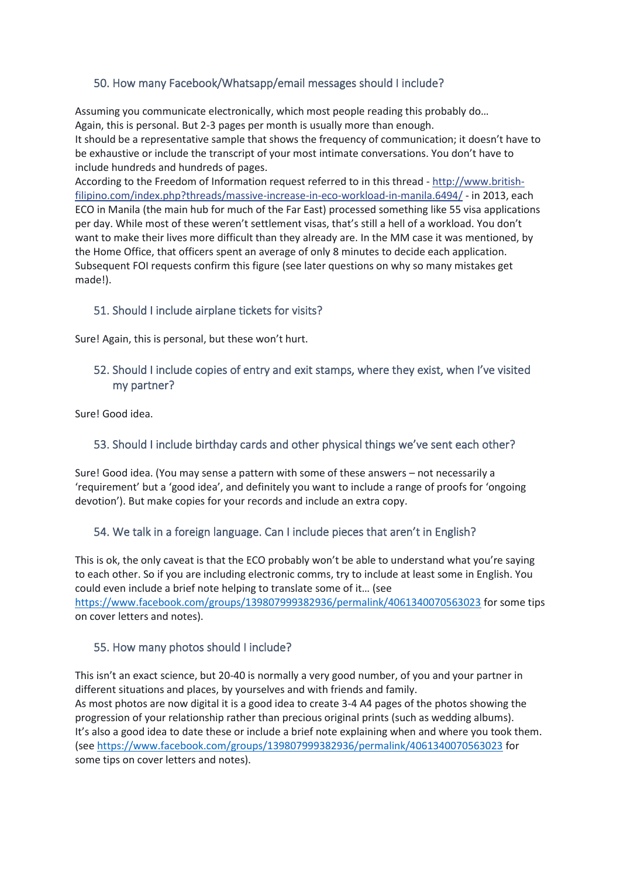## 50. How many Facebook/Whatsapp/email messages should I include?

Assuming you communicate electronically, which most people reading this probably do…
Again, this is personal. But 2-3 pages per month is usually more than enough.
It should be a representative sample that shows the frequency of communication; it doesn't have to be exhaustive or include the transcript of your most intimate conversations. You don't have to include hundreds and hundreds of pages.
According to the Freedom of Information request referred to in this thread - [http://www.british-filipino.com/index.php?threads/massive-increase-in-eco-workload-in-manila.6494/](http://www.british-filipino.com/index.php?threads/massive-increase-in-eco-workload-in-manila.6494/) - in 2013, each ECO in Manila (the main hub for much of the Far East) processed something like 55 visa applications per day. While most of these weren't settlement visas, that's still a hell of a workload. You don't want to make their lives more difficult than they already are. In the MM case it was mentioned, by the Home Office, that officers spent an average of only 8 minutes to decide each application. Subsequent FOI requests confirm this figure (see later questions on why so many mistakes get made!).

## 51. Should I include airplane tickets for visits?

Sure! Again, this is personal, but these won't hurt.

## 52. Should I include copies of entry and exit stamps, where they exist, when I've visited my partner?

Sure! Good idea.

## 53. Should I include birthday cards and other physical things we've sent each other?

Sure! Good idea. (You may sense a pattern with some of these answers – not necessarily a 'requirement' but a 'good idea', and definitely you want to include a range of proofs for 'ongoing devotion'). But make copies for your records and include an extra copy.

## 54. We talk in a foreign language. Can I include pieces that aren't in English?

This is ok, the only caveat is that the ECO probably won't be able to understand what you're saying to each other. So if you are including electronic comms, try to include at least some in English. You could even include a brief note helping to translate some of it… (see [https://www.facebook.com/groups/139807999382936/permalink/4061340070563023](https://www.facebook.com/groups/139807999382936/permalink/4061340070563023) for some tips on cover letters and notes).

## 55. How many photos should I include?

This isn't an exact science, but 20-40 is normally a very good number, of you and your partner in different situations and places, by yourselves and with friends and family.
As most photos are now digital it is a good idea to create 3-4 A4 pages of the photos showing the progression of your relationship rather than precious original prints (such as wedding albums).
It's also a good idea to date these or include a brief note explaining when and where you took them. (see [https://www.facebook.com/groups/139807999382936/permalink/4061340070563023](https://www.facebook.com/groups/139807999382936/permalink/4061340070563023) for some tips on cover letters and notes).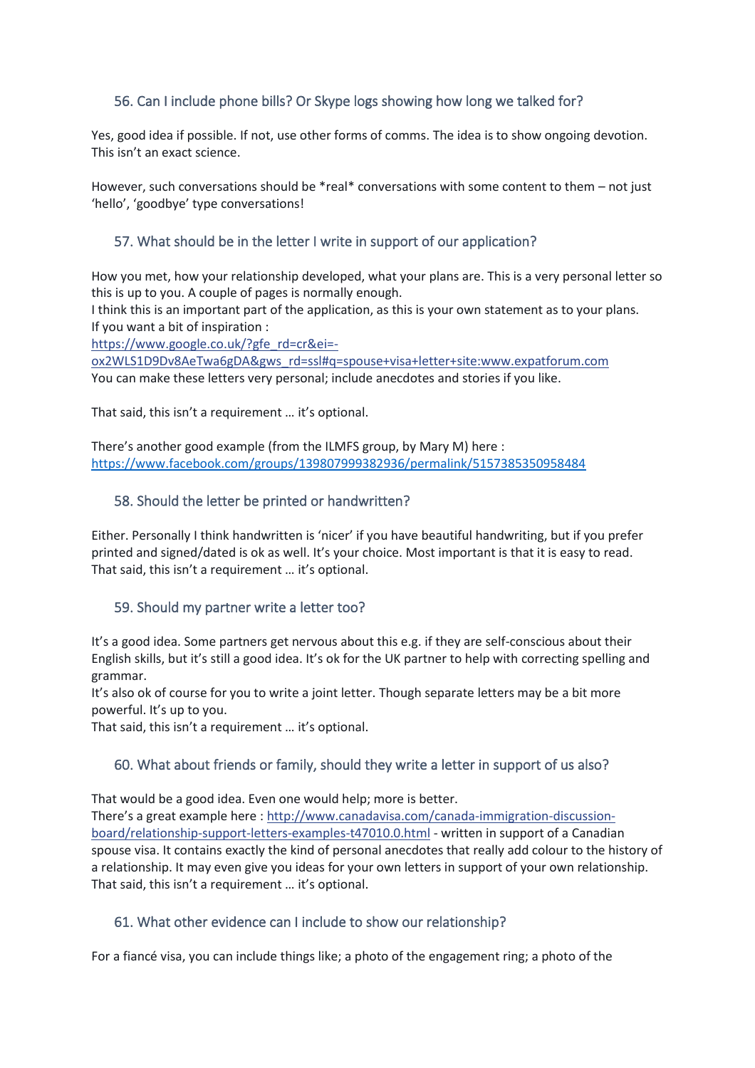### 56. Can I include phone bills? Or Skype logs showing how long we talked for?

Yes, good idea if possible. If not, use other forms of comms. The idea is to show ongoing devotion. This isn't an exact science.

However, such conversations should be *real* conversations with some content to them – not just 'hello', 'goodbye' type conversations!

### 57. What should be in the letter I write in support of our application?

How you met, how your relationship developed, what your plans are. This is a very personal letter so this is up to you. A couple of pages is normally enough.
I think this is an important part of the application, as this is your own statement as to your plans.
If you want a bit of inspiration :
https://www.google.co.uk/?gfe_rd=cr&ei=-ox2WLS1D9Dv8AeTwa6gDA&gws_rd=ssl#q=spouse+visa+letter+site:www.expatforum.com
You can make these letters very personal; include anecdotes and stories if you like.

That said, this isn't a requirement … it's optional.

There's another good example (from the ILMFS group, by Mary M) here :
https://www.facebook.com/groups/139807999382936/permalink/5157385350958484

### 58. Should the letter be printed or handwritten?

Either. Personally I think handwritten is 'nicer' if you have beautiful handwriting, but if you prefer printed and signed/dated is ok as well. It's your choice. Most important is that it is easy to read.
That said, this isn't a requirement … it's optional.

### 59. Should my partner write a letter too?

It's a good idea. Some partners get nervous about this e.g. if they are self-conscious about their English skills, but it's still a good idea. It's ok for the UK partner to help with correcting spelling and grammar.
It's also ok of course for you to write a joint letter. Though separate letters may be a bit more powerful. It's up to you.
That said, this isn't a requirement … it's optional.

### 60. What about friends or family, should they write a letter in support of us also?

That would be a good idea. Even one would help; more is better.
There's a great example here : http://www.canadavisa.com/canada-immigration-discussion-board/relationship-support-letters-examples-t47010.0.html - written in support of a Canadian spouse visa. It contains exactly the kind of personal anecdotes that really add colour to the history of a relationship. It may even give you ideas for your own letters in support of your own relationship.
That said, this isn't a requirement … it's optional.

### 61. What other evidence can I include to show our relationship?

For a fiancé visa, you can include things like; a photo of the engagement ring; a photo of the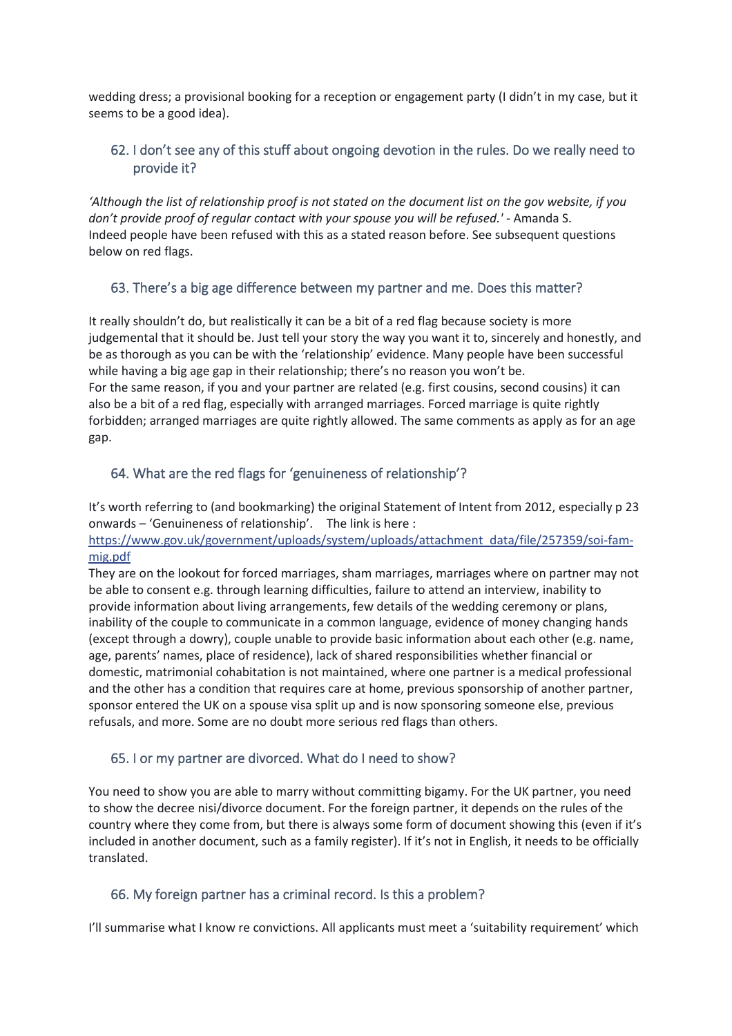wedding dress; a provisional booking for a reception or engagement party (I didn't in my case, but it seems to be a good idea).

## 62. I don't see any of this stuff about ongoing devotion in the rules. Do we really need to provide it?

*'Although the list of relationship proof is not stated on the document list on the gov website, if you don't provide proof of regular contact with your spouse you will be refused.'* - Amanda S.
Indeed people have been refused with this as a stated reason before. See subsequent questions below on red flags.

## 63. There's a big age difference between my partner and me. Does this matter?

It really shouldn't do, but realistically it can be a bit of a red flag because society is more judgemental that it should be. Just tell your story the way you want it to, sincerely and honestly, and be as thorough as you can be with the 'relationship' evidence. Many people have been successful while having a big age gap in their relationship; there's no reason you won't be.
For the same reason, if you and your partner are related (e.g. first cousins, second cousins) it can also be a bit of a red flag, especially with arranged marriages. Forced marriage is quite rightly forbidden; arranged marriages are quite rightly allowed. The same comments as apply as for an age gap.

## 64. What are the red flags for 'genuineness of relationship'?

It's worth referring to (and bookmarking) the original Statement of Intent from 2012, especially p 23 onwards – 'Genuineness of relationship'. The link is here :
[https://www.gov.uk/government/uploads/system/uploads/attachment_data/file/257359/soi-fam-mig.pdf](https://www.gov.uk/government/uploads/system/uploads/attachment_data/file/257359/soi-fam-mig.pdf)
They are on the lookout for forced marriages, sham marriages, marriages where on partner may not be able to consent e.g. through learning difficulties, failure to attend an interview, inability to provide information about living arrangements, few details of the wedding ceremony or plans, inability of the couple to communicate in a common language, evidence of money changing hands (except through a dowry), couple unable to provide basic information about each other (e.g. name, age, parents' names, place of residence), lack of shared responsibilities whether financial or domestic, matrimonial cohabitation is not maintained, where one partner is a medical professional and the other has a condition that requires care at home, previous sponsorship of another partner, sponsor entered the UK on a spouse visa split up and is now sponsoring someone else, previous refusals, and more. Some are no doubt more serious red flags than others.

## 65. I or my partner are divorced. What do I need to show?

You need to show you are able to marry without committing bigamy. For the UK partner, you need to show the decree nisi/divorce document. For the foreign partner, it depends on the rules of the country where they come from, but there is always some form of document showing this (even if it's included in another document, such as a family register). If it's not in English, it needs to be officially translated.

## 66. My foreign partner has a criminal record. Is this a problem?

I'll summarise what I know re convictions. All applicants must meet a 'suitability requirement' which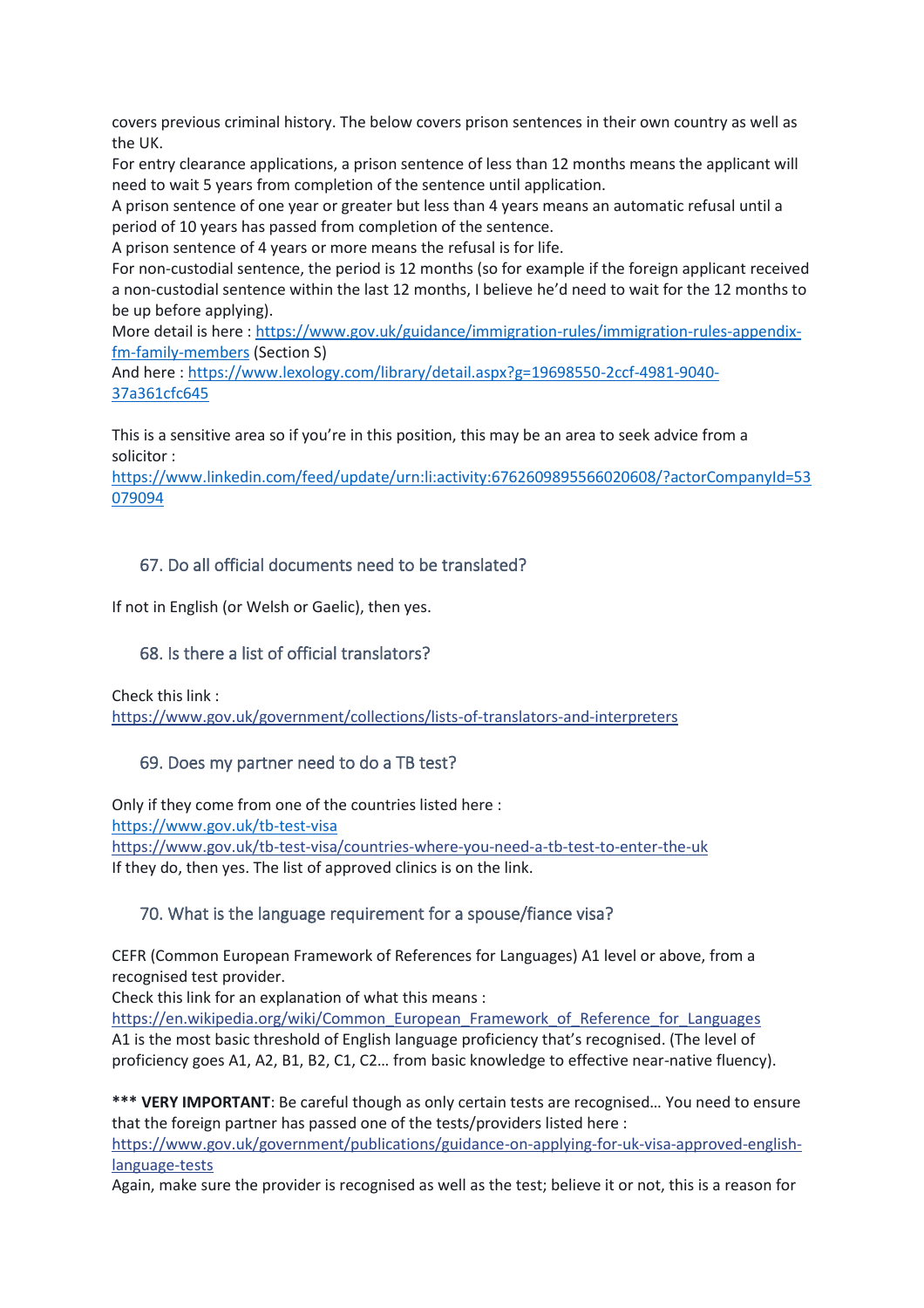covers previous criminal history. The below covers prison sentences in their own country as well as the UK.

For entry clearance applications, a prison sentence of less than 12 months means the applicant will need to wait 5 years from completion of the sentence until application.

A prison sentence of one year or greater but less than 4 years means an automatic refusal until a period of 10 years has passed from completion of the sentence.

A prison sentence of 4 years or more means the refusal is for life.

For non-custodial sentence, the period is 12 months (so for example if the foreign applicant received a non-custodial sentence within the last 12 months, I believe he'd need to wait for the 12 months to be up before applying).

More detail is here : [https://www.gov.uk/guidance/immigration-rules/immigration-rules-appendix-fm-family-members](https://www.gov.uk/guidance/immigration-rules/immigration-rules-appendix-fm-family-members) (Section S)

And here : [https://www.lexology.com/library/detail.aspx?g=19698550-2ccf-4981-9040-37a361cfc645](https://www.lexology.com/library/detail.aspx?g=19698550-2ccf-4981-9040-37a361cfc645)

This is a sensitive area so if you're in this position, this may be an area to seek advice from a solicitor :

[https://www.linkedin.com/feed/update/urn:li:activity:6762609895566020608/?actorCompanyId=53079094](https://www.linkedin.com/feed/update/urn:li:activity:6762609895566020608/?actorCompanyId=53079094)

## 67. Do all official documents need to be translated?

If not in English (or Welsh or Gaelic), then yes.

## 68. Is there a list of official translators?

Check this link :
[https://www.gov.uk/government/collections/lists-of-translators-and-interpreters](https://www.gov.uk/government/collections/lists-of-translators-and-interpreters)

## 69. Does my partner need to do a TB test?

Only if they come from one of the countries listed here :
[https://www.gov.uk/tb-test-visa](https://www.gov.uk/tb-test-visa)
[https://www.gov.uk/tb-test-visa/countries-where-you-need-a-tb-test-to-enter-the-uk](https://www.gov.uk/tb-test-visa/countries-where-you-need-a-tb-test-to-enter-the-uk)
If they do, then yes. The list of approved clinics is on the link.

## 70. What is the language requirement for a spouse/fiance visa?

CEFR (Common European Framework of References for Languages) A1 level or above, from a recognised test provider.

Check this link for an explanation of what this means :
[https://en.wikipedia.org/wiki/Common_European_Framework_of_Reference_for_Languages](https://en.wikipedia.org/wiki/Common_European_Framework_of_Reference_for_Languages)
A1 is the most basic threshold of English language proficiency that's recognised. (The level of proficiency goes A1, A2, B1, B2, C1, C2… from basic knowledge to effective near-native fluency).

**\*\*\* VERY IMPORTANT**: Be careful though as only certain tests are recognised… You need to ensure that the foreign partner has passed one of the tests/providers listed here :
[https://www.gov.uk/government/publications/guidance-on-applying-for-uk-visa-approved-english-language-tests](https://www.gov.uk/government/publications/guidance-on-applying-for-uk-visa-approved-english-language-tests)
Again, make sure the provider is recognised as well as the test; believe it or not, this is a reason for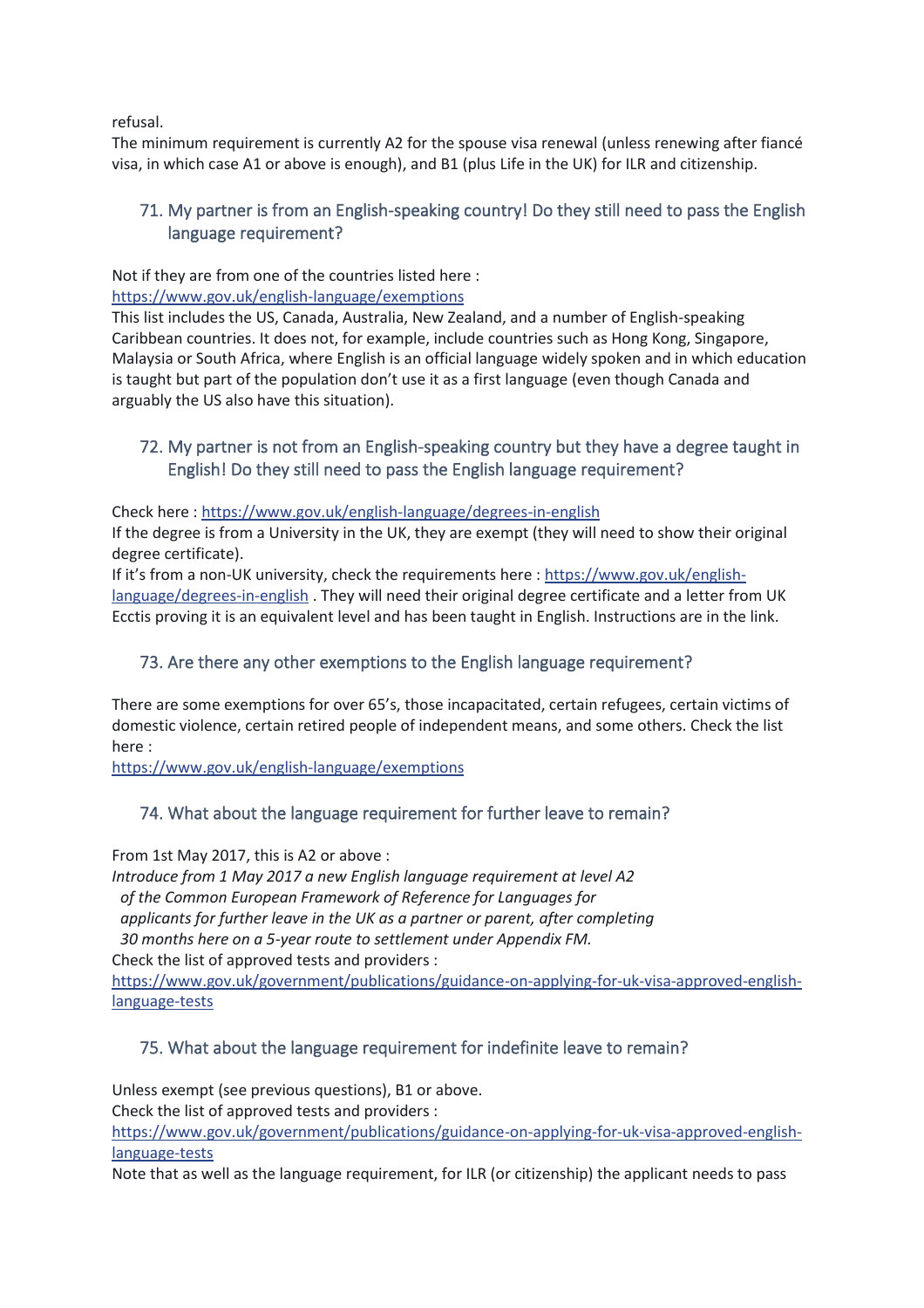refusal.

The minimum requirement is currently A2 for the spouse visa renewal (unless renewing after fiancé visa, in which case A1 or above is enough), and B1 (plus Life in the UK) for ILR and citizenship.

## 71. My partner is from an English-speaking country! Do they still need to pass the English language requirement?

Not if they are from one of the countries listed here :
https://www.gov.uk/english-language/exemptions
This list includes the US, Canada, Australia, New Zealand, and a number of English-speaking Caribbean countries. It does not, for example, include countries such as Hong Kong, Singapore, Malaysia or South Africa, where English is an official language widely spoken and in which education is taught but part of the population don't use it as a first language (even though Canada and arguably the US also have this situation).

## 72. My partner is not from an English-speaking country but they have a degree taught in English! Do they still need to pass the English language requirement?

Check here : https://www.gov.uk/english-language/degrees-in-english
If the degree is from a University in the UK, they are exempt (they will need to show their original degree certificate).
If it's from a non-UK university, check the requirements here : https://www.gov.uk/english-language/degrees-in-english . They will need their original degree certificate and a letter from UK Ecctis proving it is an equivalent level and has been taught in English. Instructions are in the link.

## 73. Are there any other exemptions to the English language requirement?

There are some exemptions for over 65's, those incapacitated, certain refugees, certain victims of domestic violence, certain retired people of independent means, and some others. Check the list here :
https://www.gov.uk/english-language/exemptions

## 74. What about the language requirement for further leave to remain?

From 1st May 2017, this is A2 or above :
*Introduce from 1 May 2017 a new English language requirement at level A2 of the Common European Framework of Reference for Languages for applicants for further leave in the UK as a partner or parent, after completing 30 months here on a 5-year route to settlement under Appendix FM.*
Check the list of approved tests and providers :
https://www.gov.uk/government/publications/guidance-on-applying-for-uk-visa-approved-english-language-tests

## 75. What about the language requirement for indefinite leave to remain?

Unless exempt (see previous questions), B1 or above.
Check the list of approved tests and providers :
https://www.gov.uk/government/publications/guidance-on-applying-for-uk-visa-approved-english-language-tests
Note that as well as the language requirement, for ILR (or citizenship) the applicant needs to pass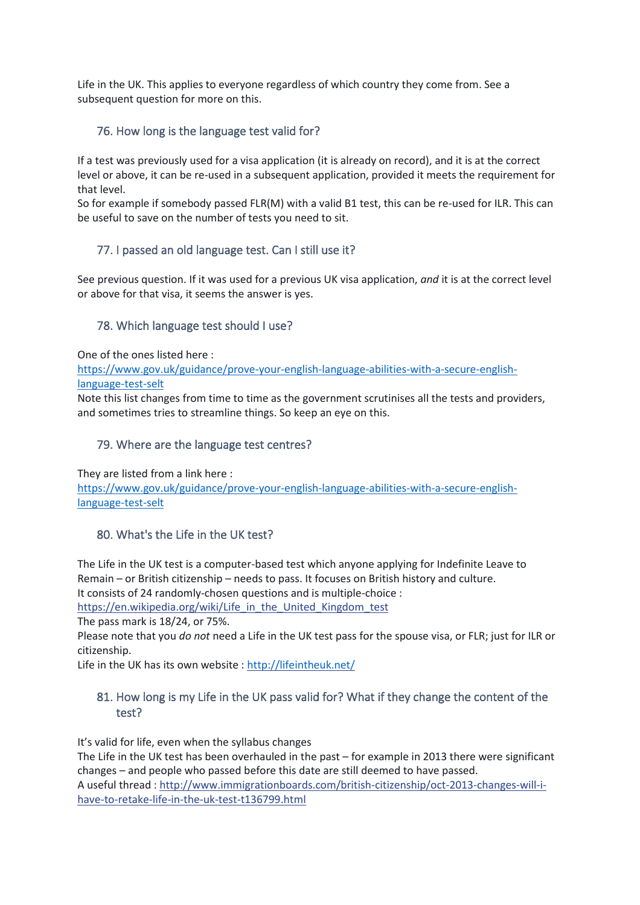Life in the UK. This applies to everyone regardless of which country they come from. See a subsequent question for more on this.

## 76. How long is the language test valid for?

If a test was previously used for a visa application (it is already on record), and it is at the correct level or above, it can be re-used in a subsequent application, provided it meets the requirement for that level.
So for example if somebody passed FLR(M) with a valid B1 test, this can be re-used for ILR. This can be useful to save on the number of tests you need to sit.

## 77. I passed an old language test. Can I still use it?

See previous question. If it was used for a previous UK visa application, *and* it is at the correct level or above for that visa, it seems the answer is yes.

## 78. Which language test should I use?

One of the ones listed here :
https://www.gov.uk/guidance/prove-your-english-language-abilities-with-a-secure-english-language-test-selt
Note this list changes from time to time as the government scrutinises all the tests and providers, and sometimes tries to streamline things. So keep an eye on this.

## 79. Where are the language test centres?

They are listed from a link here :
https://www.gov.uk/guidance/prove-your-english-language-abilities-with-a-secure-english-language-test-selt

## 80. What's the Life in the UK test?

The Life in the UK test is a computer-based test which anyone applying for Indefinite Leave to Remain – or British citizenship – needs to pass. It focuses on British history and culture.
It consists of 24 randomly-chosen questions and is multiple-choice :
https://en.wikipedia.org/wiki/Life_in_the_United_Kingdom_test
The pass mark is 18/24, or 75%.
Please note that you *do not* need a Life in the UK test pass for the spouse visa, or FLR; just for ILR or citizenship.
Life in the UK has its own website : http://lifeintheuk.net/

## 81. How long is my Life in the UK pass valid for? What if they change the content of the test?

It's valid for life, even when the syllabus changes
The Life in the UK test has been overhauled in the past – for example in 2013 there were significant changes – and people who passed before this date are still deemed to have passed.
A useful thread : http://www.immigrationboards.com/british-citizenship/oct-2013-changes-will-i-have-to-retake-life-in-the-uk-test-t136799.html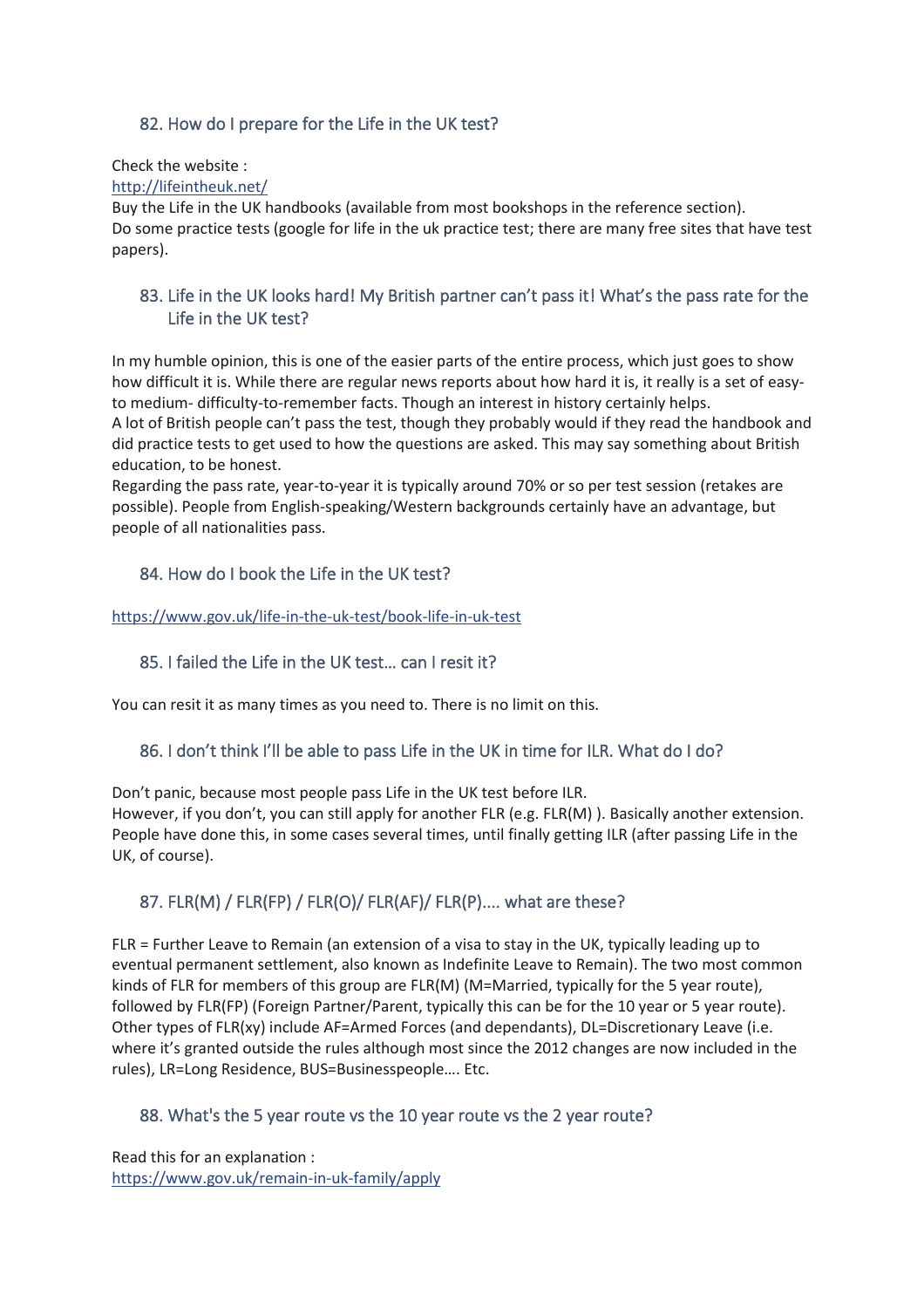## 82. How do I prepare for the Life in the UK test?

Check the website :
http://lifeintheuk.net/
Buy the Life in the UK handbooks (available from most bookshops in the reference section).
Do some practice tests (google for life in the uk practice test; there are many free sites that have test papers).

## 83. Life in the UK looks hard! My British partner can't pass it! What's the pass rate for the Life in the UK test?

In my humble opinion, this is one of the easier parts of the entire process, which just goes to show how difficult it is. While there are regular news reports about how hard it is, it really is a set of easy-to medium- difficulty-to-remember facts. Though an interest in history certainly helps.
A lot of British people can't pass the test, though they probably would if they read the handbook and did practice tests to get used to how the questions are asked. This may say something about British education, to be honest.
Regarding the pass rate, year-to-year it is typically around 70% or so per test session (retakes are possible). People from English-speaking/Western backgrounds certainly have an advantage, but people of all nationalities pass.

## 84. How do I book the Life in the UK test?

https://www.gov.uk/life-in-the-uk-test/book-life-in-uk-test

## 85. I failed the Life in the UK test… can I resit it?

You can resit it as many times as you need to. There is no limit on this.

## 86. I don't think I'll be able to pass Life in the UK in time for ILR. What do I do?

Don't panic, because most people pass Life in the UK test before ILR.
However, if you don't, you can still apply for another FLR (e.g. FLR(M) ). Basically another extension. People have done this, in some cases several times, until finally getting ILR (after passing Life in the UK, of course).

## 87. FLR(M) / FLR(FP) / FLR(O)/ FLR(AF)/ FLR(P).... what are these?

FLR = Further Leave to Remain (an extension of a visa to stay in the UK, typically leading up to eventual permanent settlement, also known as Indefinite Leave to Remain). The two most common kinds of FLR for members of this group are FLR(M) (M=Married, typically for the 5 year route), followed by FLR(FP) (Foreign Partner/Parent, typically this can be for the 10 year or 5 year route). Other types of FLR(xy) include AF=Armed Forces (and dependants), DL=Discretionary Leave (i.e. where it's granted outside the rules although most since the 2012 changes are now included in the rules), LR=Long Residence, BUS=Businesspeople…. Etc.

## 88. What's the 5 year route vs the 10 year route vs the 2 year route?

Read this for an explanation :
https://www.gov.uk/remain-in-uk-family/apply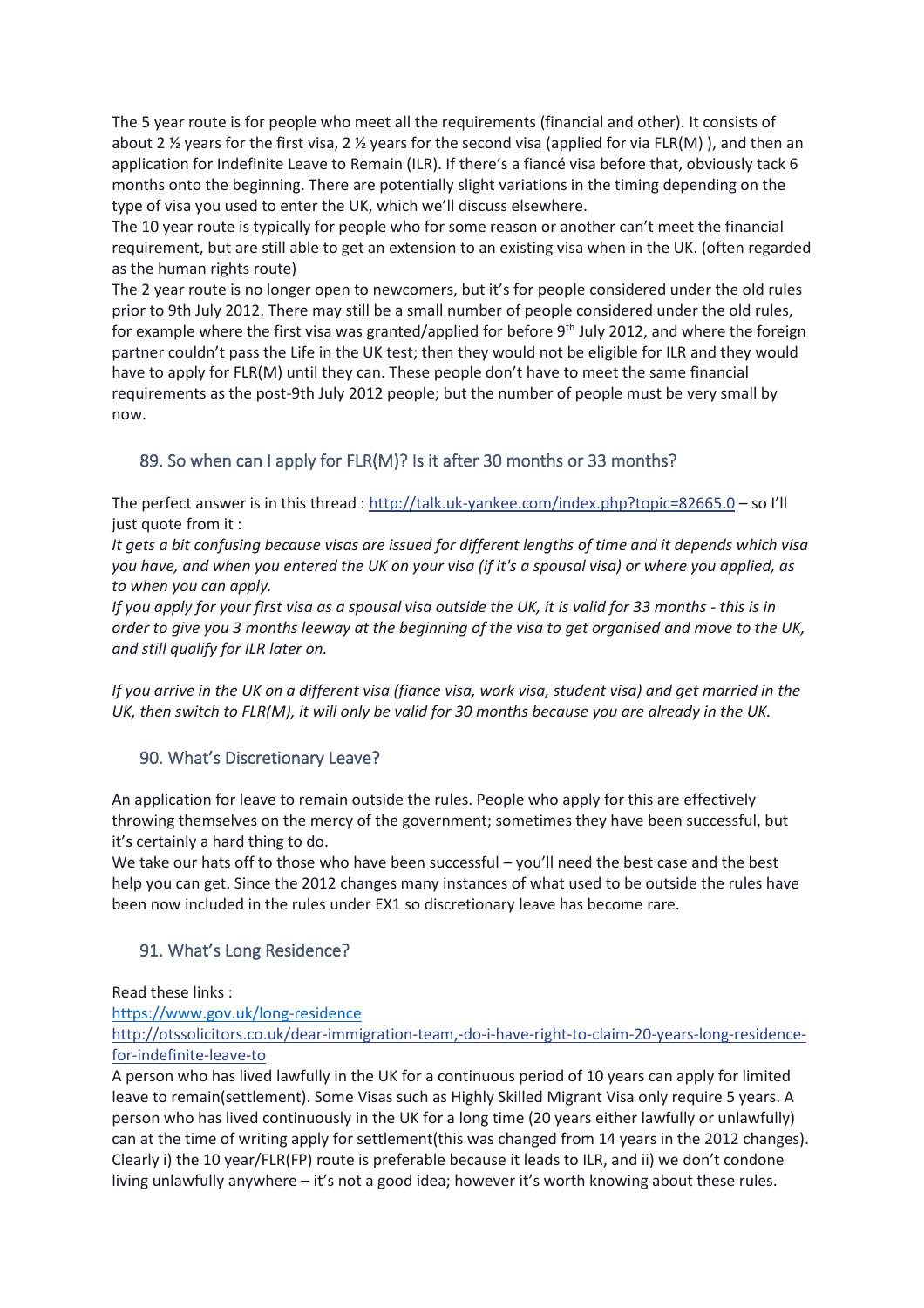The 5 year route is for people who meet all the requirements (financial and other). It consists of about 2 ½ years for the first visa, 2 ½ years for the second visa (applied for via FLR(M) ), and then an application for Indefinite Leave to Remain (ILR). If there's a fiancé visa before that, obviously tack 6 months onto the beginning. There are potentially slight variations in the timing depending on the type of visa you used to enter the UK, which we'll discuss elsewhere.

The 10 year route is typically for people who for some reason or another can't meet the financial requirement, but are still able to get an extension to an existing visa when in the UK. (often regarded as the human rights route)

The 2 year route is no longer open to newcomers, but it's for people considered under the old rules prior to 9th July 2012. There may still be a small number of people considered under the old rules, for example where the first visa was granted/applied for before 9th July 2012, and where the foreign partner couldn't pass the Life in the UK test; then they would not be eligible for ILR and they would have to apply for FLR(M) until they can. These people don't have to meet the same financial requirements as the post-9th July 2012 people; but the number of people must be very small by now.

### 89. So when can I apply for FLR(M)? Is it after 30 months or 33 months?

The perfect answer is in this thread : [http://talk.uk-yankee.com/index.php?topic=82665.0](http://talk.uk-yankee.com/index.php?topic=82665.0) – so I'll just quote from it :

*It gets a bit confusing because visas are issued for different lengths of time and it depends which visa you have, and when you entered the UK on your visa (if it's a spousal visa) or where you applied, as to when you can apply.*

*If you apply for your first visa as a spousal visa outside the UK, it is valid for 33 months - this is in order to give you 3 months leeway at the beginning of the visa to get organised and move to the UK, and still qualify for ILR later on.*

*If you arrive in the UK on a different visa (fiance visa, work visa, student visa) and get married in the UK, then switch to FLR(M), it will only be valid for 30 months because you are already in the UK.*

### 90. What's Discretionary Leave?

An application for leave to remain outside the rules. People who apply for this are effectively throwing themselves on the mercy of the government; sometimes they have been successful, but it's certainly a hard thing to do.

We take our hats off to those who have been successful – you'll need the best case and the best help you can get. Since the 2012 changes many instances of what used to be outside the rules have been now included in the rules under EX1 so discretionary leave has become rare.

### 91. What's Long Residence?

Read these links :

[https://www.gov.uk/long-residence](https://www.gov.uk/long-residence)

[http://otssolicitors.co.uk/dear-immigration-team,-do-i-have-right-to-claim-20-years-long-residence-for-indefinite-leave-to](http://otssolicitors.co.uk/dear-immigration-team,-do-i-have-right-to-claim-20-years-long-residence-for-indefinite-leave-to)

A person who has lived lawfully in the UK for a continuous period of 10 years can apply for limited leave to remain(settlement). Some Visas such as Highly Skilled Migrant Visa only require 5 years. A person who has lived continuously in the UK for a long time (20 years either lawfully or unlawfully) can at the time of writing apply for settlement(this was changed from 14 years in the 2012 changes). Clearly i) the 10 year/FLR(FP) route is preferable because it leads to ILR, and ii) we don't condone living unlawfully anywhere – it's not a good idea; however it's worth knowing about these rules.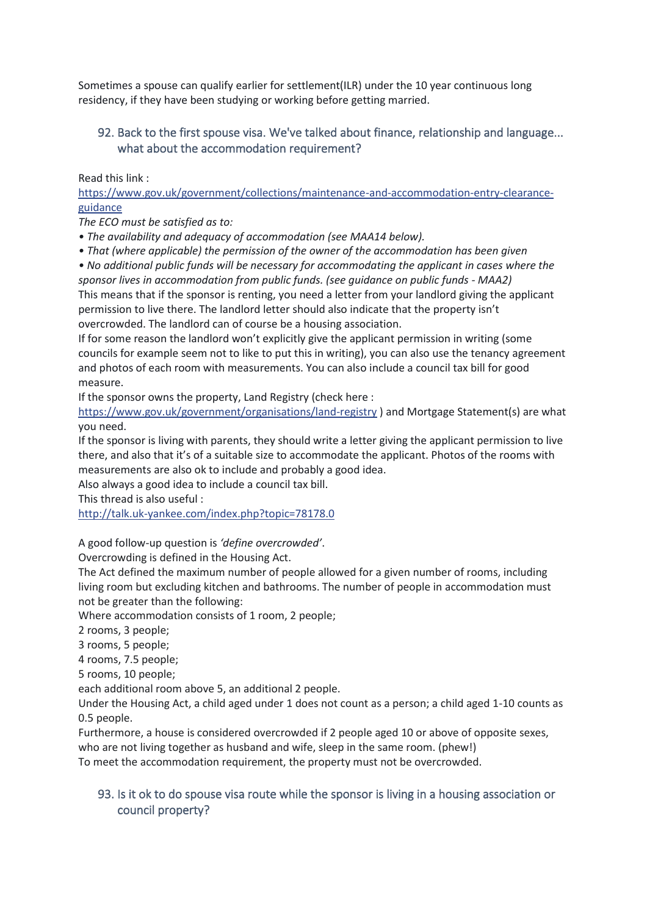Sometimes a spouse can qualify earlier for settlement(ILR) under the 10 year continuous long residency, if they have been studying or working before getting married.

## 92. Back to the first spouse visa. We've talked about finance, relationship and language... what about the accommodation requirement?

Read this link :

https://www.gov.uk/government/collections/maintenance-and-accommodation-entry-clearance-guidance

*The ECO must be satisfied as to:*

*• The availability and adequacy of accommodation (see MAA14 below).*

*• That (where applicable) the permission of the owner of the accommodation has been given*

*• No additional public funds will be necessary for accommodating the applicant in cases where the sponsor lives in accommodation from public funds. (see guidance on public funds - MAA2)*

This means that if the sponsor is renting, you need a letter from your landlord giving the applicant permission to live there. The landlord letter should also indicate that the property isn't overcrowded. The landlord can of course be a housing association.

If for some reason the landlord won't explicitly give the applicant permission in writing (some councils for example seem not to like to put this in writing), you can also use the tenancy agreement and photos of each room with measurements. You can also include a council tax bill for good measure.

If the sponsor owns the property, Land Registry (check here : https://www.gov.uk/government/organisations/land-registry ) and Mortgage Statement(s) are what you need.

If the sponsor is living with parents, they should write a letter giving the applicant permission to live there, and also that it's of a suitable size to accommodate the applicant. Photos of the rooms with measurements are also ok to include and probably a good idea.

Also always a good idea to include a council tax bill.

This thread is also useful :

http://talk.uk-yankee.com/index.php?topic=78178.0

A good follow-up question is *'define overcrowded'*.

Overcrowding is defined in the Housing Act.

The Act defined the maximum number of people allowed for a given number of rooms, including living room but excluding kitchen and bathrooms. The number of people in accommodation must not be greater than the following:

Where accommodation consists of 1 room, 2 people;

2 rooms, 3 people;

3 rooms, 5 people;

4 rooms, 7.5 people;

5 rooms, 10 people;

each additional room above 5, an additional 2 people.

Under the Housing Act, a child aged under 1 does not count as a person; a child aged 1-10 counts as 0.5 people.

Furthermore, a house is considered overcrowded if 2 people aged 10 or above of opposite sexes, who are not living together as husband and wife, sleep in the same room. (phew!)

To meet the accommodation requirement, the property must not be overcrowded.

## 93. Is it ok to do spouse visa route while the sponsor is living in a housing association or council property?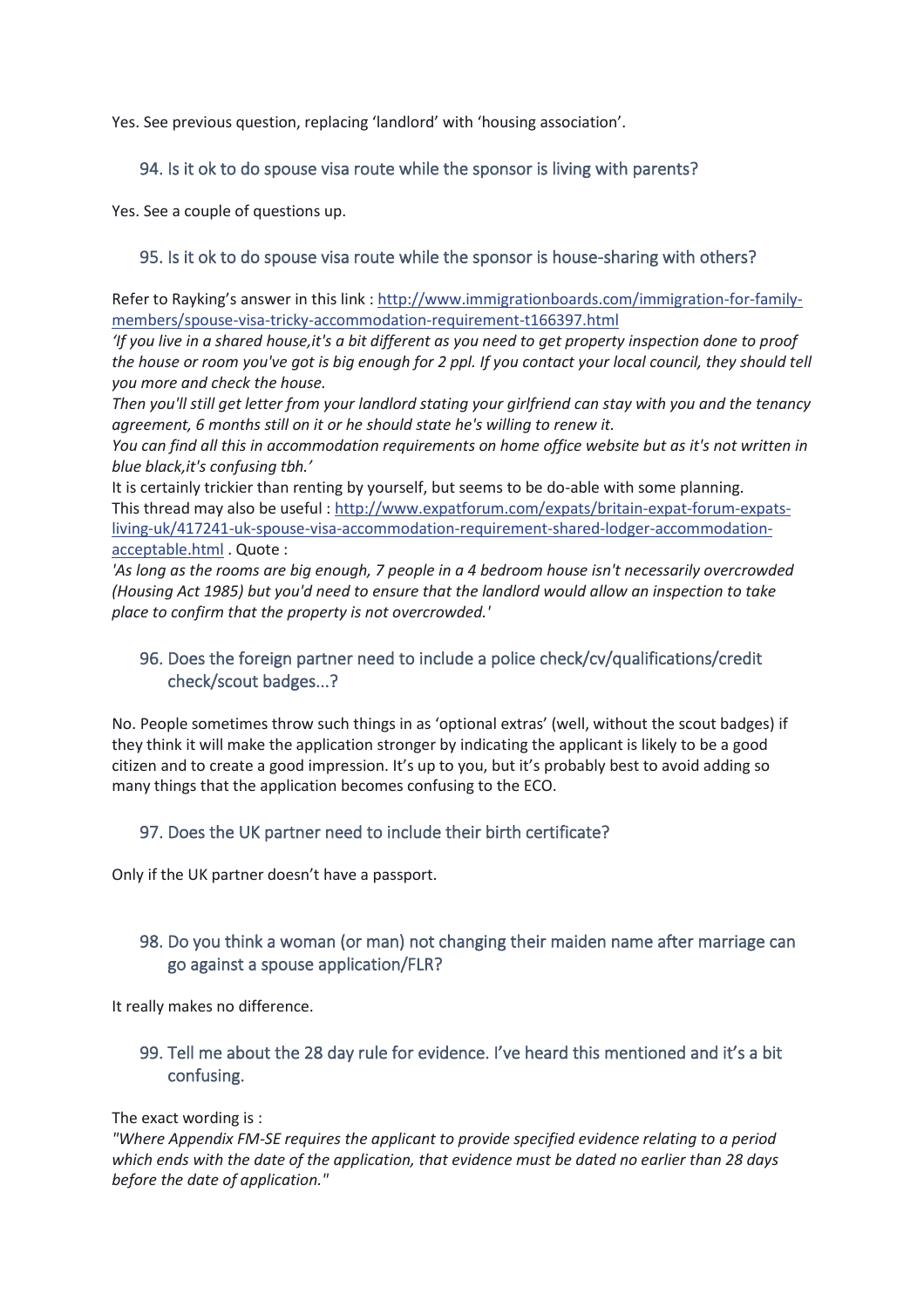Yes. See previous question, replacing 'landlord' with 'housing association'.

### 94. Is it ok to do spouse visa route while the sponsor is living with parents?

Yes. See a couple of questions up.

### 95. Is it ok to do spouse visa route while the sponsor is house-sharing with others?

Refer to Rayking's answer in this link : [http://www.immigrationboards.com/immigration-for-family-members/spouse-visa-tricky-accommodation-requirement-t166397.html](http://www.immigrationboards.com/immigration-for-family-members/spouse-visa-tricky-accommodation-requirement-t166397.html)

*'If you live in a shared house,it's a bit different as you need to get property inspection done to proof the house or room you've got is big enough for 2 ppl. If you contact your local council, they should tell you more and check the house.*

*Then you'll still get letter from your landlord stating your girlfriend can stay with you and the tenancy agreement, 6 months still on it or he should state he's willing to renew it.*

*You can find all this in accommodation requirements on home office website but as it's not written in blue black,it's confusing tbh.'*

It is certainly trickier than renting by yourself, but seems to be do-able with some planning.

This thread may also be useful : [http://www.expatforum.com/expats/britain-expat-forum-expats-living-uk/417241-uk-spouse-visa-accommodation-requirement-shared-lodger-accommodation-acceptable.html](http://www.expatforum.com/expats/britain-expat-forum-expats-living-uk/417241-uk-spouse-visa-accommodation-requirement-shared-lodger-accommodation-acceptable.html) . Quote :

*'As long as the rooms are big enough, 7 people in a 4 bedroom house isn't necessarily overcrowded (Housing Act 1985) but you'd need to ensure that the landlord would allow an inspection to take place to confirm that the property is not overcrowded.'*

### 96. Does the foreign partner need to include a police check/cv/qualifications/credit check/scout badges...?

No. People sometimes throw such things in as 'optional extras' (well, without the scout badges) if they think it will make the application stronger by indicating the applicant is likely to be a good citizen and to create a good impression. It's up to you, but it's probably best to avoid adding so many things that the application becomes confusing to the ECO.

### 97. Does the UK partner need to include their birth certificate?

Only if the UK partner doesn't have a passport.

### 98. Do you think a woman (or man) not changing their maiden name after marriage can go against a spouse application/FLR?

It really makes no difference.

### 99. Tell me about the 28 day rule for evidence. I've heard this mentioned and it's a bit confusing.

The exact wording is :

*"Where Appendix FM-SE requires the applicant to provide specified evidence relating to a period which ends with the date of the application, that evidence must be dated no earlier than 28 days before the date of application."*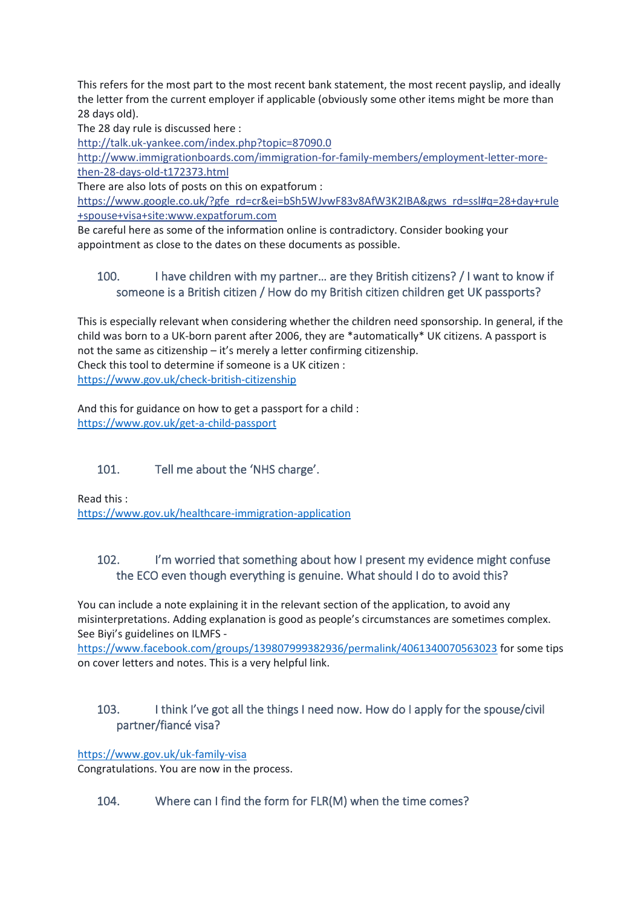This refers for the most part to the most recent bank statement, the most recent payslip, and ideally the letter from the current employer if applicable (obviously some other items might be more than 28 days old).

The 28 day rule is discussed here :

http://talk.uk-yankee.com/index.php?topic=87090.0

http://www.immigrationboards.com/immigration-for-family-members/employment-letter-more-then-28-days-old-t172373.html

There are also lots of posts on this on expatforum :

https://www.google.co.uk/?gfe_rd=cr&ei=bSh5WJvwF83v8AfW3K2IBA&gws_rd=ssl#q=28+day+rule+spouse+visa+site:www.expatforum.com

Be careful here as some of the information online is contradictory. Consider booking your appointment as close to the dates on these documents as possible.

## 100. I have children with my partner… are they British citizens? / I want to know if someone is a British citizen / How do my British citizen children get UK passports?

This is especially relevant when considering whether the children need sponsorship. In general, if the child was born to a UK-born parent after 2006, they are *automatically* UK citizens. A passport is not the same as citizenship – it's merely a letter confirming citizenship.

Check this tool to determine if someone is a UK citizen :

https://www.gov.uk/check-british-citizenship

And this for guidance on how to get a passport for a child :

https://www.gov.uk/get-a-child-passport

## 101. Tell me about the 'NHS charge'.

Read this :

https://www.gov.uk/healthcare-immigration-application

## 102. I'm worried that something about how I present my evidence might confuse the ECO even though everything is genuine. What should I do to avoid this?

You can include a note explaining it in the relevant section of the application, to avoid any misinterpretations. Adding explanation is good as people's circumstances are sometimes complex. See Biyi's guidelines on ILMFS - https://www.facebook.com/groups/139807999382936/permalink/4061340070563023 for some tips on cover letters and notes. This is a very helpful link.

## 103. I think I've got all the things I need now. How do I apply for the spouse/civil partner/fiancé visa?

https://www.gov.uk/uk-family-visa

Congratulations. You are now in the process.

## 104. Where can I find the form for FLR(M) when the time comes?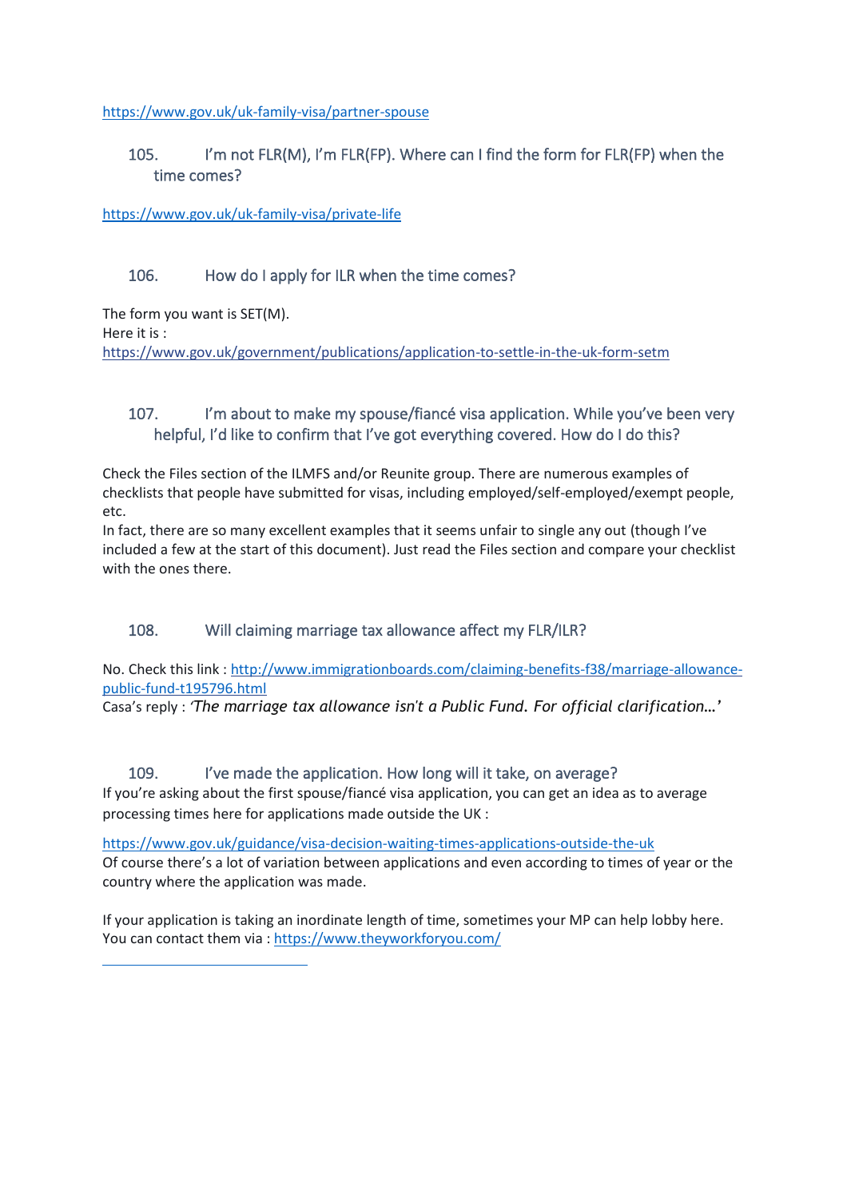https://www.gov.uk/uk-family-visa/partner-spouse

### 105. I'm not FLR(M), I'm FLR(FP). Where can I find the form for FLR(FP) when the time comes?

https://www.gov.uk/uk-family-visa/private-life

### 106. How do I apply for ILR when the time comes?

The form you want is SET(M).
Here it is :
https://www.gov.uk/government/publications/application-to-settle-in-the-uk-form-setm

### 107. I'm about to make my spouse/fiancé visa application. While you've been very helpful, I'd like to confirm that I've got everything covered. How do I do this?

Check the Files section of the ILMFS and/or Reunite group. There are numerous examples of checklists that people have submitted for visas, including employed/self-employed/exempt people, etc.
In fact, there are so many excellent examples that it seems unfair to single any out (though I've included a few at the start of this document). Just read the Files section and compare your checklist with the ones there.

### 108. Will claiming marriage tax allowance affect my FLR/ILR?

No. Check this link : http://www.immigrationboards.com/claiming-benefits-f38/marriage-allowance-public-fund-t195796.html
Casa's reply : *'The marriage tax allowance isn't a Public Fund. For official clarification…'*

### 109. I've made the application. How long will it take, on average?

If you're asking about the first spouse/fiancé visa application, you can get an idea as to average processing times here for applications made outside the UK :

https://www.gov.uk/guidance/visa-decision-waiting-times-applications-outside-the-uk
Of course there's a lot of variation between applications and even according to times of year or the country where the application was made.

If your application is taking an inordinate length of time, sometimes your MP can help lobby here. You can contact them via : https://www.theyworkforyou.com/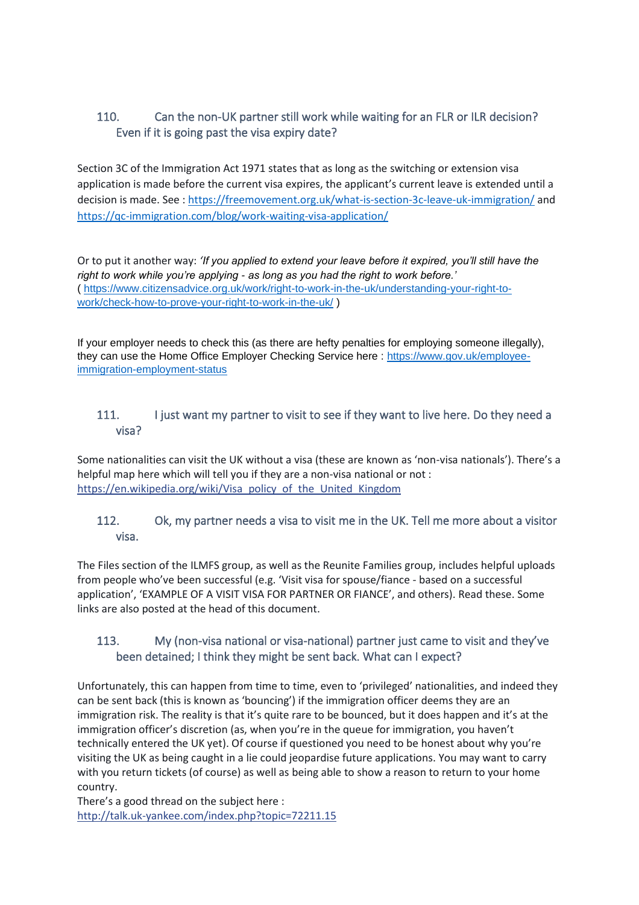### 110. Can the non-UK partner still work while waiting for an FLR or ILR decision? Even if it is going past the visa expiry date?

Section 3C of the Immigration Act 1971 states that as long as the switching or extension visa application is made before the current visa expires, the applicant's current leave is extended until a decision is made. See : https://freemovement.org.uk/what-is-section-3c-leave-uk-immigration/ and https://qc-immigration.com/blog/work-waiting-visa-application/

Or to put it another way: *'If you applied to extend your leave before it expired, you'll still have the right to work while you're applying - as long as you had the right to work before.'* ( https://www.citizensadvice.org.uk/work/right-to-work-in-the-uk/understanding-your-right-to-work/check-how-to-prove-your-right-to-work-in-the-uk/ )

If your employer needs to check this (as there are hefty penalties for employing someone illegally), they can use the Home Office Employer Checking Service here : https://www.gov.uk/employee-immigration-employment-status

### 111. I just want my partner to visit to see if they want to live here. Do they need a visa?

Some nationalities can visit the UK without a visa (these are known as 'non-visa nationals'). There's a helpful map here which will tell you if they are a non-visa national or not : https://en.wikipedia.org/wiki/Visa_policy_of_the_United_Kingdom

### 112. Ok, my partner needs a visa to visit me in the UK. Tell me more about a visitor visa.

The Files section of the ILMFS group, as well as the Reunite Families group, includes helpful uploads from people who've been successful (e.g. 'Visit visa for spouse/fiance - based on a successful application', 'EXAMPLE OF A VISIT VISA FOR PARTNER OR FIANCE', and others). Read these. Some links are also posted at the head of this document.

### 113. My (non-visa national or visa-national) partner just came to visit and they've been detained; I think they might be sent back. What can I expect?

Unfortunately, this can happen from time to time, even to 'privileged' nationalities, and indeed they can be sent back (this is known as 'bouncing') if the immigration officer deems they are an immigration risk. The reality is that it's quite rare to be bounced, but it does happen and it's at the immigration officer's discretion (as, when you're in the queue for immigration, you haven't technically entered the UK yet). Of course if questioned you need to be honest about why you're visiting the UK as being caught in a lie could jeopardise future applications. You may want to carry with you return tickets (of course) as well as being able to show a reason to return to your home country.
There's a good thread on the subject here : http://talk.uk-yankee.com/index.php?topic=72211.15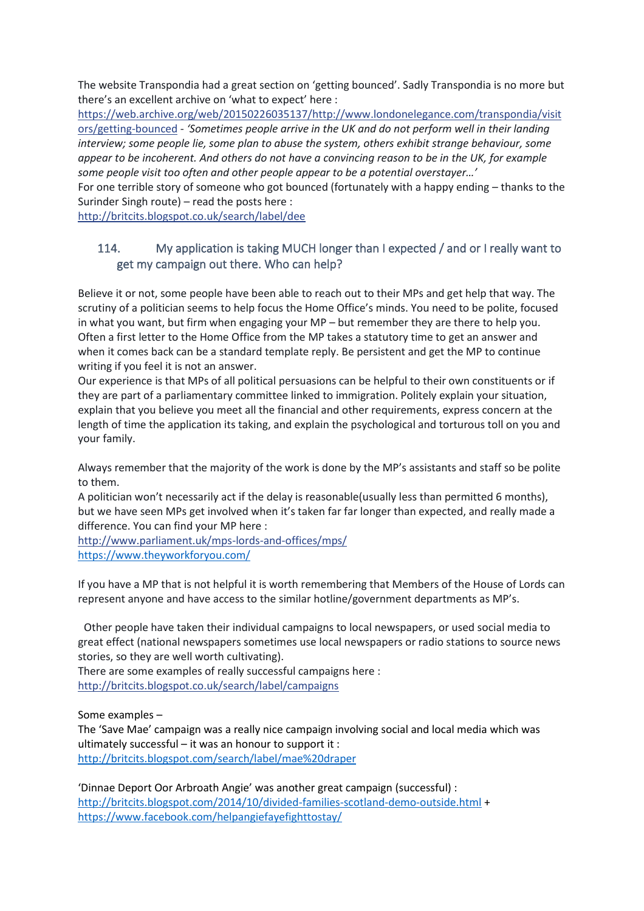The website Transpondia had a great section on 'getting bounced'. Sadly Transpondia is no more but there's an excellent archive on 'what to expect' here :
https://web.archive.org/web/20150226035137/http://www.londonelegance.com/transpondia/visitors/getting-bounced - *'Sometimes people arrive in the UK and do not perform well in their landing interview; some people lie, some plan to abuse the system, others exhibit strange behaviour, some appear to be incoherent. And others do not have a convincing reason to be in the UK, for example some people visit too often and other people appear to be a potential overstayer…'*
For one terrible story of someone who got bounced (fortunately with a happy ending – thanks to the Surinder Singh route) – read the posts here :
http://britcits.blogspot.co.uk/search/label/dee

## 114. My application is taking MUCH longer than I expected / and or I really want to get my campaign out there. Who can help?

Believe it or not, some people have been able to reach out to their MPs and get help that way. The scrutiny of a politician seems to help focus the Home Office's minds. You need to be polite, focused in what you want, but firm when engaging your MP – but remember they are there to help you. Often a first letter to the Home Office from the MP takes a statutory time to get an answer and when it comes back can be a standard template reply. Be persistent and get the MP to continue writing if you feel it is not an answer.
Our experience is that MPs of all political persuasions can be helpful to their own constituents or if they are part of a parliamentary committee linked to immigration. Politely explain your situation, explain that you believe you meet all the financial and other requirements, express concern at the length of time the application its taking, and explain the psychological and torturous toll on you and your family.

Always remember that the majority of the work is done by the MP's assistants and staff so be polite to them.
A politician won't necessarily act if the delay is reasonable(usually less than permitted 6 months), but we have seen MPs get involved when it's taken far far longer than expected, and really made a difference. You can find your MP here :
http://www.parliament.uk/mps-lords-and-offices/mps/
https://www.theyworkforyou.com/

If you have a MP that is not helpful it is worth remembering that Members of the House of Lords can represent anyone and have access to the similar hotline/government departments as MP's.

Other people have taken their individual campaigns to local newspapers, or used social media to great effect (national newspapers sometimes use local newspapers or radio stations to source news stories, so they are well worth cultivating).
There are some examples of really successful campaigns here :
http://britcits.blogspot.co.uk/search/label/campaigns

Some examples –
The 'Save Mae' campaign was a really nice campaign involving social and local media which was ultimately successful – it was an honour to support it :
http://britcits.blogspot.com/search/label/mae%20draper

'Dinnae Deport Oor Arbroath Angie' was another great campaign (successful) :
http://britcits.blogspot.com/2014/10/divided-families-scotland-demo-outside.html +
https://www.facebook.com/helpangiefayefighttostay/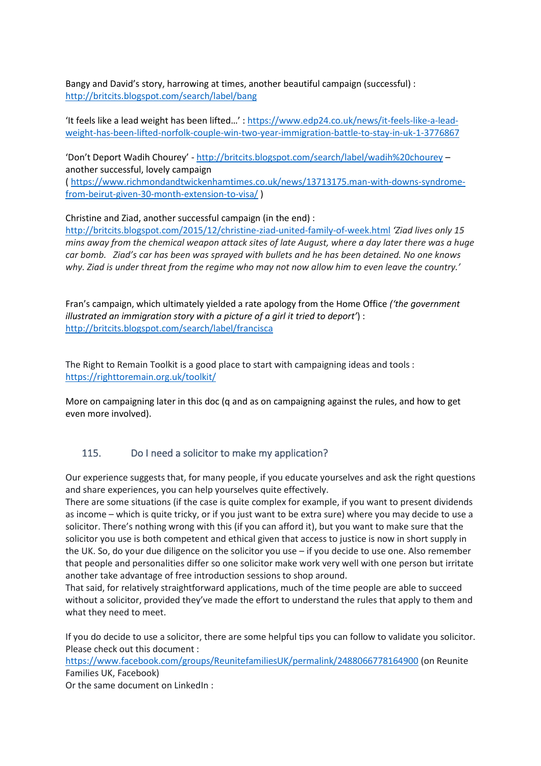Bangy and David's story, harrowing at times, another beautiful campaign (successful) : http://britcits.blogspot.com/search/label/bang

'It feels like a lead weight has been lifted…' : https://www.edp24.co.uk/news/it-feels-like-a-lead-weight-has-been-lifted-norfolk-couple-win-two-year-immigration-battle-to-stay-in-uk-1-3776867

'Don't Deport Wadih Chourey' - http://britcits.blogspot.com/search/label/wadih%20chourey – another successful, lovely campaign
( https://www.richmondandtwickenhamtimes.co.uk/news/13713175.man-with-downs-syndrome-from-beirut-given-30-month-extension-to-visa/ )

Christine and Ziad, another successful campaign (in the end) :
http://britcits.blogspot.com/2015/12/christine-ziad-united-family-of-week.html *'Ziad lives only 15 mins away from the chemical weapon attack sites of late August, where a day later there was a huge car bomb. Ziad's car has been was sprayed with bullets and he has been detained. No one knows why. Ziad is under threat from the regime who may not now allow him to even leave the country.'*

Fran's campaign, which ultimately yielded a rate apology from the Home Office *('the government illustrated an immigration story with a picture of a girl it tried to deport')* :
http://britcits.blogspot.com/search/label/francisca

The Right to Remain Toolkit is a good place to start with campaigning ideas and tools :
https://righttoremain.org.uk/toolkit/

More on campaigning later in this doc (q and as on campaigning against the rules, and how to get even more involved).

## 115. Do I need a solicitor to make my application?

Our experience suggests that, for many people, if you educate yourselves and ask the right questions and share experiences, you can help yourselves quite effectively.
There are some situations (if the case is quite complex for example, if you want to present dividends as income – which is quite tricky, or if you just want to be extra sure) where you may decide to use a solicitor. There's nothing wrong with this (if you can afford it), but you want to make sure that the solicitor you use is both competent and ethical given that access to justice is now in short supply in the UK. So, do your due diligence on the solicitor you use – if you decide to use one. Also remember that people and personalities differ so one solicitor make work very well with one person but irritate another take advantage of free introduction sessions to shop around.
That said, for relatively straightforward applications, much of the time people are able to succeed without a solicitor, provided they've made the effort to understand the rules that apply to them and what they need to meet.

If you do decide to use a solicitor, there are some helpful tips you can follow to validate you solicitor. Please check out this document :
https://www.facebook.com/groups/ReunitefamiliesUK/permalink/2488066778164900 (on Reunite Families UK, Facebook)
Or the same document on LinkedIn :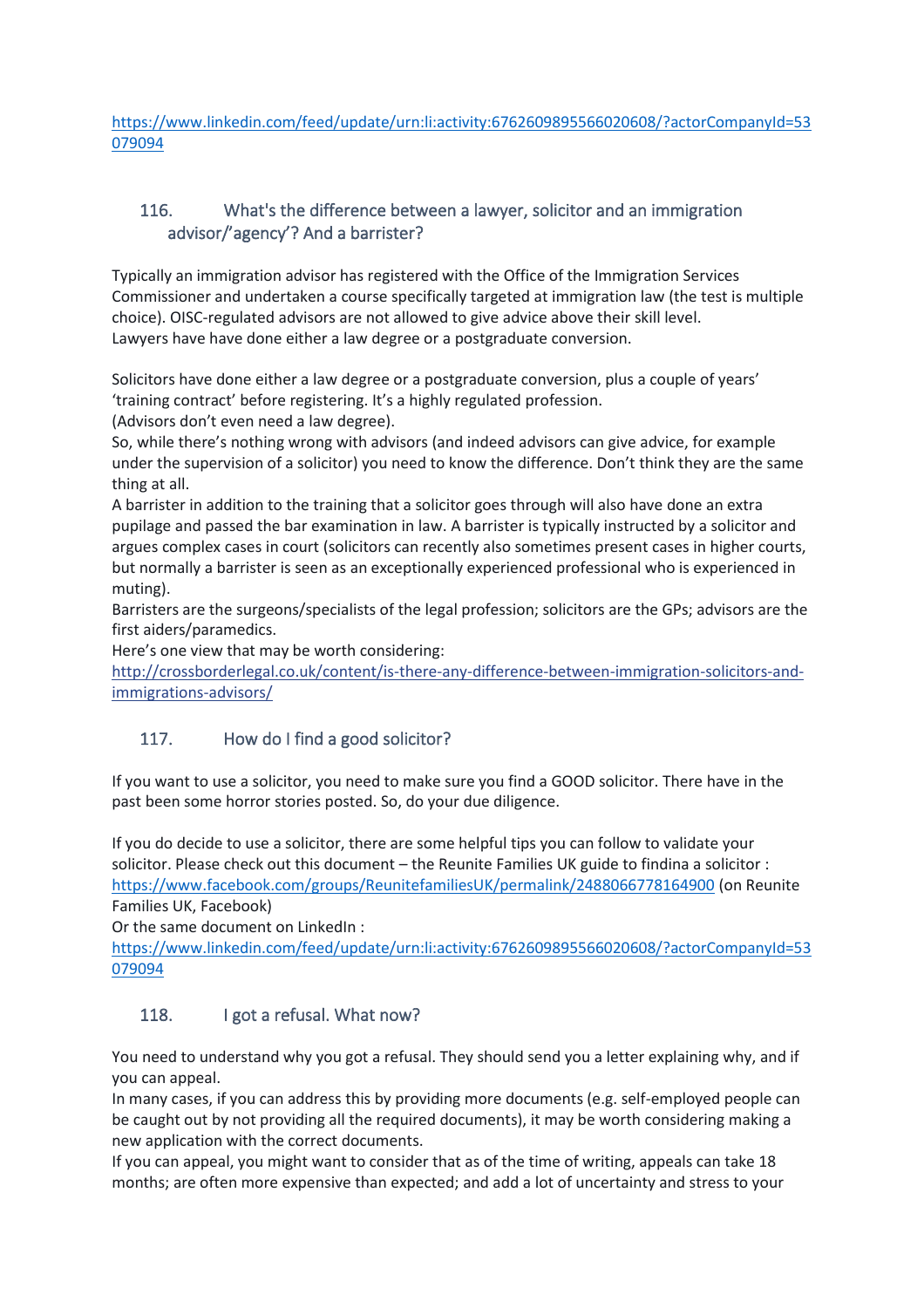https://www.linkedin.com/feed/update/urn:li:activity:6762609895566020608/?actorCompanyId=53079094

## 116. What's the difference between a lawyer, solicitor and an immigration advisor/'agency'? And a barrister?

Typically an immigration advisor has registered with the Office of the Immigration Services Commissioner and undertaken a course specifically targeted at immigration law (the test is multiple choice). OISC-regulated advisors are not allowed to give advice above their skill level.
Lawyers have have done either a law degree or a postgraduate conversion.

Solicitors have done either a law degree or a postgraduate conversion, plus a couple of years' 'training contract' before registering. It's a highly regulated profession.
(Advisors don't even need a law degree).
So, while there's nothing wrong with advisors (and indeed advisors can give advice, for example under the supervision of a solicitor) you need to know the difference. Don't think they are the same thing at all.
A barrister in addition to the training that a solicitor goes through will also have done an extra pupilage and passed the bar examination in law. A barrister is typically instructed by a solicitor and argues complex cases in court (solicitors can recently also sometimes present cases in higher courts, but normally a barrister is seen as an exceptionally experienced professional who is experienced in muting).
Barristers are the surgeons/specialists of the legal profession; solicitors are the GPs; advisors are the first aiders/paramedics.
Here's one view that may be worth considering:
http://crossborderlegal.co.uk/content/is-there-any-difference-between-immigration-solicitors-and-immigrations-advisors/

## 117. How do I find a good solicitor?

If you want to use a solicitor, you need to make sure you find a GOOD solicitor. There have in the past been some horror stories posted. So, do your due diligence.

If you do decide to use a solicitor, there are some helpful tips you can follow to validate your solicitor. Please check out this document – the Reunite Families UK guide to findina a solicitor : https://www.facebook.com/groups/ReunitefamiliesUK/permalink/2488066778164900 (on Reunite Families UK, Facebook)
Or the same document on LinkedIn :
https://www.linkedin.com/feed/update/urn:li:activity:6762609895566020608/?actorCompanyId=53079094

## 118. I got a refusal. What now?

You need to understand why you got a refusal. They should send you a letter explaining why, and if you can appeal.
In many cases, if you can address this by providing more documents (e.g. self-employed people can be caught out by not providing all the required documents), it may be worth considering making a new application with the correct documents.
If you can appeal, you might want to consider that as of the time of writing, appeals can take 18 months; are often more expensive than expected; and add a lot of uncertainty and stress to your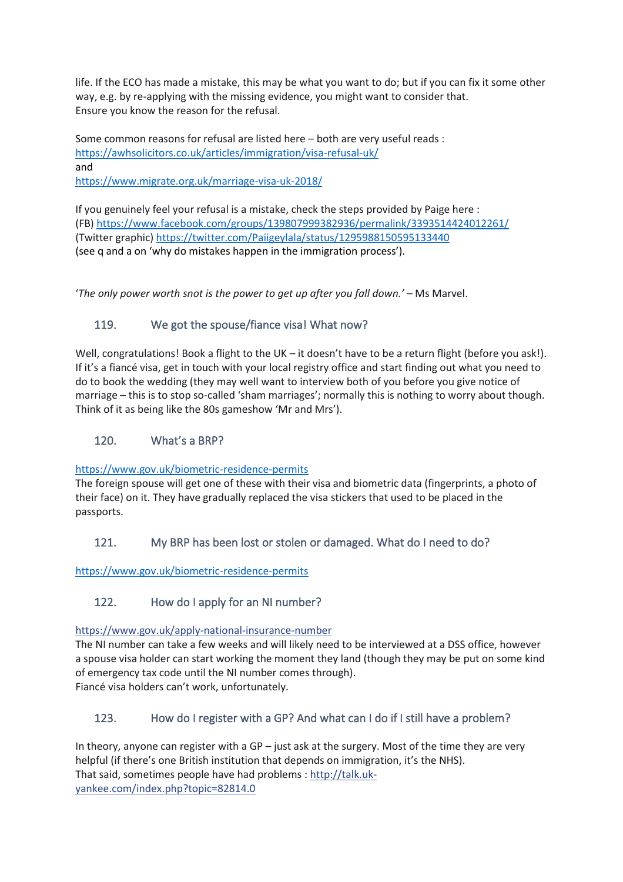life. If the ECO has made a mistake, this may be what you want to do; but if you can fix it some other way, e.g. by re-applying with the missing evidence, you might want to consider that.
Ensure you know the reason for the refusal.

Some common reasons for refusal are listed here – both are very useful reads :
https://awhsolicitors.co.uk/articles/immigration/visa-refusal-uk/
and
https://www.migrate.org.uk/marriage-visa-uk-2018/

If you genuinely feel your refusal is a mistake, check the steps provided by Paige here :
(FB) https://www.facebook.com/groups/139807999382936/permalink/3393514424012261/
(Twitter graphic) https://twitter.com/Paiigeylala/status/1295988150595133440
(see q and a on 'why do mistakes happen in the immigration process').

'*The only power worth snot is the power to get up after you fall down.'* – Ms Marvel.

## 119. We got the spouse/fiance visa! What now?

Well, congratulations! Book a flight to the UK – it doesn't have to be a return flight (before you ask!). If it's a fiancé visa, get in touch with your local registry office and start finding out what you need to do to book the wedding (they may well want to interview both of you before you give notice of marriage – this is to stop so-called 'sham marriages'; normally this is nothing to worry about though. Think of it as being like the 80s gameshow 'Mr and Mrs').

## 120. What's a BRP?

https://www.gov.uk/biometric-residence-permits
The foreign spouse will get one of these with their visa and biometric data (fingerprints, a photo of their face) on it. They have gradually replaced the visa stickers that used to be placed in the passports.

## 121. My BRP has been lost or stolen or damaged. What do I need to do?

https://www.gov.uk/biometric-residence-permits

## 122. How do I apply for an NI number?

https://www.gov.uk/apply-national-insurance-number
The NI number can take a few weeks and will likely need to be interviewed at a DSS office, however a spouse visa holder can start working the moment they land (though they may be put on some kind of emergency tax code until the NI number comes through).
Fiancé visa holders can't work, unfortunately.

## 123. How do I register with a GP? And what can I do if I still have a problem?

In theory, anyone can register with a GP – just ask at the surgery. Most of the time they are very helpful (if there's one British institution that depends on immigration, it's the NHS).
That said, sometimes people have had problems : http://talk.uk-yankee.com/index.php?topic=82814.0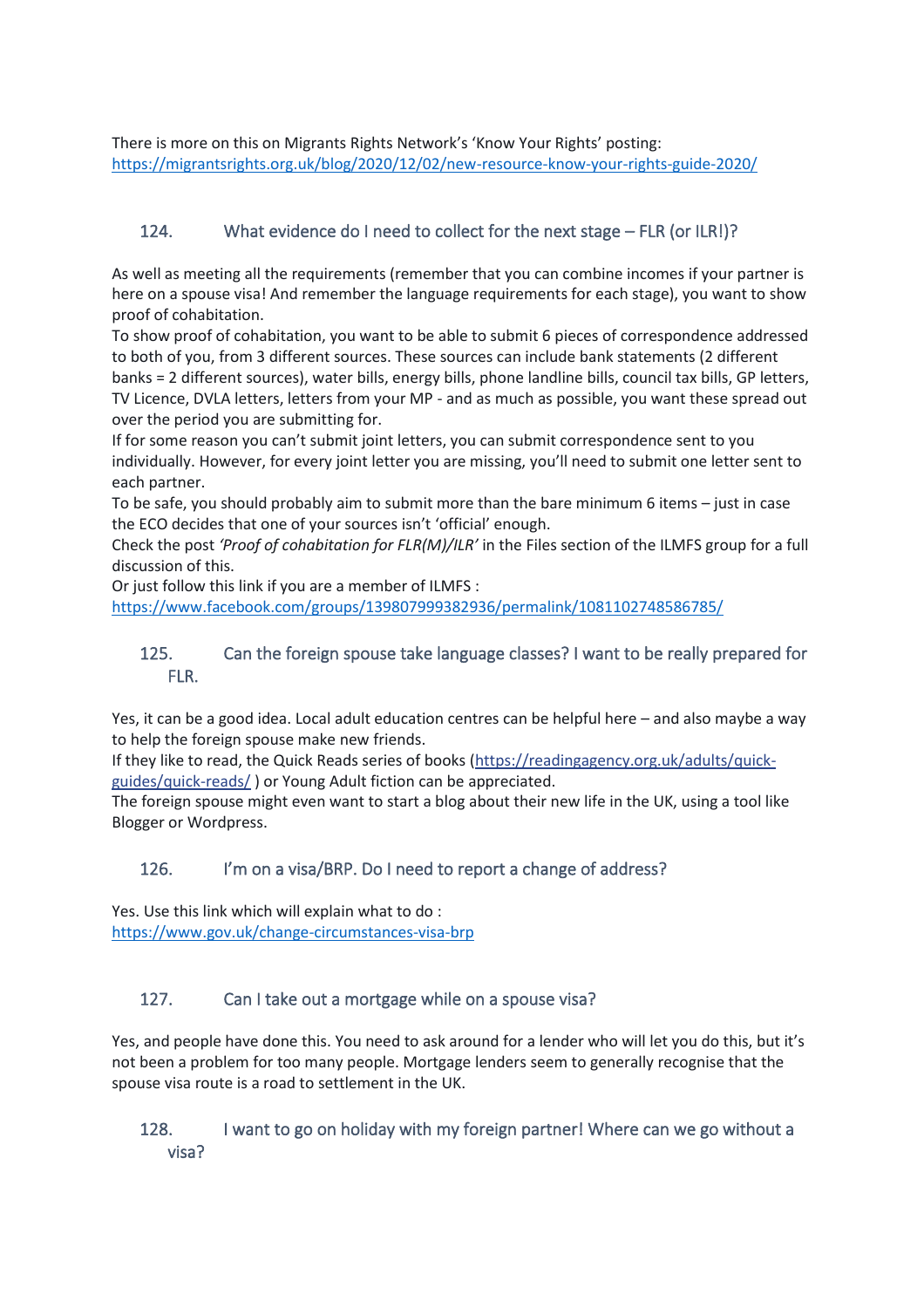There is more on this on Migrants Rights Network's 'Know Your Rights' posting:
https://migrantsrights.org.uk/blog/2020/12/02/new-resource-know-your-rights-guide-2020/

### 124. What evidence do I need to collect for the next stage – FLR (or ILR!)?

As well as meeting all the requirements (remember that you can combine incomes if your partner is here on a spouse visa! And remember the language requirements for each stage), you want to show proof of cohabitation.
To show proof of cohabitation, you want to be able to submit 6 pieces of correspondence addressed to both of you, from 3 different sources. These sources can include bank statements (2 different banks = 2 different sources), water bills, energy bills, phone landline bills, council tax bills, GP letters, TV Licence, DVLA letters, letters from your MP - and as much as possible, you want these spread out over the period you are submitting for.
If for some reason you can't submit joint letters, you can submit correspondence sent to you individually. However, for every joint letter you are missing, you'll need to submit one letter sent to each partner.
To be safe, you should probably aim to submit more than the bare minimum 6 items – just in case the ECO decides that one of your sources isn't 'official' enough.
Check the post *'Proof of cohabitation for FLR(M)/ILR'* in the Files section of the ILMFS group for a full discussion of this.
Or just follow this link if you are a member of ILMFS :
https://www.facebook.com/groups/139807999382936/permalink/1081102748586785/

### 125. Can the foreign spouse take language classes? I want to be really prepared for FLR.

Yes, it can be a good idea. Local adult education centres can be helpful here – and also maybe a way to help the foreign spouse make new friends.
If they like to read, the Quick Reads series of books (https://readingagency.org.uk/adults/quick-guides/quick-reads/ ) or Young Adult fiction can be appreciated.
The foreign spouse might even want to start a blog about their new life in the UK, using a tool like Blogger or Wordpress.

### 126. I'm on a visa/BRP. Do I need to report a change of address?

Yes. Use this link which will explain what to do :
https://www.gov.uk/change-circumstances-visa-brp

### 127. Can I take out a mortgage while on a spouse visa?

Yes, and people have done this. You need to ask around for a lender who will let you do this, but it's not been a problem for too many people. Mortgage lenders seem to generally recognise that the spouse visa route is a road to settlement in the UK.

### 128. I want to go on holiday with my foreign partner! Where can we go without a visa?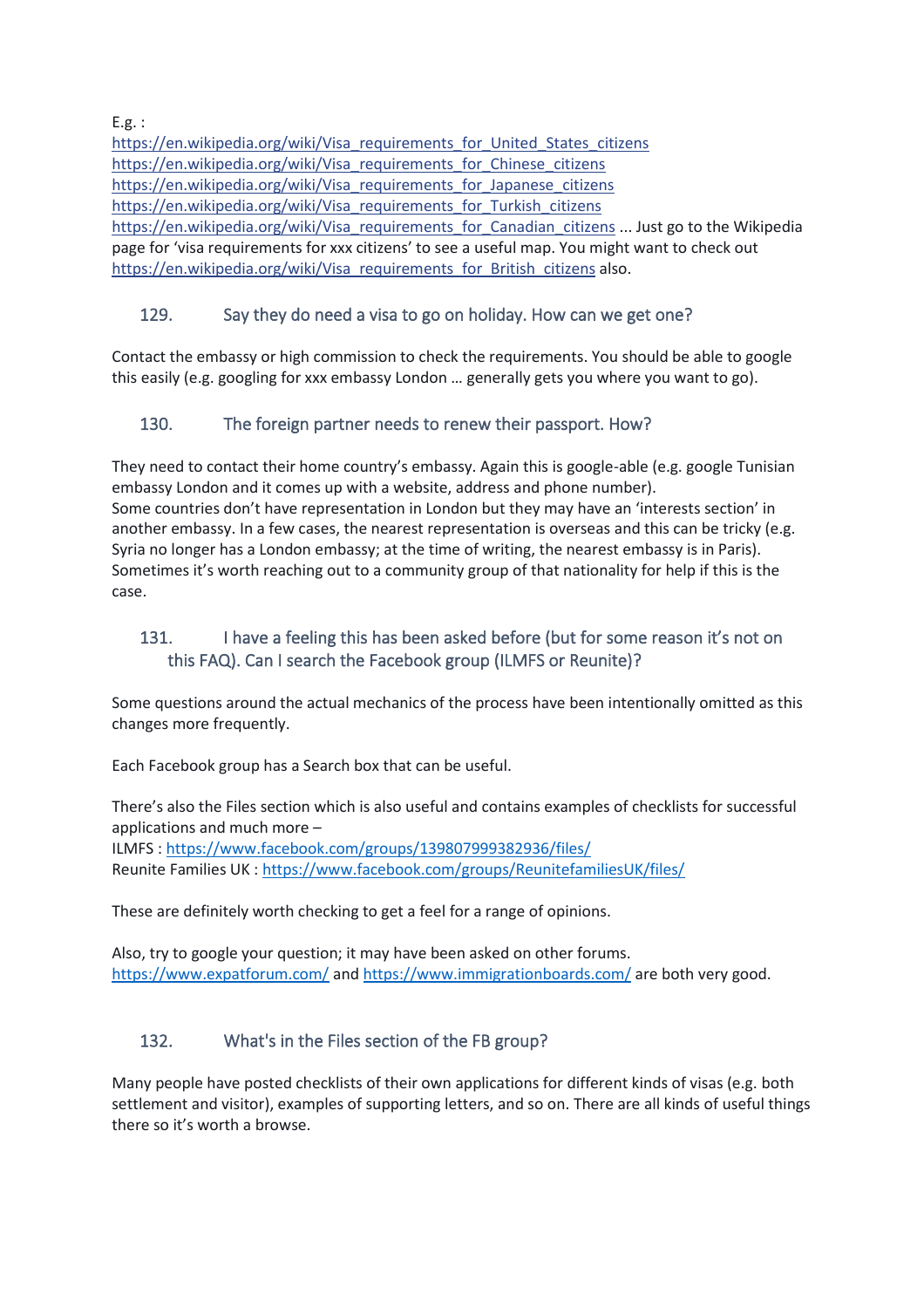E.g. :
https://en.wikipedia.org/wiki/Visa_requirements_for_United_States_citizens
https://en.wikipedia.org/wiki/Visa_requirements_for_Chinese_citizens
https://en.wikipedia.org/wiki/Visa_requirements_for_Japanese_citizens
https://en.wikipedia.org/wiki/Visa_requirements_for_Turkish_citizens
https://en.wikipedia.org/wiki/Visa_requirements_for_Canadian_citizens ... Just go to the Wikipedia page for 'visa requirements for xxx citizens' to see a useful map. You might want to check out https://en.wikipedia.org/wiki/Visa_requirements_for_British_citizens also.

### 129. Say they do need a visa to go on holiday. How can we get one?

Contact the embassy or high commission to check the requirements. You should be able to google this easily (e.g. googling for xxx embassy London … generally gets you where you want to go).

### 130. The foreign partner needs to renew their passport. How?

They need to contact their home country's embassy. Again this is google-able (e.g. google Tunisian embassy London and it comes up with a website, address and phone number).
Some countries don't have representation in London but they may have an 'interests section' in another embassy. In a few cases, the nearest representation is overseas and this can be tricky (e.g. Syria no longer has a London embassy; at the time of writing, the nearest embassy is in Paris). Sometimes it's worth reaching out to a community group of that nationality for help if this is the case.

### 131. I have a feeling this has been asked before (but for some reason it's not on this FAQ). Can I search the Facebook group (ILMFS or Reunite)?

Some questions around the actual mechanics of the process have been intentionally omitted as this changes more frequently.

Each Facebook group has a Search box that can be useful.

There's also the Files section which is also useful and contains examples of checklists for successful applications and much more –
ILMFS : https://www.facebook.com/groups/139807999382936/files/
Reunite Families UK : https://www.facebook.com/groups/ReunitefamiliesUK/files/

These are definitely worth checking to get a feel for a range of opinions.

Also, try to google your question; it may have been asked on other forums.
https://www.expatforum.com/ and https://www.immigrationboards.com/ are both very good.

### 132. What's in the Files section of the FB group?

Many people have posted checklists of their own applications for different kinds of visas (e.g. both settlement and visitor), examples of supporting letters, and so on. There are all kinds of useful things there so it's worth a browse.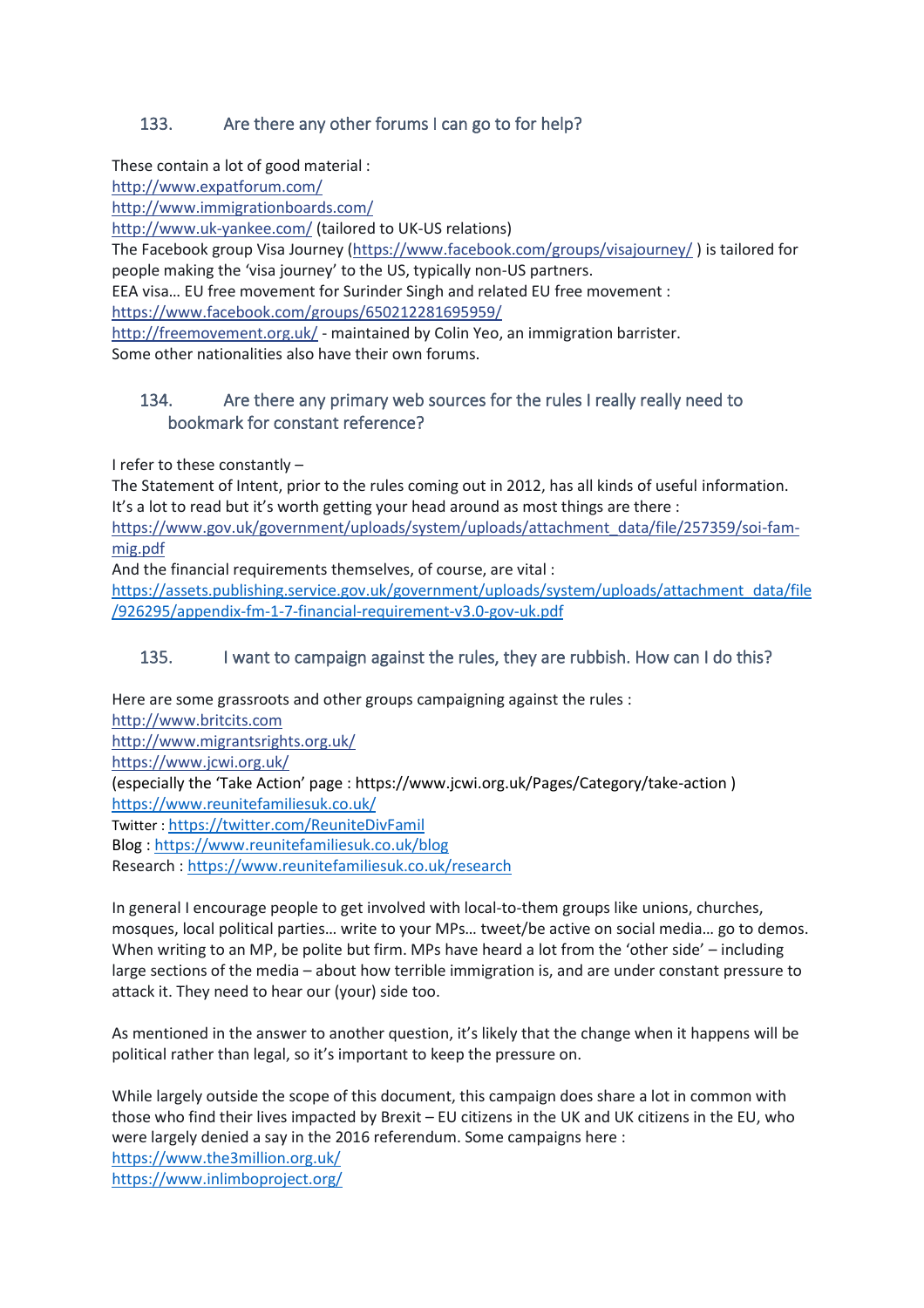## 133. Are there any other forums I can go to for help?

These contain a lot of good material :
http://www.expatforum.com/
http://www.immigrationboards.com/
http://www.uk-yankee.com/ (tailored to UK-US relations)
The Facebook group Visa Journey (https://www.facebook.com/groups/visajourney/ ) is tailored for people making the 'visa journey' to the US, typically non-US partners.
EEA visa… EU free movement for Surinder Singh and related EU free movement :
https://www.facebook.com/groups/650212281695959/
http://freemovement.org.uk/ - maintained by Colin Yeo, an immigration barrister.
Some other nationalities also have their own forums.

## 134. Are there any primary web sources for the rules I really really need to bookmark for constant reference?

I refer to these constantly –
The Statement of Intent, prior to the rules coming out in 2012, has all kinds of useful information. It's a lot to read but it's worth getting your head around as most things are there :
https://www.gov.uk/government/uploads/system/uploads/attachment_data/file/257359/soi-fam-mig.pdf
And the financial requirements themselves, of course, are vital :
https://assets.publishing.service.gov.uk/government/uploads/system/uploads/attachment_data/file/926295/appendix-fm-1-7-financial-requirement-v3.0-gov-uk.pdf

## 135. I want to campaign against the rules, they are rubbish. How can I do this?

Here are some grassroots and other groups campaigning against the rules :
http://www.britcits.com
http://www.migrantsrights.org.uk/
https://www.jcwi.org.uk/
(especially the 'Take Action' page : https://www.jcwi.org.uk/Pages/Category/take-action )
https://www.reunitefamiliesuk.co.uk/
Twitter : https://twitter.com/ReuniteDivFamil
Blog : https://www.reunitefamiliesuk.co.uk/blog
Research : https://www.reunitefamiliesuk.co.uk/research

In general I encourage people to get involved with local-to-them groups like unions, churches, mosques, local political parties… write to your MPs… tweet/be active on social media… go to demos. When writing to an MP, be polite but firm. MPs have heard a lot from the 'other side' – including large sections of the media – about how terrible immigration is, and are under constant pressure to attack it. They need to hear our (your) side too.

As mentioned in the answer to another question, it's likely that the change when it happens will be political rather than legal, so it's important to keep the pressure on.

While largely outside the scope of this document, this campaign does share a lot in common with those who find their lives impacted by Brexit – EU citizens in the UK and UK citizens in the EU, who were largely denied a say in the 2016 referendum. Some campaigns here :
https://www.the3million.org.uk/
https://www.inlimboproject.org/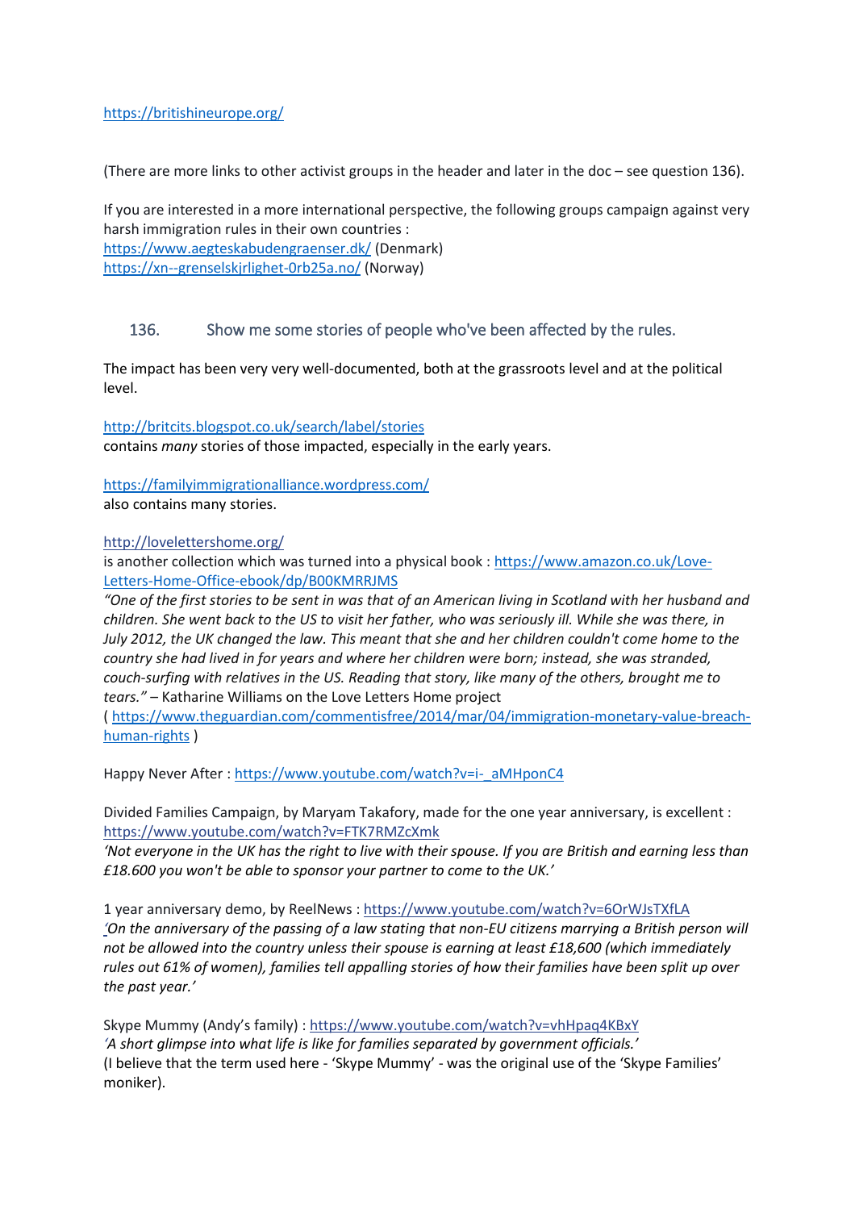https://britishineurope.org/

(There are more links to other activist groups in the header and later in the doc – see question 136).

If you are interested in a more international perspective, the following groups campaign against very harsh immigration rules in their own countries :
https://www.aegteskabudengraenser.dk/ (Denmark)
https://xn--grenselskjrlighet-0rb25a.no/ (Norway)

## 136. Show me some stories of people who've been affected by the rules.

The impact has been very very well-documented, both at the grassroots level and at the political level.

http://britcits.blogspot.co.uk/search/label/stories
contains *many* stories of those impacted, especially in the early years.

https://familyimmigrationalliance.wordpress.com/
also contains many stories.

http://lovelettershome.org/
is another collection which was turned into a physical book : https://www.amazon.co.uk/Love-Letters-Home-Office-ebook/dp/B00KMRRJMS
*"One of the first stories to be sent in was that of an American living in Scotland with her husband and children. She went back to the US to visit her father, who was seriously ill. While she was there, in July 2012, the UK changed the law. This meant that she and her children couldn't come home to the country she had lived in for years and where her children were born; instead, she was stranded, couch-surfing with relatives in the US. Reading that story, like many of the others, brought me to tears."* – Katharine Williams on the Love Letters Home project
( https://www.theguardian.com/commentisfree/2014/mar/04/immigration-monetary-value-breach-human-rights )

Happy Never After : https://www.youtube.com/watch?v=i-_aMHponC4

Divided Families Campaign, by Maryam Takafory, made for the one year anniversary, is excellent : https://www.youtube.com/watch?v=FTK7RMZcXmk
*'Not everyone in the UK has the right to live with their spouse. If you are British and earning less than £18.600 you won't be able to sponsor your partner to come to the UK.'*

1 year anniversary demo, by ReelNews : https://www.youtube.com/watch?v=6OrWJsTXfLA
*'On the anniversary of the passing of a law stating that non-EU citizens marrying a British person will not be allowed into the country unless their spouse is earning at least £18,600 (which immediately rules out 61% of women), families tell appalling stories of how their families have been split up over the past year.'*

Skype Mummy (Andy's family) : https://www.youtube.com/watch?v=vhHpaq4KBxY
*'A short glimpse into what life is like for families separated by government officials.'*
(I believe that the term used here - 'Skype Mummy' - was the original use of the 'Skype Families' moniker).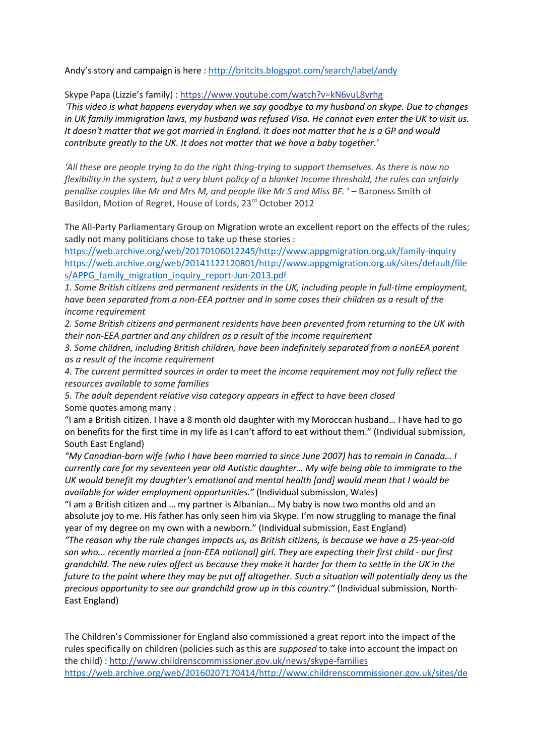Andy's story and campaign is here : http://britcits.blogspot.com/search/label/andy

Skype Papa (Lizzie's family) : https://www.youtube.com/watch?v=kN6vuL8vrhg
*'This video is what happens everyday when we say goodbye to my husband on skype. Due to changes in UK family immigration laws, my husband was refused Visa. He cannot even enter the UK to visit us. It doesn't matter that we got married in England. It does not matter that he is a GP and would contribute greatly to the UK. It does not matter that we have a baby together.'*

*'All these are people trying to do the right thing-trying to support themselves. As there is now no flexibility in the system, but a very blunt policy of a blanket income threshold, the rules can unfairly penalise couples like Mr and Mrs M, and people like Mr S and Miss BF. '* – Baroness Smith of Basildon, Motion of Regret, House of Lords, 23rd October 2012

The All-Party Parliamentary Group on Migration wrote an excellent report on the effects of the rules; sadly not many politicians chose to take up these stories :
https://web.archive.org/web/20170106012245/http://www.appgmigration.org.uk/family-inquiry
https://web.archive.org/web/20141122120801/http://www.appgmigration.org.uk/sites/default/files/APPG_family_migration_inquiry_report-Jun-2013.pdf

1. *Some British citizens and permanent residents in the UK, including people in full-time employment, have been separated from a non-EEA partner and in some cases their children as a result of the income requirement*
2. *Some British citizens and permanent residents have been prevented from returning to the UK with their non-EEA partner and any children as a result of the income requirement*
3. *Some children, including British children, have been indefinitely separated from a nonEEA parent as a result of the income requirement*
4. *The current permitted sources in order to meet the income requirement may not fully reflect the resources available to some families*
5. *The adult dependent relative visa category appears in effect to have been closed*

Some quotes among many :

"I am a British citizen. I have a 8 month old daughter with my Moroccan husband… I have had to go on benefits for the first time in my life as I can't afford to eat without them." (Individual submission, South East England)

*"My Canadian-born wife (who I have been married to since June 2007) has to remain in Canada… I currently care for my seventeen year old Autistic daughter… My wife being able to immigrate to the UK would benefit my daughter's emotional and mental health [and] would mean that I would be available for wider employment opportunities."* (Individual submission, Wales)

"I am a British citizen and … my partner is Albanian… My baby is now two months old and an absolute joy to me. His father has only seen him via Skype. I'm now struggling to manage the final year of my degree on my own with a newborn." (Individual submission, East England)

*"The reason why the rule changes impacts us, as British citizens, is because we have a 25-year-old son who... recently married a [non-EEA national] girl. They are expecting their first child - our first grandchild. The new rules affect us because they make it harder for them to settle in the UK in the future to the point where they may be put off altogether. Such a situation will potentially deny us the precious opportunity to see our grandchild grow up in this country."* (Individual submission, North-East England)

The Children's Commissioner for England also commissioned a great report into the impact of the rules specifically on children (policies such as this are *supposed* to take into account the impact on the child) : http://www.childrenscommissioner.gov.uk/news/skype-families
https://web.archive.org/web/20160207170414/http://www.childrenscommissioner.gov.uk/sites/de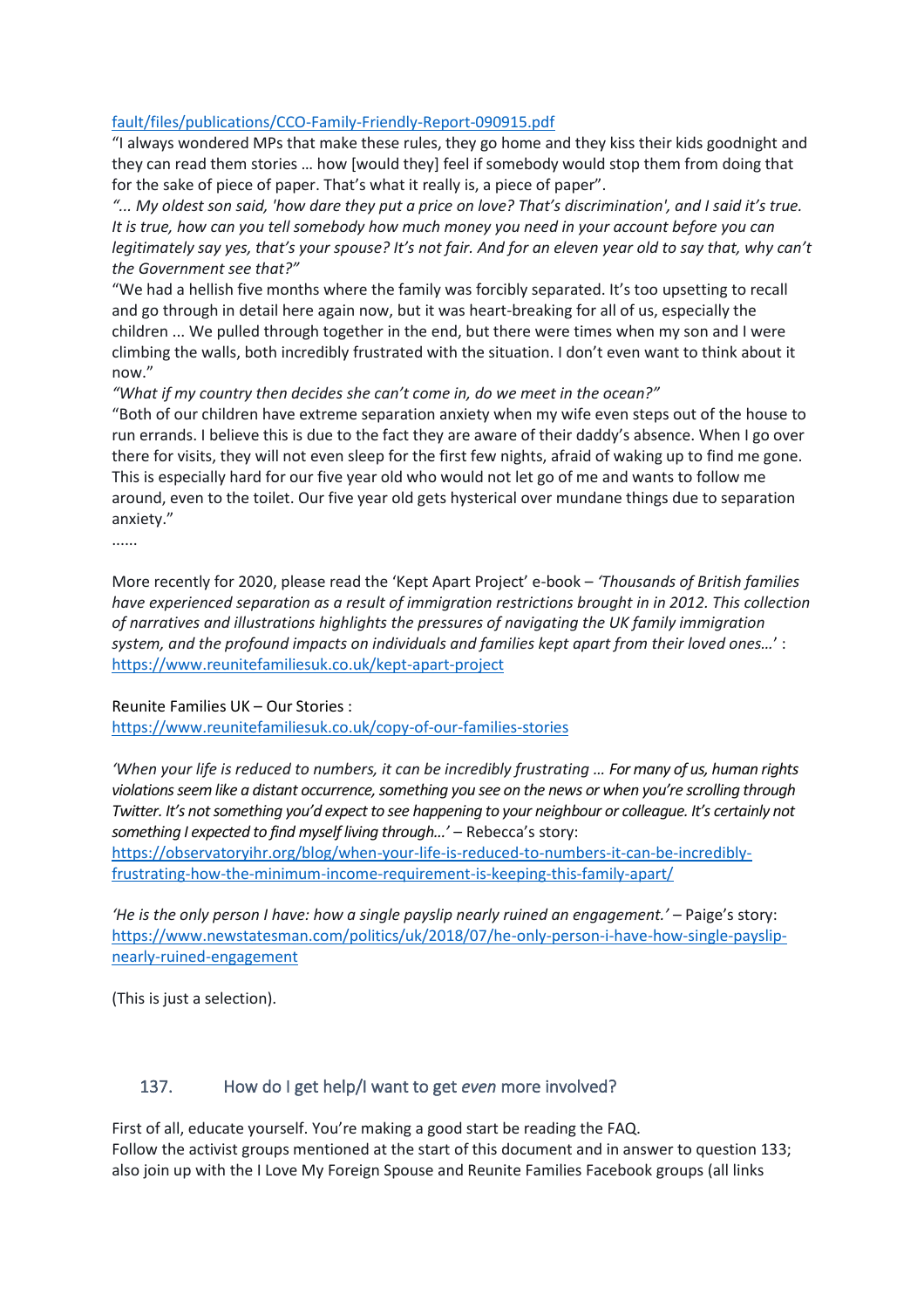fault/files/publications/CCO-Family-Friendly-Report-090915.pdf

"I always wondered MPs that make these rules, they go home and they kiss their kids goodnight and they can read them stories … how [would they] feel if somebody would stop them from doing that for the sake of piece of paper. That's what it really is, a piece of paper".

*"... My oldest son said, 'how dare they put a price on love? That's discrimination', and I said it's true. It is true, how can you tell somebody how much money you need in your account before you can legitimately say yes, that's your spouse? It's not fair. And for an eleven year old to say that, why can't the Government see that?"*

"We had a hellish five months where the family was forcibly separated. It's too upsetting to recall and go through in detail here again now, but it was heart-breaking for all of us, especially the children ... We pulled through together in the end, but there were times when my son and I were climbing the walls, both incredibly frustrated with the situation. I don't even want to think about it now."

*"What if my country then decides she can't come in, do we meet in the ocean?"*

"Both of our children have extreme separation anxiety when my wife even steps out of the house to run errands. I believe this is due to the fact they are aware of their daddy's absence. When I go over there for visits, they will not even sleep for the first few nights, afraid of waking up to find me gone. This is especially hard for our five year old who would not let go of me and wants to follow me around, even to the toilet. Our five year old gets hysterical over mundane things due to separation anxiety."

......

More recently for 2020, please read the 'Kept Apart Project' e-book – *'Thousands of British families have experienced separation as a result of immigration restrictions brought in in 2012. This collection of narratives and illustrations highlights the pressures of navigating the UK family immigration system, and the profound impacts on individuals and families kept apart from their loved ones…'* : https://www.reunitefamiliesuk.co.uk/kept-apart-project

Reunite Families UK – Our Stories :
https://www.reunitefamiliesuk.co.uk/copy-of-our-families-stories

*'When your life is reduced to numbers, it can be incredibly frustrating … For many of us, human rights violations seem like a distant occurrence, something you see on the news or when you're scrolling through Twitter. It's not something you'd expect to see happening to your neighbour or colleague. It's certainly not something I expected to find myself living through…'* – Rebecca's story:
https://observatoryihr.org/blog/when-your-life-is-reduced-to-numbers-it-can-be-incredibly-frustrating-how-the-minimum-income-requirement-is-keeping-this-family-apart/

*'He is the only person I have: how a single payslip nearly ruined an engagement.'* – Paige's story:
https://www.newstatesman.com/politics/uk/2018/07/he-only-person-i-have-how-single-payslip-nearly-ruined-engagement

(This is just a selection).

## 137. How do I get help/I want to get *even* more involved?

First of all, educate yourself. You're making a good start be reading the FAQ.
Follow the activist groups mentioned at the start of this document and in answer to question 133; also join up with the I Love My Foreign Spouse and Reunite Families Facebook groups (all links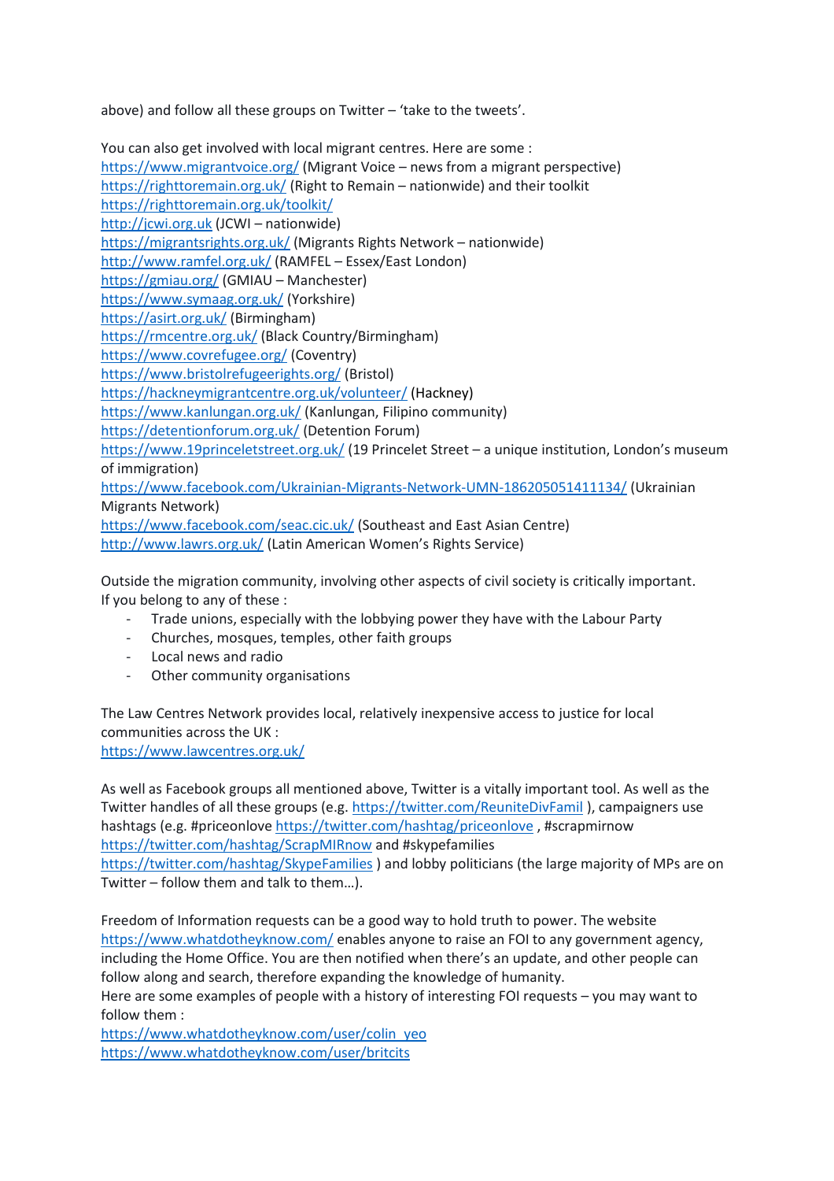above) and follow all these groups on Twitter – 'take to the tweets'.

You can also get involved with local migrant centres. Here are some :
https://www.migrantvoice.org/ (Migrant Voice – news from a migrant perspective)
https://righttoremain.org.uk/ (Right to Remain – nationwide) and their toolkit
https://righttoremain.org.uk/toolkit/
http://jcwi.org.uk (JCWI – nationwide)
https://migrantsrights.org.uk/ (Migrants Rights Network – nationwide)
http://www.ramfel.org.uk/ (RAMFEL – Essex/East London)
https://gmiau.org/ (GMIAU – Manchester)
https://www.symaag.org.uk/ (Yorkshire)
https://asirt.org.uk/ (Birmingham)
https://rmcentre.org.uk/ (Black Country/Birmingham)
https://www.covrefugee.org/ (Coventry)
https://www.bristolrefugeerights.org/ (Bristol)
https://hackneymigrantcentre.org.uk/volunteer/ (Hackney)
https://www.kanlungan.org.uk/ (Kanlungan, Filipino community)
https://detentionforum.org.uk/ (Detention Forum)
https://www.19princeletstreet.org.uk/ (19 Princelet Street – a unique institution, London's museum of immigration)
https://www.facebook.com/Ukrainian-Migrants-Network-UMN-186205051411134/ (Ukrainian Migrants Network)
https://www.facebook.com/seac.cic.uk/ (Southeast and East Asian Centre)
http://www.lawrs.org.uk/ (Latin American Women's Rights Service)

Outside the migration community, involving other aspects of civil society is critically important. If you belong to any of these :

- Trade unions, especially with the lobbying power they have with the Labour Party
- Churches, mosques, temples, other faith groups
- Local news and radio
- Other community organisations

The Law Centres Network provides local, relatively inexpensive access to justice for local communities across the UK :
https://www.lawcentres.org.uk/

As well as Facebook groups all mentioned above, Twitter is a vitally important tool. As well as the Twitter handles of all these groups (e.g. https://twitter.com/ReuniteDivFamil ), campaigners use hashtags (e.g. #priceonlove https://twitter.com/hashtag/priceonlove , #scrapmirnow https://twitter.com/hashtag/ScrapMIRnow and #skypefamilies https://twitter.com/hashtag/SkypeFamilies ) and lobby politicians (the large majority of MPs are on Twitter – follow them and talk to them…).

Freedom of Information requests can be a good way to hold truth to power. The website https://www.whatdotheyknow.com/ enables anyone to raise an FOI to any government agency, including the Home Office. You are then notified when there's an update, and other people can follow along and search, therefore expanding the knowledge of humanity.
Here are some examples of people with a history of interesting FOI requests – you may want to follow them :
https://www.whatdotheyknow.com/user/colin_yeo
https://www.whatdotheyknow.com/user/britcits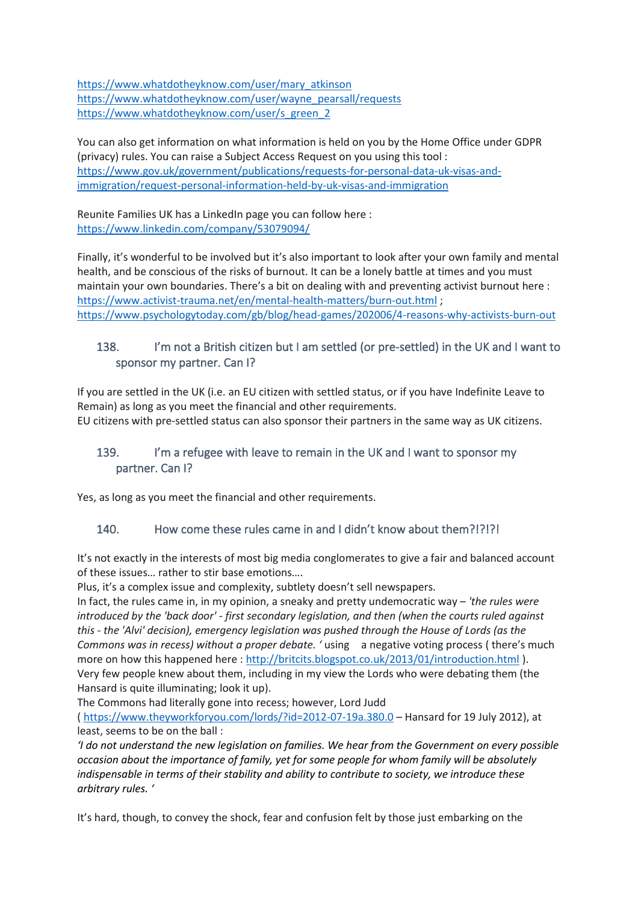https://www.whatdotheyknow.com/user/mary_atkinson
https://www.whatdotheyknow.com/user/wayne_pearsall/requests
https://www.whatdotheyknow.com/user/s_green_2

You can also get information on what information is held on you by the Home Office under GDPR (privacy) rules. You can raise a Subject Access Request on you using this tool : https://www.gov.uk/government/publications/requests-for-personal-data-uk-visas-and-immigration/request-personal-information-held-by-uk-visas-and-immigration

Reunite Families UK has a LinkedIn page you can follow here : https://www.linkedin.com/company/53079094/

Finally, it's wonderful to be involved but it's also important to look after your own family and mental health, and be conscious of the risks of burnout. It can be a lonely battle at times and you must maintain your own boundaries. There's a bit on dealing with and preventing activist burnout here : https://www.activist-trauma.net/en/mental-health-matters/burn-out.html ; https://www.psychologytoday.com/gb/blog/head-games/202006/4-reasons-why-activists-burn-out

### 138. I'm not a British citizen but I am settled (or pre-settled) in the UK and I want to sponsor my partner. Can I?

If you are settled in the UK (i.e. an EU citizen with settled status, or if you have Indefinite Leave to Remain) as long as you meet the financial and other requirements.
EU citizens with pre-settled status can also sponsor their partners in the same way as UK citizens.

### 139. I'm a refugee with leave to remain in the UK and I want to sponsor my partner. Can I?

Yes, as long as you meet the financial and other requirements.

### 140. How come these rules came in and I didn't know about them?!?!?!

It's not exactly in the interests of most big media conglomerates to give a fair and balanced account of these issues… rather to stir base emotions….
Plus, it's a complex issue and complexity, subtlety doesn't sell newspapers.
In fact, the rules came in, in my opinion, a sneaky and pretty undemocratic way – *'the rules were introduced by the 'back door' - first secondary legislation, and then (when the courts ruled against this - the 'Alvi' decision), emergency legislation was pushed through the House of Lords (as the Commons was in recess) without a proper debate. '* using a negative voting process ( there's much more on how this happened here : http://britcits.blogspot.co.uk/2013/01/introduction.html ).
Very few people knew about them, including in my view the Lords who were debating them (the Hansard is quite illuminating; look it up).
The Commons had literally gone into recess; however, Lord Judd ( https://www.theyworkforyou.com/lords/?id=2012-07-19a.380.0 – Hansard for 19 July 2012), at least, seems to be on the ball :
*'I do not understand the new legislation on families. We hear from the Government on every possible occasion about the importance of family, yet for some people for whom family will be absolutely indispensable in terms of their stability and ability to contribute to society, we introduce these arbitrary rules. '*

It's hard, though, to convey the shock, fear and confusion felt by those just embarking on the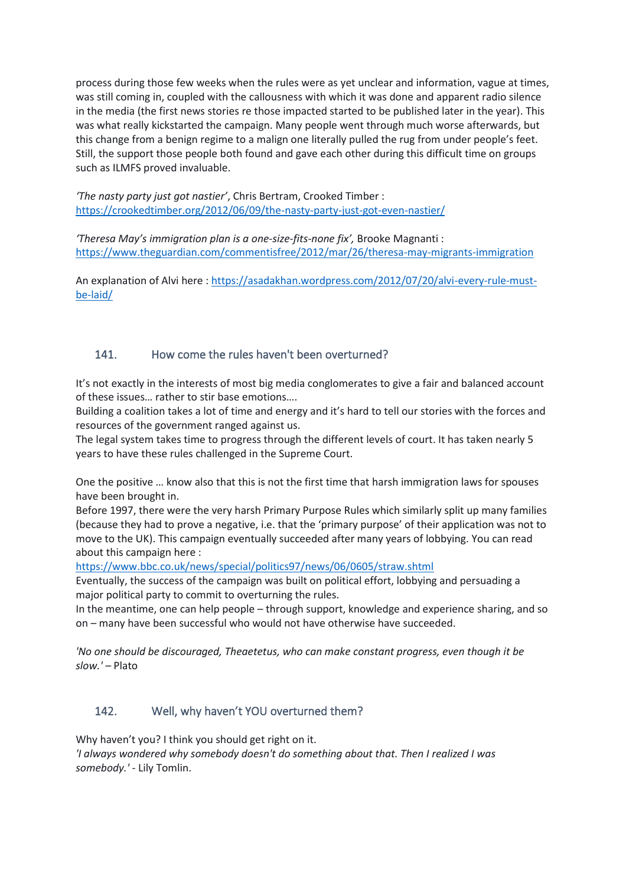process during those few weeks when the rules were as yet unclear and information, vague at times, was still coming in, coupled with the callousness with which it was done and apparent radio silence in the media (the first news stories re those impacted started to be published later in the year). This was what really kickstarted the campaign. Many people went through much worse afterwards, but this change from a benign regime to a malign one literally pulled the rug from under people's feet. Still, the support those people both found and gave each other during this difficult time on groups such as ILMFS proved invaluable.

*'The nasty party just got nastier'*, Chris Bertram, Crooked Timber : https://crookedtimber.org/2012/06/09/the-nasty-party-just-got-even-nastier/

*'Theresa May's immigration plan is a one-size-fits-none fix',* Brooke Magnanti : https://www.theguardian.com/commentisfree/2012/mar/26/theresa-may-migrants-immigration

An explanation of Alvi here : https://asadakhan.wordpress.com/2012/07/20/alvi-every-rule-must-be-laid/

## 141. How come the rules haven't been overturned?

It's not exactly in the interests of most big media conglomerates to give a fair and balanced account of these issues… rather to stir base emotions….
Building a coalition takes a lot of time and energy and it's hard to tell our stories with the forces and resources of the government ranged against us.
The legal system takes time to progress through the different levels of court. It has taken nearly 5 years to have these rules challenged in the Supreme Court.

One the positive … know also that this is not the first time that harsh immigration laws for spouses have been brought in.
Before 1997, there were the very harsh Primary Purpose Rules which similarly split up many families (because they had to prove a negative, i.e. that the 'primary purpose' of their application was not to move to the UK). This campaign eventually succeeded after many years of lobbying. You can read about this campaign here :
https://www.bbc.co.uk/news/special/politics97/news/06/0605/straw.shtml
Eventually, the success of the campaign was built on political effort, lobbying and persuading a major political party to commit to overturning the rules.
In the meantime, one can help people – through support, knowledge and experience sharing, and so on – many have been successful who would not have otherwise have succeeded.

*'No one should be discouraged, Theaetetus, who can make constant progress, even though it be slow.'* – Plato

## 142. Well, why haven't YOU overturned them?

Why haven't you? I think you should get right on it.
*'I always wondered why somebody doesn't do something about that. Then I realized I was somebody.'* - Lily Tomlin.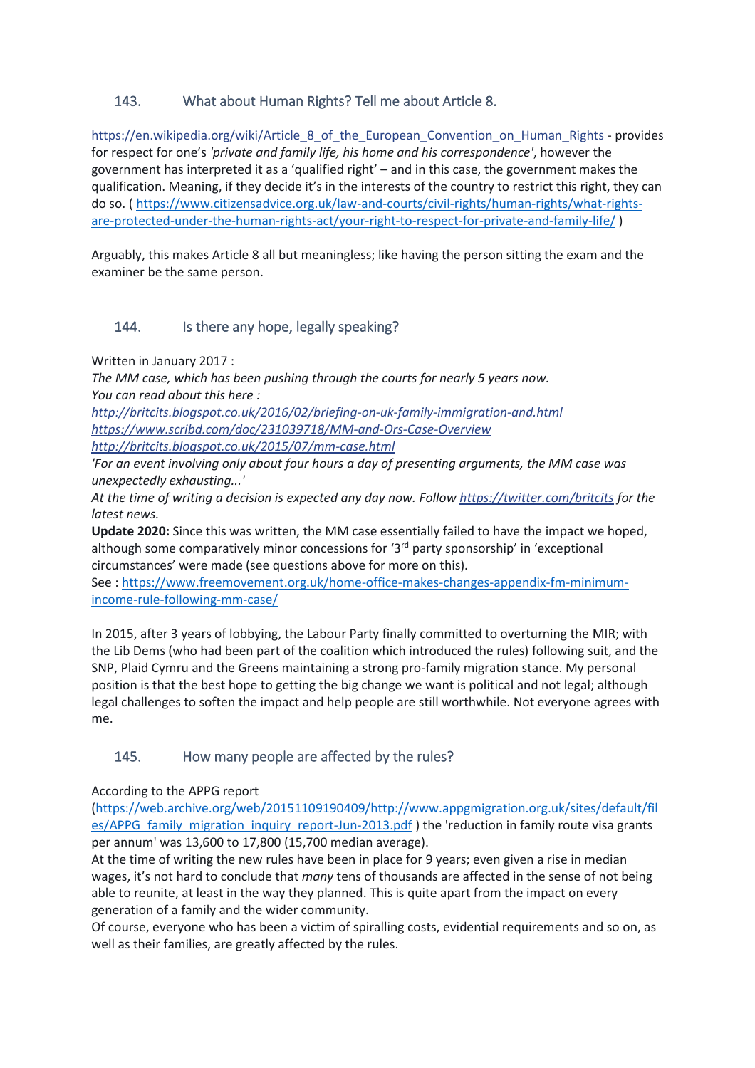## 143. What about Human Rights? Tell me about Article 8.

https://en.wikipedia.org/wiki/Article_8_of_the_European_Convention_on_Human_Rights - provides for respect for one's *'private and family life, his home and his correspondence'*, however the government has interpreted it as a 'qualified right' – and in this case, the government makes the qualification. Meaning, if they decide it's in the interests of the country to restrict this right, they can do so. ( https://www.citizensadvice.org.uk/law-and-courts/civil-rights/human-rights/what-rights-are-protected-under-the-human-rights-act/your-right-to-respect-for-private-and-family-life/ )

Arguably, this makes Article 8 all but meaningless; like having the person sitting the exam and the examiner be the same person.

## 144. Is there any hope, legally speaking?

Written in January 2017 :
*The MM case, which has been pushing through the courts for nearly 5 years now.*
*You can read about this here :*
*http://britcits.blogspot.co.uk/2016/02/briefing-on-uk-family-immigration-and.html*
*https://www.scribd.com/doc/231039718/MM-and-Ors-Case-Overview*
*http://britcits.blogspot.co.uk/2015/07/mm-case.html*
*'For an event involving only about four hours a day of presenting arguments, the MM case was unexpectedly exhausting...'*
*At the time of writing a decision is expected any day now. Follow https://twitter.com/britcits for the latest news.*
**Update 2020:** Since this was written, the MM case essentially failed to have the impact we hoped, although some comparatively minor concessions for '3rd party sponsorship' in 'exceptional circumstances' were made (see questions above for more on this).
See : https://www.freemovement.org.uk/home-office-makes-changes-appendix-fm-minimum-income-rule-following-mm-case/

In 2015, after 3 years of lobbying, the Labour Party finally committed to overturning the MIR; with the Lib Dems (who had been part of the coalition which introduced the rules) following suit, and the SNP, Plaid Cymru and the Greens maintaining a strong pro-family migration stance. My personal position is that the best hope to getting the big change we want is political and not legal; although legal challenges to soften the impact and help people are still worthwhile. Not everyone agrees with me.

## 145. How many people are affected by the rules?

According to the APPG report
(https://web.archive.org/web/20151109190409/http://www.appgmigration.org.uk/sites/default/files/APPG_family_migration_inquiry_report-Jun-2013.pdf ) the 'reduction in family route visa grants per annum' was 13,600 to 17,800 (15,700 median average).
At the time of writing the new rules have been in place for 9 years; even given a rise in median wages, it's not hard to conclude that *many* tens of thousands are affected in the sense of not being able to reunite, at least in the way they planned. This is quite apart from the impact on every generation of a family and the wider community.
Of course, everyone who has been a victim of spiralling costs, evidential requirements and so on, as well as their families, are greatly affected by the rules.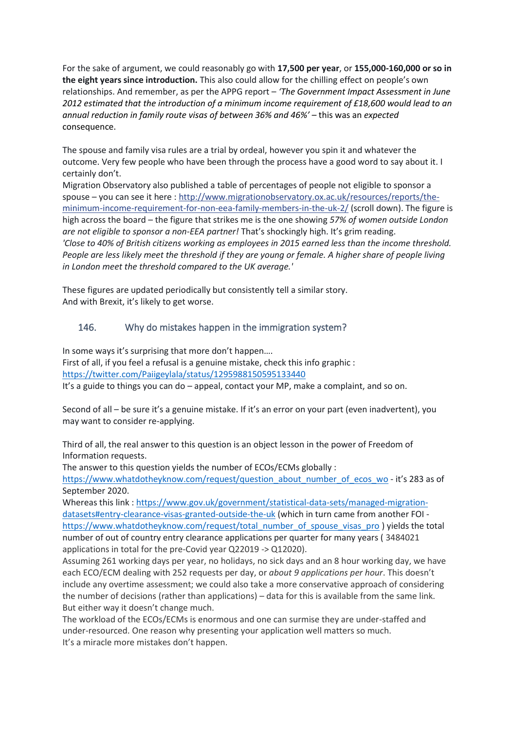For the sake of argument, we could reasonably go with **17,500 per year**, or **155,000-160,000 or so in the eight years since introduction.** This also could allow for the chilling effect on people's own relationships. And remember, as per the APPG report – *'The Government Impact Assessment in June 2012 estimated that the introduction of a minimum income requirement of £18,600 would lead to an annual reduction in family route visas of between 36% and 46%'* – this was an *expected* consequence.

The spouse and family visa rules are a trial by ordeal, however you spin it and whatever the outcome. Very few people who have been through the process have a good word to say about it. I certainly don't.

Migration Observatory also published a table of percentages of people not eligible to sponsor a spouse – you can see it here : [http://www.migrationobservatory.ox.ac.uk/resources/reports/the-minimum-income-requirement-for-non-eea-family-members-in-the-uk-2/](http://www.migrationobservatory.ox.ac.uk/resources/reports/the-minimum-income-requirement-for-non-eea-family-members-in-the-uk-2/) (scroll down). The figure is high across the board – the figure that strikes me is the one showing *57% of women outside London are not eligible to sponsor a non-EEA partner!* That's shockingly high. It's grim reading.

*'Close to 40% of British citizens working as employees in 2015 earned less than the income threshold. People are less likely meet the threshold if they are young or female. A higher share of people living in London meet the threshold compared to the UK average.'*

These figures are updated periodically but consistently tell a similar story.
And with Brexit, it's likely to get worse.

## 146. Why do mistakes happen in the immigration system?

In some ways it's surprising that more don't happen….
First of all, if you feel a refusal is a genuine mistake, check this info graphic : [https://twitter.com/Paiigeylala/status/1295988150595133440](https://twitter.com/Paiigeylala/status/1295988150595133440)
It's a guide to things you can do – appeal, contact your MP, make a complaint, and so on.

Second of all – be sure it's a genuine mistake. If it's an error on your part (even inadvertent), you may want to consider re-applying.

Third of all, the real answer to this question is an object lesson in the power of Freedom of Information requests.
The answer to this question yields the number of ECOs/ECMs globally : [https://www.whatdotheyknow.com/request/question_about_number_of_ecos_wo](https://www.whatdotheyknow.com/request/question_about_number_of_ecos_wo) - it's 283 as of September 2020.
Whereas this link : [https://www.gov.uk/government/statistical-data-sets/managed-migration-datasets#entry-clearance-visas-granted-outside-the-uk](https://www.gov.uk/government/statistical-data-sets/managed-migration-datasets#entry-clearance-visas-granted-outside-the-uk) (which in turn came from another FOI - [https://www.whatdotheyknow.com/request/total_number_of_spouse_visas_pro](https://www.whatdotheyknow.com/request/total_number_of_spouse_visas_pro) ) yields the total number of out of country entry clearance applications per quarter for many years ( 3484021 applications in total for the pre-Covid year Q22019 -> Q12020).
Assuming 261 working days per year, no holidays, no sick days and an 8 hour working day, we have each ECO/ECM dealing with 252 requests per day, or *about 9 applications per hour*. This doesn't include any overtime assessment; we could also take a more conservative approach of considering the number of decisions (rather than applications) – data for this is available from the same link. But either way it doesn't change much.
The workload of the ECOs/ECMs is enormous and one can surmise they are under-staffed and under-resourced. One reason why presenting your application well matters so much.
It's a miracle more mistakes don't happen.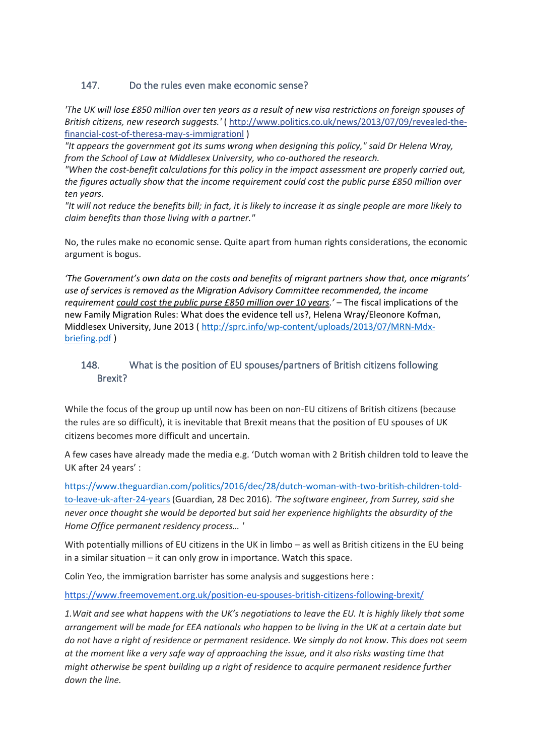## 147. Do the rules even make economic sense?

*'The UK will lose £850 million over ten years as a result of new visa restrictions on foreign spouses of British citizens, new research suggests.'* ( http://www.politics.co.uk/news/2013/07/09/revealed-the-financial-cost-of-theresa-may-s-immigrationl )

*"It appears the government got its sums wrong when designing this policy," said Dr Helena Wray, from the School of Law at Middlesex University, who co-authored the research.*

*"When the cost-benefit calculations for this policy in the impact assessment are properly carried out, the figures actually show that the income requirement could cost the public purse £850 million over ten years.*

*"It will not reduce the benefits bill; in fact, it is likely to increase it as single people are more likely to claim benefits than those living with a partner."*

No, the rules make no economic sense. Quite apart from human rights considerations, the economic argument is bogus.

*'The Government's own data on the costs and benefits of migrant partners show that, once migrants' use of services is removed as the Migration Advisory Committee recommended, the income requirement could cost the public purse £850 million over 10 years.'* – The fiscal implications of the new Family Migration Rules: What does the evidence tell us?, Helena Wray/Eleonore Kofman, Middlesex University, June 2013 ( http://sprc.info/wp-content/uploads/2013/07/MRN-Mdx-briefing.pdf )

## 148. What is the position of EU spouses/partners of British citizens following Brexit?

While the focus of the group up until now has been on non-EU citizens of British citizens (because the rules are so difficult), it is inevitable that Brexit means that the position of EU spouses of UK citizens becomes more difficult and uncertain.

A few cases have already made the media e.g. 'Dutch woman with 2 British children told to leave the UK after 24 years' :

https://www.theguardian.com/politics/2016/dec/28/dutch-woman-with-two-british-children-told-to-leave-uk-after-24-years (Guardian, 28 Dec 2016). *'The software engineer, from Surrey, said she never once thought she would be deported but said her experience highlights the absurdity of the Home Office permanent residency process… '*

With potentially millions of EU citizens in the UK in limbo – as well as British citizens in the EU being in a similar situation – it can only grow in importance. Watch this space.

Colin Yeo, the immigration barrister has some analysis and suggestions here :

https://www.freemovement.org.uk/position-eu-spouses-british-citizens-following-brexit/

*1.Wait and see what happens with the UK's negotiations to leave the EU. It is highly likely that some arrangement will be made for EEA nationals who happen to be living in the UK at a certain date but do not have a right of residence or permanent residence. We simply do not know. This does not seem at the moment like a very safe way of approaching the issue, and it also risks wasting time that might otherwise be spent building up a right of residence to acquire permanent residence further down the line.*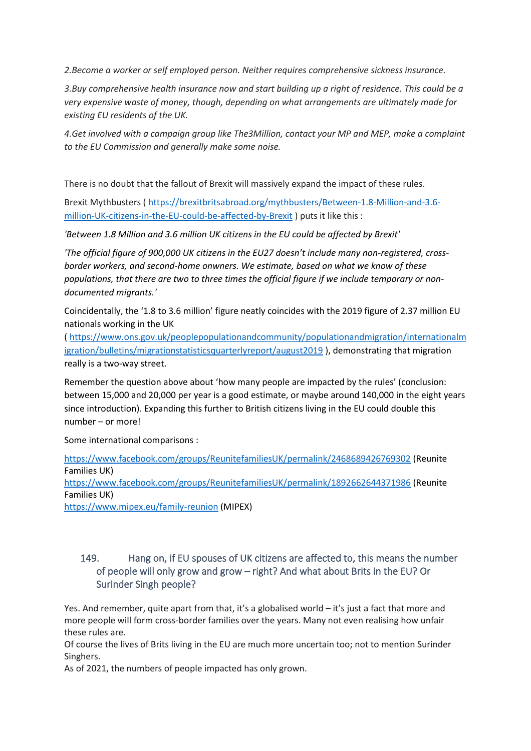*2.Become a worker or self employed person. Neither requires comprehensive sickness insurance.*

*3.Buy comprehensive health insurance now and start building up a right of residence. This could be a very expensive waste of money, though, depending on what arrangements are ultimately made for existing EU residents of the UK.*

*4.Get involved with a campaign group like The3Million, contact your MP and MEP, make a complaint to the EU Commission and generally make some noise.*

There is no doubt that the fallout of Brexit will massively expand the impact of these rules.

Brexit Mythbusters ( [https://brexitbritsabroad.org/mythbusters/Between-1.8-Million-and-3.6-million-UK-citizens-in-the-EU-could-be-affected-by-Brexit](https://brexitbritsabroad.org/mythbusters/Between-1.8-Million-and-3.6-million-UK-citizens-in-the-EU-could-be-affected-by-Brexit) ) puts it like this :

*'Between 1.8 Million and 3.6 million UK citizens in the EU could be affected by Brexit'*

*'The official figure of 900,000 UK citizens in the EU27 doesn't include many non-registered, cross-border workers, and second-home onwners. We estimate, based on what we know of these populations, that there are two to three times the official figure if we include temporary or non-documented migrants.'*

Coincidentally, the '1.8 to 3.6 million' figure neatly coincides with the 2019 figure of 2.37 million EU nationals working in the UK ( [https://www.ons.gov.uk/peoplepopulationandcommunity/populationandmigration/internationalmigration/bulletins/migrationstatisticsquarterlyreport/august2019](https://www.ons.gov.uk/peoplepopulationandcommunity/populationandmigration/internationalmigration/bulletins/migrationstatisticsquarterlyreport/august2019) ), demonstrating that migration really is a two-way street.

Remember the question above about 'how many people are impacted by the rules' (conclusion: between 15,000 and 20,000 per year is a good estimate, or maybe around 140,000 in the eight years since introduction). Expanding this further to British citizens living in the EU could double this number – or more!

Some international comparisons :

[https://www.facebook.com/groups/ReunitefamiliesUK/permalink/2468689426769302](https://www.facebook.com/groups/ReunitefamiliesUK/permalink/2468689426769302) (Reunite Families UK)
[https://www.facebook.com/groups/ReunitefamiliesUK/permalink/1892662644371986](https://www.facebook.com/groups/ReunitefamiliesUK/permalink/1892662644371986) (Reunite Families UK)
[https://www.mipex.eu/family-reunion](https://www.mipex.eu/family-reunion) (MIPEX)

## 149. Hang on, if EU spouses of UK citizens are affected to, this means the number of people will only grow and grow – right? And what about Brits in the EU? Or Surinder Singh people?

Yes. And remember, quite apart from that, it's a globalised world – it's just a fact that more and more people will form cross-border families over the years. Many not even realising how unfair these rules are.
Of course the lives of Brits living in the EU are much more uncertain too; not to mention Surinder Singhers.
As of 2021, the numbers of people impacted has only grown.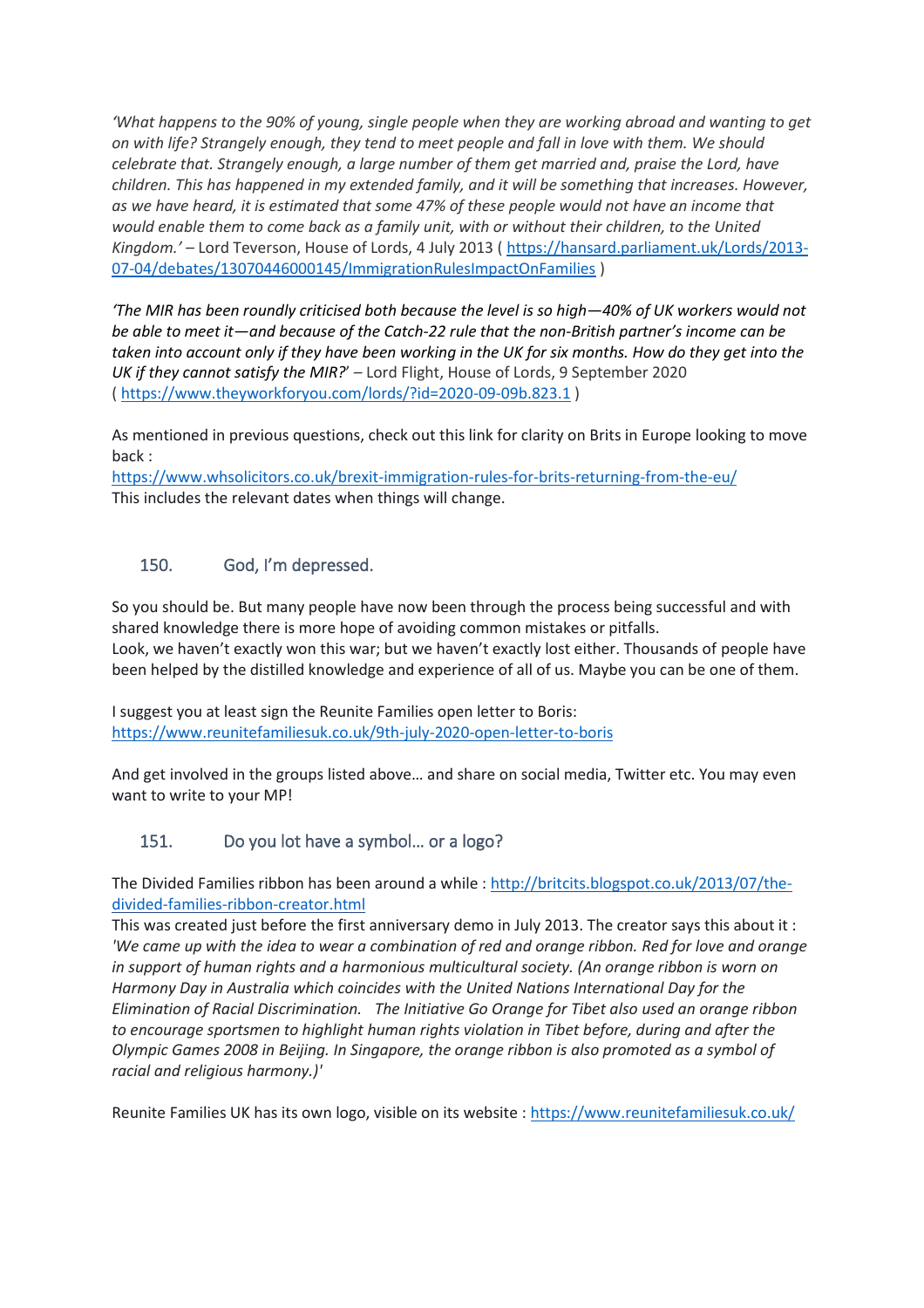*'What happens to the 90% of young, single people when they are working abroad and wanting to get on with life? Strangely enough, they tend to meet people and fall in love with them. We should celebrate that. Strangely enough, a large number of them get married and, praise the Lord, have children. This has happened in my extended family, and it will be something that increases. However, as we have heard, it is estimated that some 47% of these people would not have an income that would enable them to come back as a family unit, with or without their children, to the United Kingdom.'* – Lord Teverson, House of Lords, 4 July 2013 ( https://hansard.parliament.uk/Lords/2013-07-04/debates/13070446000145/ImmigrationRulesImpactOnFamilies )

*'The MIR has been roundly criticised both because the level is so high—40% of UK workers would not be able to meet it—and because of the Catch-22 rule that the non-British partner's income can be taken into account only if they have been working in the UK for six months. How do they get into the UK if they cannot satisfy the MIR?'* – Lord Flight, House of Lords, 9 September 2020 ( https://www.theyworkforyou.com/lords/?id=2020-09-09b.823.1 )

As mentioned in previous questions, check out this link for clarity on Brits in Europe looking to move back :
https://www.whsolicitors.co.uk/brexit-immigration-rules-for-brits-returning-from-the-eu/
This includes the relevant dates when things will change.

## 150. God, I'm depressed.

So you should be. But many people have now been through the process being successful and with shared knowledge there is more hope of avoiding common mistakes or pitfalls.
Look, we haven't exactly won this war; but we haven't exactly lost either. Thousands of people have been helped by the distilled knowledge and experience of all of us. Maybe you can be one of them.

I suggest you at least sign the Reunite Families open letter to Boris:
https://www.reunitefamiliesuk.co.uk/9th-july-2020-open-letter-to-boris

And get involved in the groups listed above… and share on social media, Twitter etc. You may even want to write to your MP!

## 151. Do you lot have a symbol… or a logo?

The Divided Families ribbon has been around a while : http://britcits.blogspot.co.uk/2013/07/the-divided-families-ribbon-creator.html
This was created just before the first anniversary demo in July 2013. The creator says this about it : *'We came up with the idea to wear a combination of red and orange ribbon. Red for love and orange in support of human rights and a harmonious multicultural society. (An orange ribbon is worn on Harmony Day in Australia which coincides with the United Nations International Day for the Elimination of Racial Discrimination. The Initiative Go Orange for Tibet also used an orange ribbon to encourage sportsmen to highlight human rights violation in Tibet before, during and after the Olympic Games 2008 in Beijing. In Singapore, the orange ribbon is also promoted as a symbol of racial and religious harmony.)'*

Reunite Families UK has its own logo, visible on its website : https://www.reunitefamiliesuk.co.uk/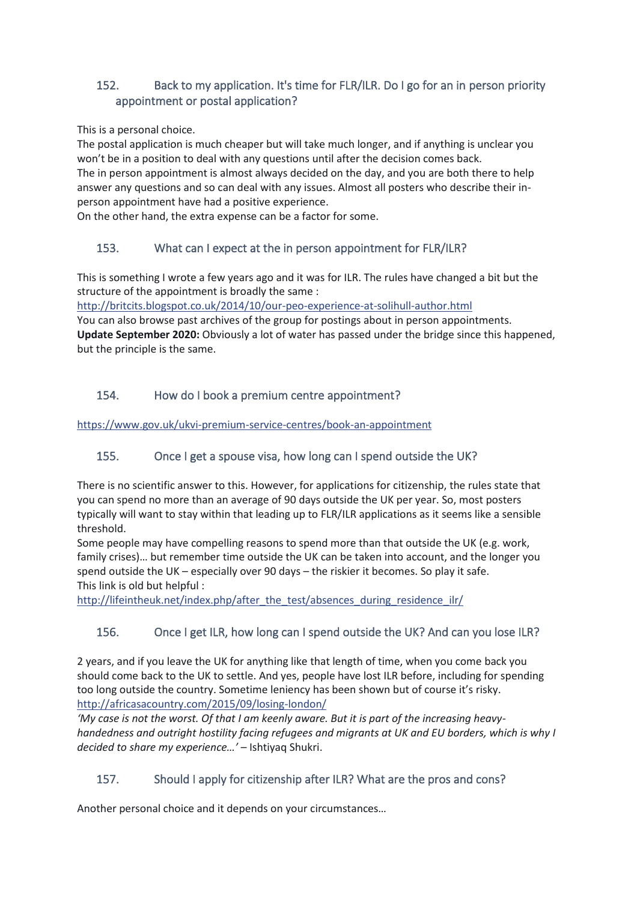## 152. Back to my application. It's time for FLR/ILR. Do I go for an in person priority appointment or postal application?

This is a personal choice.
The postal application is much cheaper but will take much longer, and if anything is unclear you won't be in a position to deal with any questions until after the decision comes back.
The in person appointment is almost always decided on the day, and you are both there to help answer any questions and so can deal with any issues. Almost all posters who describe their in-person appointment have had a positive experience.
On the other hand, the extra expense can be a factor for some.

## 153. What can I expect at the in person appointment for FLR/ILR?

This is something I wrote a few years ago and it was for ILR. The rules have changed a bit but the structure of the appointment is broadly the same :
http://britcits.blogspot.co.uk/2014/10/our-peo-experience-at-solihull-author.html
You can also browse past archives of the group for postings about in person appointments.
**Update September 2020:** Obviously a lot of water has passed under the bridge since this happened, but the principle is the same.

## 154. How do I book a premium centre appointment?

https://www.gov.uk/ukvi-premium-service-centres/book-an-appointment

## 155. Once I get a spouse visa, how long can I spend outside the UK?

There is no scientific answer to this. However, for applications for citizenship, the rules state that you can spend no more than an average of 90 days outside the UK per year. So, most posters typically will want to stay within that leading up to FLR/ILR applications as it seems like a sensible threshold.
Some people may have compelling reasons to spend more than that outside the UK (e.g. work, family crises)… but remember time outside the UK can be taken into account, and the longer you spend outside the UK – especially over 90 days – the riskier it becomes. So play it safe.
This link is old but helpful :
http://lifeintheuk.net/index.php/after_the_test/absences_during_residence_ilr/

## 156. Once I get ILR, how long can I spend outside the UK? And can you lose ILR?

2 years, and if you leave the UK for anything like that length of time, when you come back you should come back to the UK to settle. And yes, people have lost ILR before, including for spending too long outside the country. Sometime leniency has been shown but of course it's risky.
http://africasacountry.com/2015/09/losing-london/
*'My case is not the worst. Of that I am keenly aware. But it is part of the increasing heavy-handedness and outright hostility facing refugees and migrants at UK and EU borders, which is why I decided to share my experience…'* – Ishtiyaq Shukri.

## 157. Should I apply for citizenship after ILR? What are the pros and cons?

Another personal choice and it depends on your circumstances…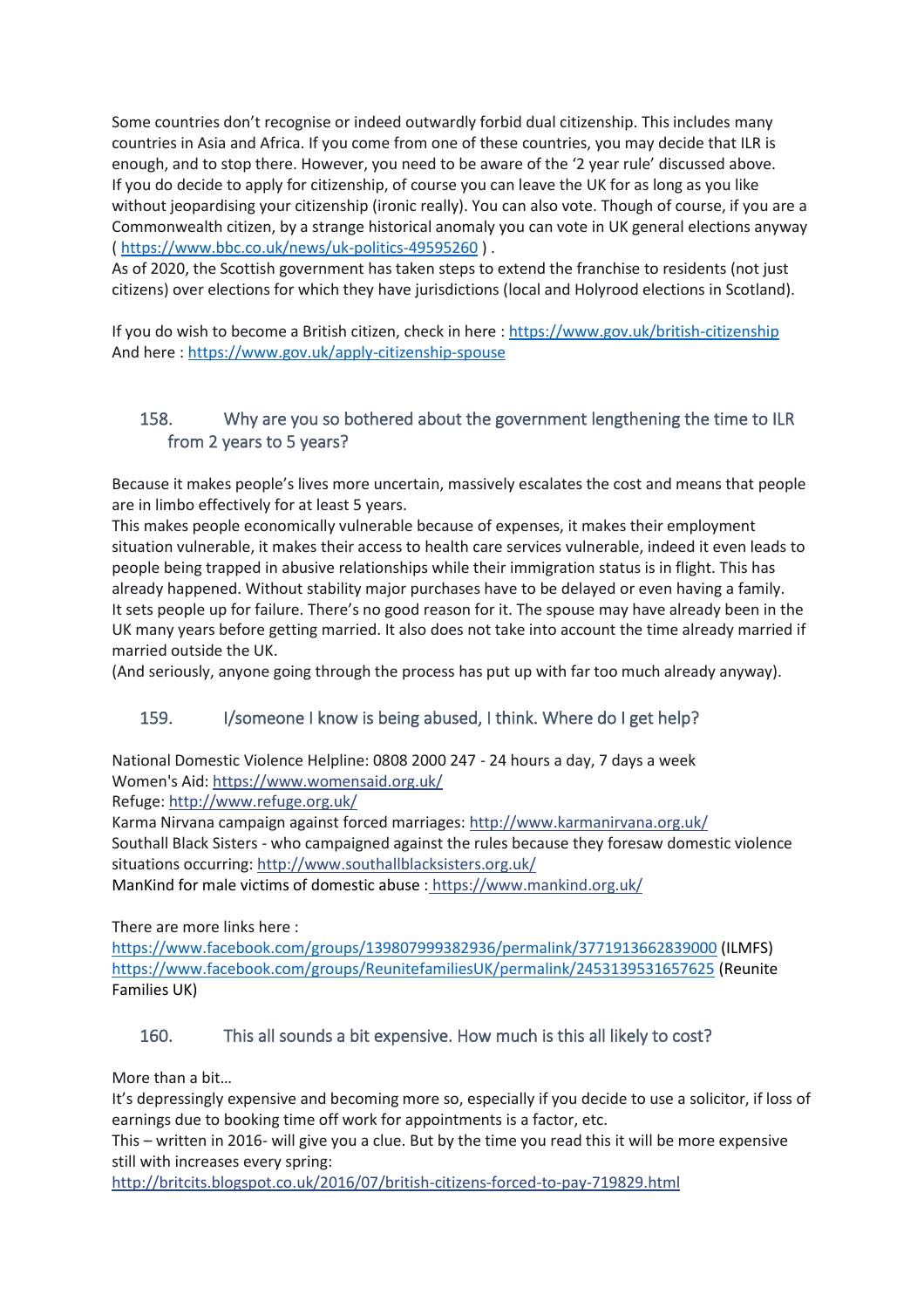Some countries don't recognise or indeed outwardly forbid dual citizenship. This includes many countries in Asia and Africa. If you come from one of these countries, you may decide that ILR is enough, and to stop there. However, you need to be aware of the '2 year rule' discussed above.
If you do decide to apply for citizenship, of course you can leave the UK for as long as you like without jeopardising your citizenship (ironic really). You can also vote. Though of course, if you are a Commonwealth citizen, by a strange historical anomaly you can vote in UK general elections anyway ( https://www.bbc.co.uk/news/uk-politics-49595260 ) .
As of 2020, the Scottish government has taken steps to extend the franchise to residents (not just citizens) over elections for which they have jurisdictions (local and Holyrood elections in Scotland).

If you do wish to become a British citizen, check in here : https://www.gov.uk/british-citizenship
And here : https://www.gov.uk/apply-citizenship-spouse

### 158. Why are you so bothered about the government lengthening the time to ILR from 2 years to 5 years?

Because it makes people's lives more uncertain, massively escalates the cost and means that people are in limbo effectively for at least 5 years.
This makes people economically vulnerable because of expenses, it makes their employment situation vulnerable, it makes their access to health care services vulnerable, indeed it even leads to people being trapped in abusive relationships while their immigration status is in flight. This has already happened. Without stability major purchases have to be delayed or even having a family.
It sets people up for failure. There's no good reason for it. The spouse may have already been in the UK many years before getting married. It also does not take into account the time already married if married outside the UK.
(And seriously, anyone going through the process has put up with far too much already anyway).

### 159. I/someone I know is being abused, I think. Where do I get help?

National Domestic Violence Helpline: 0808 2000 247 - 24 hours a day, 7 days a week
Women's Aid: https://www.womensaid.org.uk/
Refuge: http://www.refuge.org.uk/
Karma Nirvana campaign against forced marriages: http://www.karmanirvana.org.uk/
Southall Black Sisters - who campaigned against the rules because they foresaw domestic violence situations occurring: http://www.southallblacksisters.org.uk/
ManKind for male victims of domestic abuse : https://www.mankind.org.uk/

There are more links here :
https://www.facebook.com/groups/139807999382936/permalink/3771913662839000 (ILMFS)
https://www.facebook.com/groups/ReunitefamiliesUK/permalink/2453139531657625 (Reunite Families UK)

### 160. This all sounds a bit expensive. How much is this all likely to cost?

More than a bit…
It's depressingly expensive and becoming more so, especially if you decide to use a solicitor, if loss of earnings due to booking time off work for appointments is a factor, etc.
This – written in 2016- will give you a clue. But by the time you read this it will be more expensive still with increases every spring:
http://britcits.blogspot.co.uk/2016/07/british-citizens-forced-to-pay-719829.html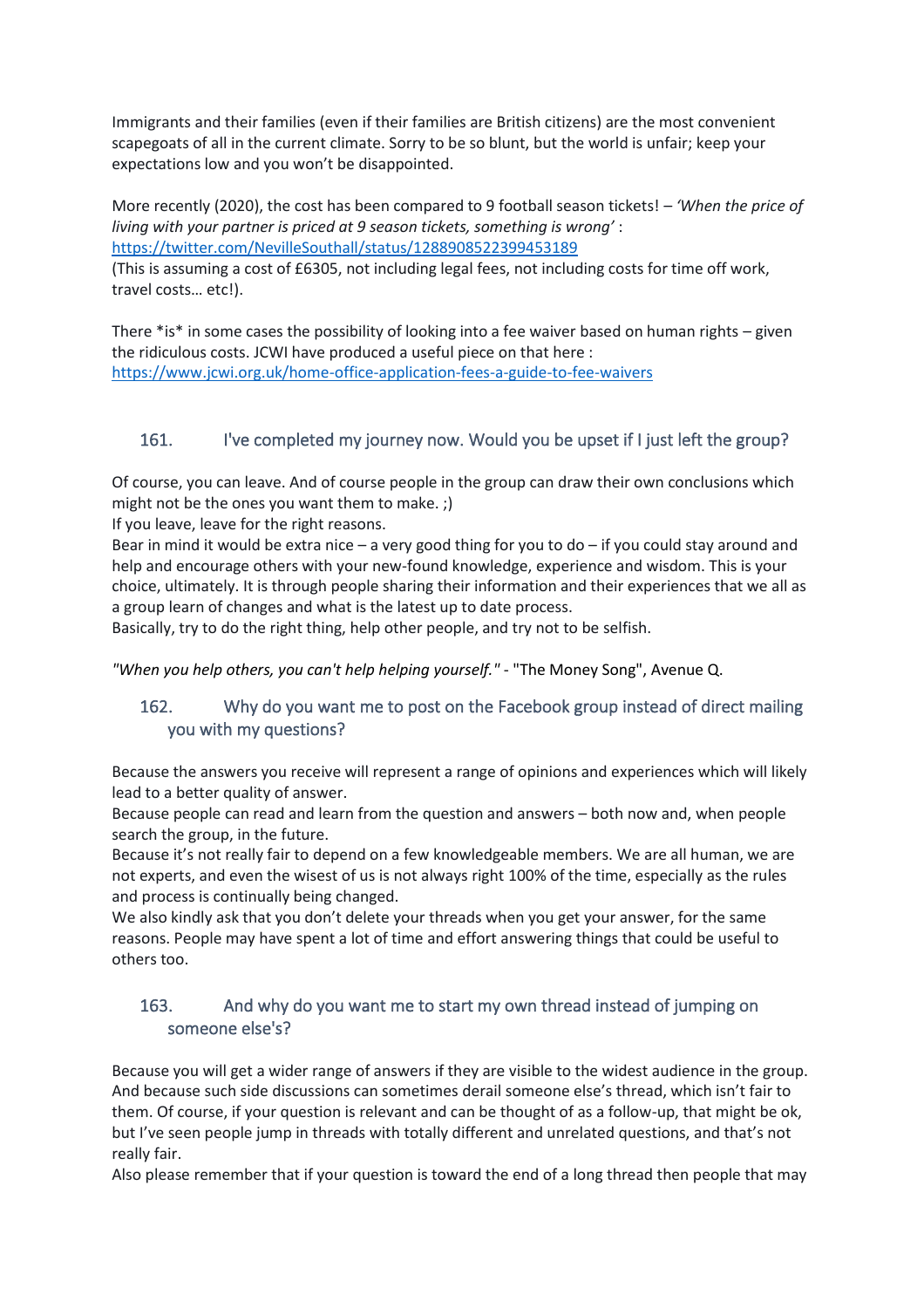Immigrants and their families (even if their families are British citizens) are the most convenient scapegoats of all in the current climate. Sorry to be so blunt, but the world is unfair; keep your expectations low and you won't be disappointed.

More recently (2020), the cost has been compared to 9 football season tickets! – *'When the price of living with your partner is priced at 9 season tickets, something is wrong'* : [https://twitter.com/NevilleSouthall/status/1288908522399453189](https://twitter.com/NevilleSouthall/status/1288908522399453189)
(This is assuming a cost of £6305, not including legal fees, not including costs for time off work, travel costs… etc!).

There *is* in some cases the possibility of looking into a fee waiver based on human rights – given the ridiculous costs. JCWI have produced a useful piece on that here : [https://www.jcwi.org.uk/home-office-application-fees-a-guide-to-fee-waivers](https://www.jcwi.org.uk/home-office-application-fees-a-guide-to-fee-waivers)

## 161. I've completed my journey now. Would you be upset if I just left the group?

Of course, you can leave. And of course people in the group can draw their own conclusions which might not be the ones you want them to make. ;)
If you leave, leave for the right reasons.
Bear in mind it would be extra nice – a very good thing for you to do – if you could stay around and help and encourage others with your new-found knowledge, experience and wisdom. This is your choice, ultimately. It is through people sharing their information and their experiences that we all as a group learn of changes and what is the latest up to date process.
Basically, try to do the right thing, help other people, and try not to be selfish.

*"When you help others, you can't help helping yourself."* - "The Money Song", Avenue Q.

## 162. Why do you want me to post on the Facebook group instead of direct mailing you with my questions?

Because the answers you receive will represent a range of opinions and experiences which will likely lead to a better quality of answer.
Because people can read and learn from the question and answers – both now and, when people search the group, in the future.
Because it's not really fair to depend on a few knowledgeable members. We are all human, we are not experts, and even the wisest of us is not always right 100% of the time, especially as the rules and process is continually being changed.
We also kindly ask that you don't delete your threads when you get your answer, for the same reasons. People may have spent a lot of time and effort answering things that could be useful to others too.

## 163. And why do you want me to start my own thread instead of jumping on someone else's?

Because you will get a wider range of answers if they are visible to the widest audience in the group. And because such side discussions can sometimes derail someone else's thread, which isn't fair to them. Of course, if your question is relevant and can be thought of as a follow-up, that might be ok, but I've seen people jump in threads with totally different and unrelated questions, and that's not really fair.
Also please remember that if your question is toward the end of a long thread then people that may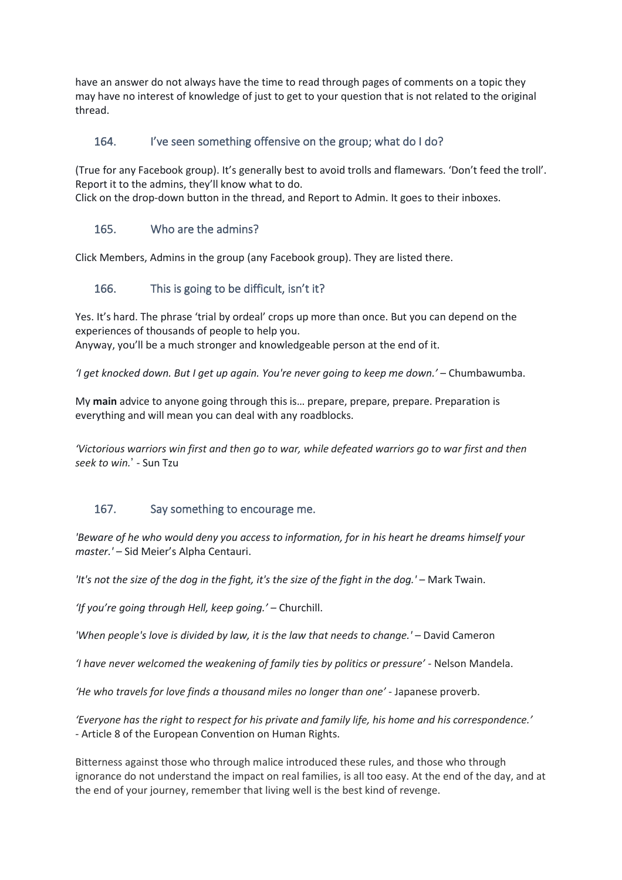have an answer do not always have the time to read through pages of comments on a topic they may have no interest of knowledge of just to get to your question that is not related to the original thread.

### 164. I've seen something offensive on the group; what do I do?

(True for any Facebook group). It's generally best to avoid trolls and flamewars. 'Don't feed the troll'. Report it to the admins, they'll know what to do.
Click on the drop-down button in the thread, and Report to Admin. It goes to their inboxes.

### 165. Who are the admins?

Click Members, Admins in the group (any Facebook group). They are listed there.

### 166. This is going to be difficult, isn't it?

Yes. It's hard. The phrase 'trial by ordeal' crops up more than once. But you can depend on the experiences of thousands of people to help you.
Anyway, you'll be a much stronger and knowledgeable person at the end of it.

*'I get knocked down. But I get up again. You're never going to keep me down.'* – Chumbawumba.

My **main** advice to anyone going through this is… prepare, prepare, prepare. Preparation is everything and will mean you can deal with any roadblocks.

*'Victorious warriors win first and then go to war, while defeated warriors go to war first and then seek to win.'* - Sun Tzu

### 167. Say something to encourage me.

*'Beware of he who would deny you access to information, for in his heart he dreams himself your master.'* – Sid Meier's Alpha Centauri.

*'It's not the size of the dog in the fight, it's the size of the fight in the dog.'* – Mark Twain.

*'If you're going through Hell, keep going.'* – Churchill.

*'When people's love is divided by law, it is the law that needs to change.'* – David Cameron

*'I have never welcomed the weakening of family ties by politics or pressure'* - Nelson Mandela.

*'He who travels for love finds a thousand miles no longer than one'* - Japanese proverb.

*'Everyone has the right to respect for his private and family life, his home and his correspondence.'* - Article 8 of the European Convention on Human Rights.

Bitterness against those who through malice introduced these rules, and those who through ignorance do not understand the impact on real families, is all too easy. At the end of the day, and at the end of your journey, remember that living well is the best kind of revenge.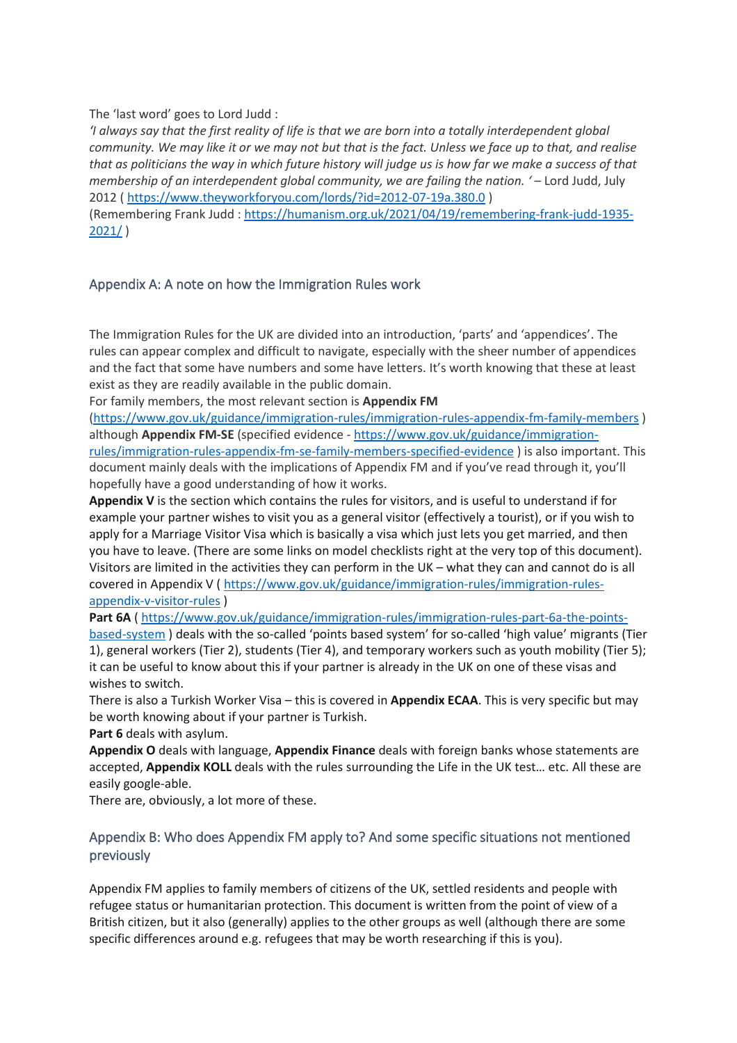The 'last word' goes to Lord Judd :

*'I always say that the first reality of life is that we are born into a totally interdependent global community. We may like it or we may not but that is the fact. Unless we face up to that, and realise that as politicians the way in which future history will judge us is how far we make a success of that membership of an interdependent global community, we are failing the nation. '* – Lord Judd, July 2012 ( https://www.theyworkforyou.com/lords/?id=2012-07-19a.380.0 )

(Remembering Frank Judd : https://humanism.org.uk/2021/04/19/remembering-frank-judd-1935-2021/ )

## Appendix A: A note on how the Immigration Rules work

The Immigration Rules for the UK are divided into an introduction, 'parts' and 'appendices'. The rules can appear complex and difficult to navigate, especially with the sheer number of appendices and the fact that some have numbers and some have letters. It's worth knowing that these at least exist as they are readily available in the public domain.

For family members, the most relevant section is **Appendix FM** (https://www.gov.uk/guidance/immigration-rules/immigration-rules-appendix-fm-family-members ) although **Appendix FM-SE** (specified evidence - https://www.gov.uk/guidance/immigration-rules/immigration-rules-appendix-fm-se-family-members-specified-evidence ) is also important. This document mainly deals with the implications of Appendix FM and if you've read through it, you'll hopefully have a good understanding of how it works.

**Appendix V** is the section which contains the rules for visitors, and is useful to understand if for example your partner wishes to visit you as a general visitor (effectively a tourist), or if you wish to apply for a Marriage Visitor Visa which is basically a visa which just lets you get married, and then you have to leave. (There are some links on model checklists right at the very top of this document). Visitors are limited in the activities they can perform in the UK – what they can and cannot do is all covered in Appendix V ( https://www.gov.uk/guidance/immigration-rules/immigration-rules-appendix-v-visitor-rules )

**Part 6A** ( https://www.gov.uk/guidance/immigration-rules/immigration-rules-part-6a-the-points-based-system ) deals with the so-called 'points based system' for so-called 'high value' migrants (Tier 1), general workers (Tier 2), students (Tier 4), and temporary workers such as youth mobility (Tier 5); it can be useful to know about this if your partner is already in the UK on one of these visas and wishes to switch.

There is also a Turkish Worker Visa – this is covered in **Appendix ECAA**. This is very specific but may be worth knowing about if your partner is Turkish.

**Part 6** deals with asylum.

**Appendix O** deals with language, **Appendix Finance** deals with foreign banks whose statements are accepted, **Appendix KOLL** deals with the rules surrounding the Life in the UK test… etc. All these are easily google-able.

There are, obviously, a lot more of these.

## Appendix B: Who does Appendix FM apply to? And some specific situations not mentioned previously

Appendix FM applies to family members of citizens of the UK, settled residents and people with refugee status or humanitarian protection. This document is written from the point of view of a British citizen, but it also (generally) applies to the other groups as well (although there are some specific differences around e.g. refugees that may be worth researching if this is you).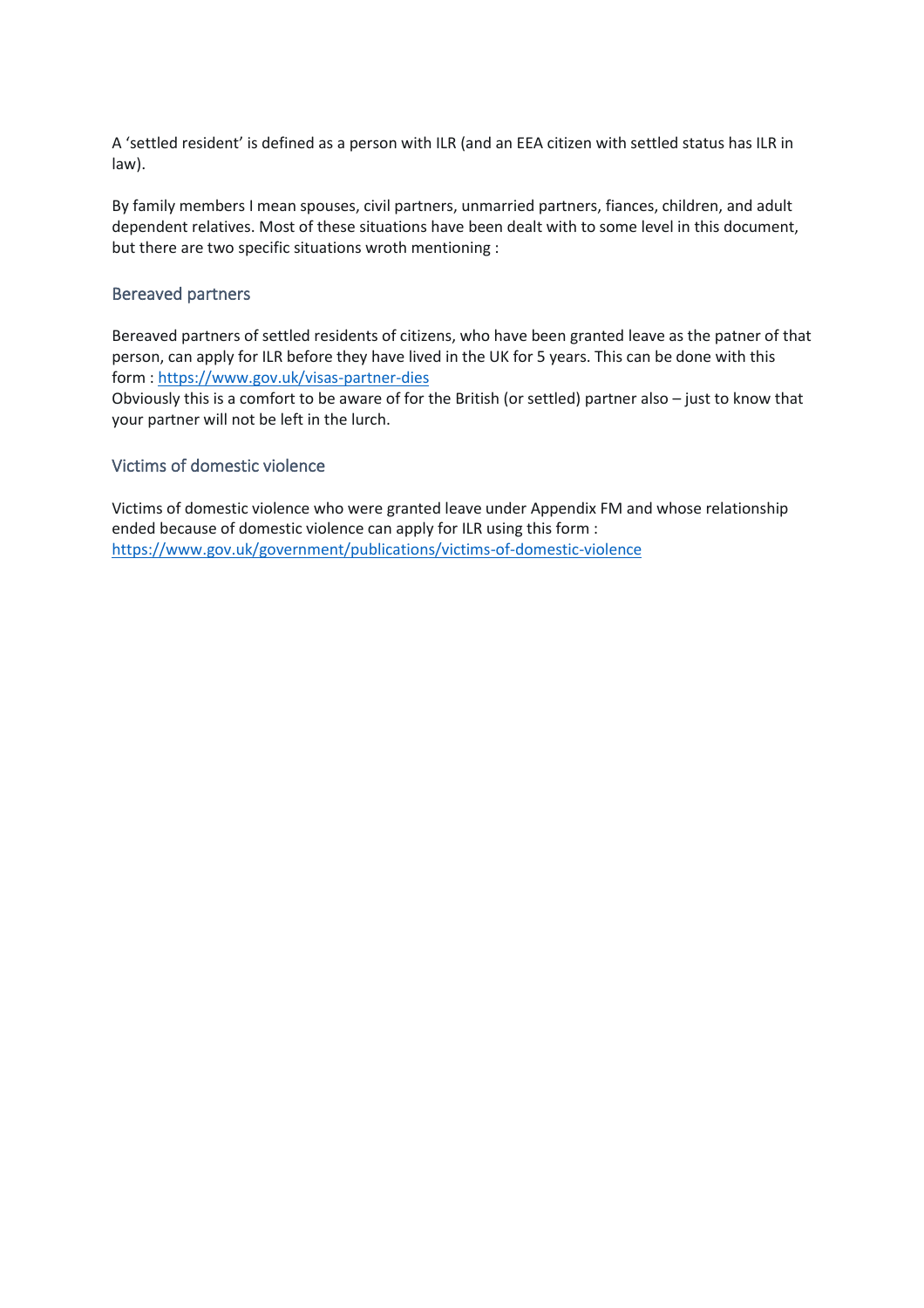A 'settled resident' is defined as a person with ILR (and an EEA citizen with settled status has ILR in law).

By family members I mean spouses, civil partners, unmarried partners, fiances, children, and adult dependent relatives. Most of these situations have been dealt with to some level in this document, but there are two specific situations wroth mentioning :

### Bereaved partners

Bereaved partners of settled residents of citizens, who have been granted leave as the patner of that person, can apply for ILR before they have lived in the UK for 5 years. This can be done with this form : [https://www.gov.uk/visas-partner-dies](https://www.gov.uk/visas-partner-dies)
Obviously this is a comfort to be aware of for the British (or settled) partner also – just to know that your partner will not be left in the lurch.

### Victims of domestic violence

Victims of domestic violence who were granted leave under Appendix FM and whose relationship ended because of domestic violence can apply for ILR using this form :
[https://www.gov.uk/government/publications/victims-of-domestic-violence](https://www.gov.uk/government/publications/victims-of-domestic-violence)